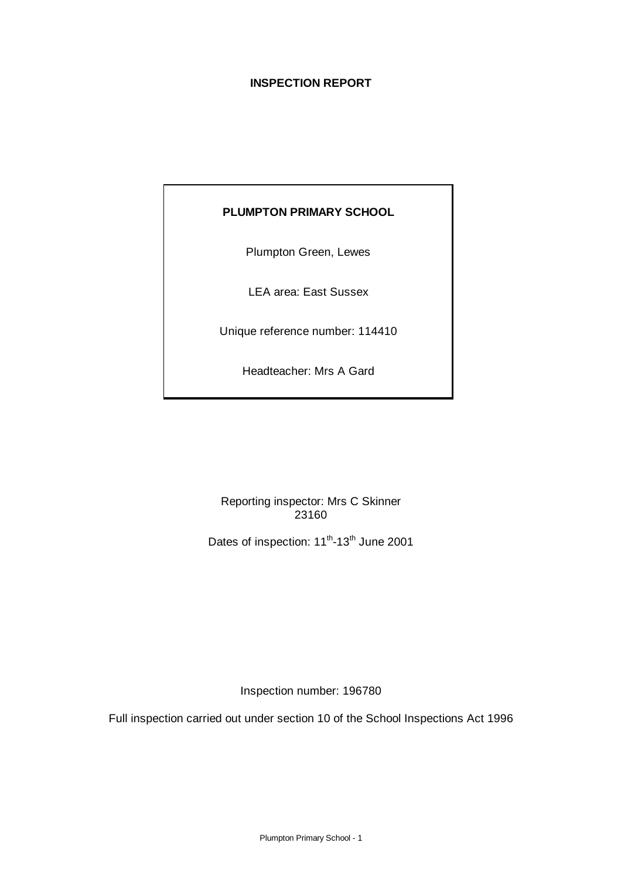# INSPECTION REPORT

**PLUMPTON PRIMARY SCHOOL**

Plumpton Green, Lewes

LEA area: East Sussex

Unique reference number: 114410

Headteacher: Mrs A Gard

Reporting inspector: Mrs C Skinner
23160

Dates of inspection: 11th-13th June 2001

Inspection number: 196780

Full inspection carried out under section 10 of the School Inspections Act 1996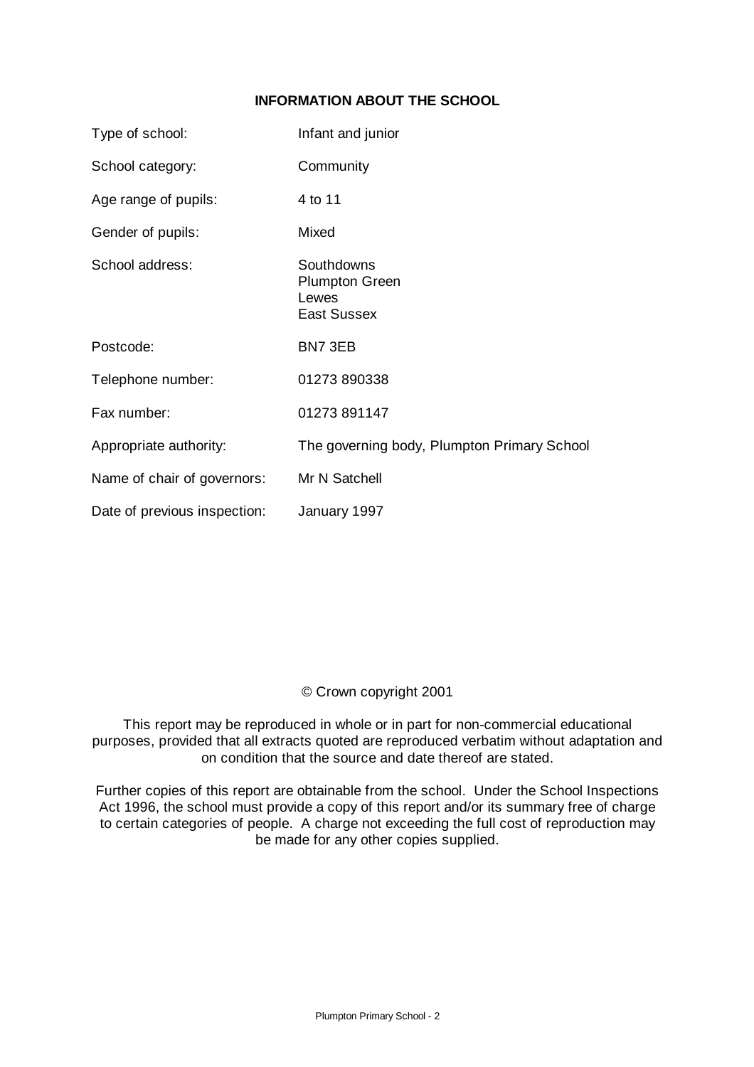## INFORMATION ABOUT THE SCHOOL

| | |
|---|---|
| Type of school: | Infant and junior |
| School category: | Community |
| Age range of pupils: | 4 to 11 |
| Gender of pupils: | Mixed |
| School address: | Southdowns<br>Plumpton Green<br>Lewes<br>East Sussex |
| Postcode: | BN7 3EB |
| Telephone number: | 01273 890338 |
| Fax number: | 01273 891147 |
| Appropriate authority: | The governing body, Plumpton Primary School |
| Name of chair of governors: | Mr N Satchell |
| Date of previous inspection: | January 1997 |

© Crown copyright 2001

This report may be reproduced in whole or in part for non-commercial educational purposes, provided that all extracts quoted are reproduced verbatim without adaptation and on condition that the source and date thereof are stated.

Further copies of this report are obtainable from the school. Under the School Inspections Act 1996, the school must provide a copy of this report and/or its summary free of charge to certain categories of people. A charge not exceeding the full cost of reproduction may be made for any other copies supplied.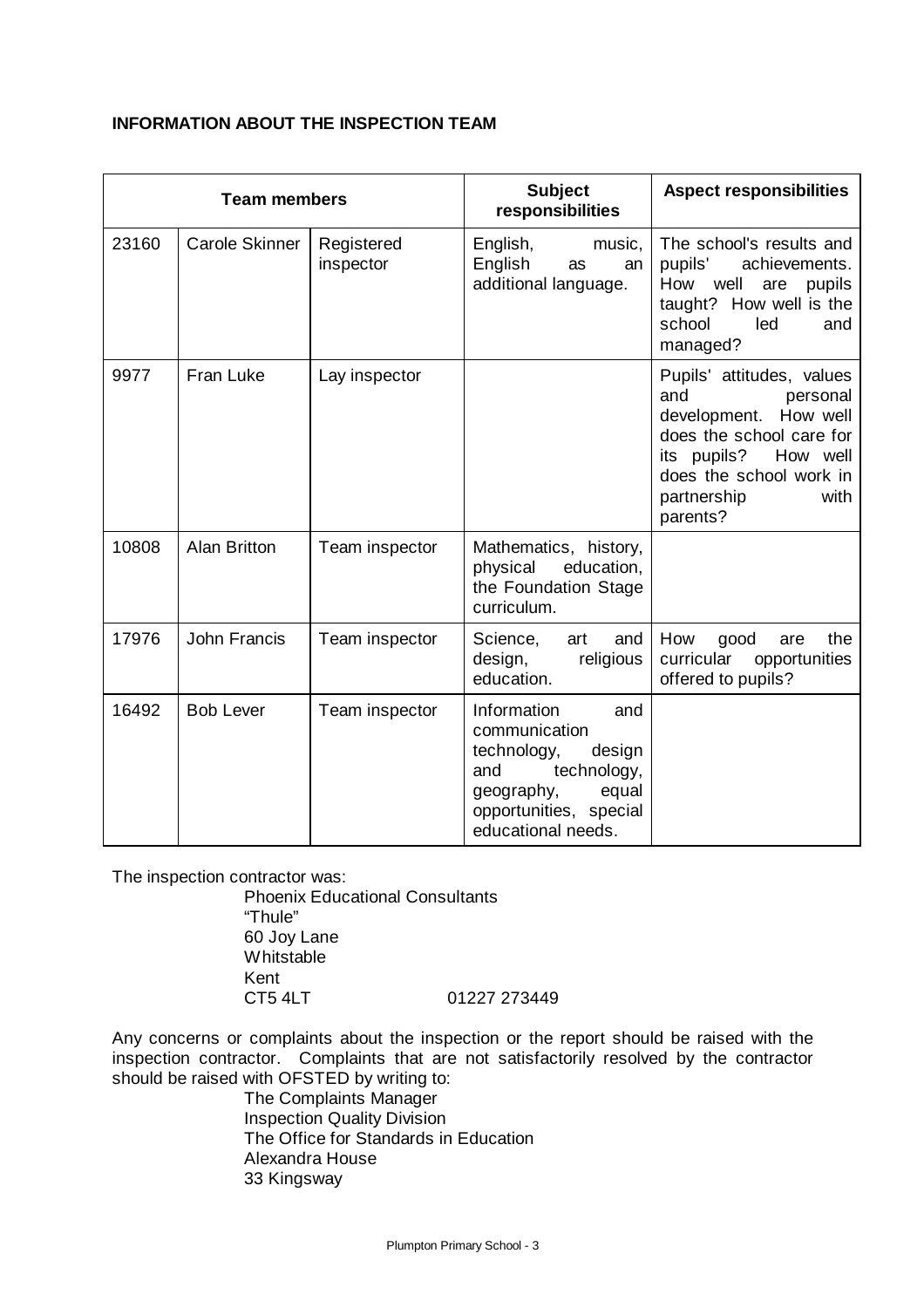**INFORMATION ABOUT THE INSPECTION TEAM**

| Team members | | | Subject responsibilities | Aspect responsibilities |
|---|---|---|---|---|
| 23160 | Carole Skinner | Registered inspector | English, music, English as an additional language. | The school's results and pupils' achievements. How well are pupils taught? How well is the school led and managed? |
| 9977 | Fran Luke | Lay inspector | | Pupils' attitudes, values and personal development. How well does the school care for its pupils? How well does the school work in partnership with parents? |
| 10808 | Alan Britton | Team inspector | Mathematics, history, physical education, the Foundation Stage curriculum. | |
| 17976 | John Francis | Team inspector | Science, art and design, religious education. | How good are the curricular opportunities offered to pupils? |
| 16492 | Bob Lever | Team inspector | Information and communication technology, design and technology, geography, equal opportunities, special educational needs. | |

The inspection contractor was:

Phoenix Educational Consultants
"Thule"
60 Joy Lane
Whitstable
Kent
CT5 4LT 01227 273449

Any concerns or complaints about the inspection or the report should be raised with the inspection contractor. Complaints that are not satisfactorily resolved by the contractor should be raised with OFSTED by writing to:

The Complaints Manager
Inspection Quality Division
The Office for Standards in Education
Alexandra House
33 Kingsway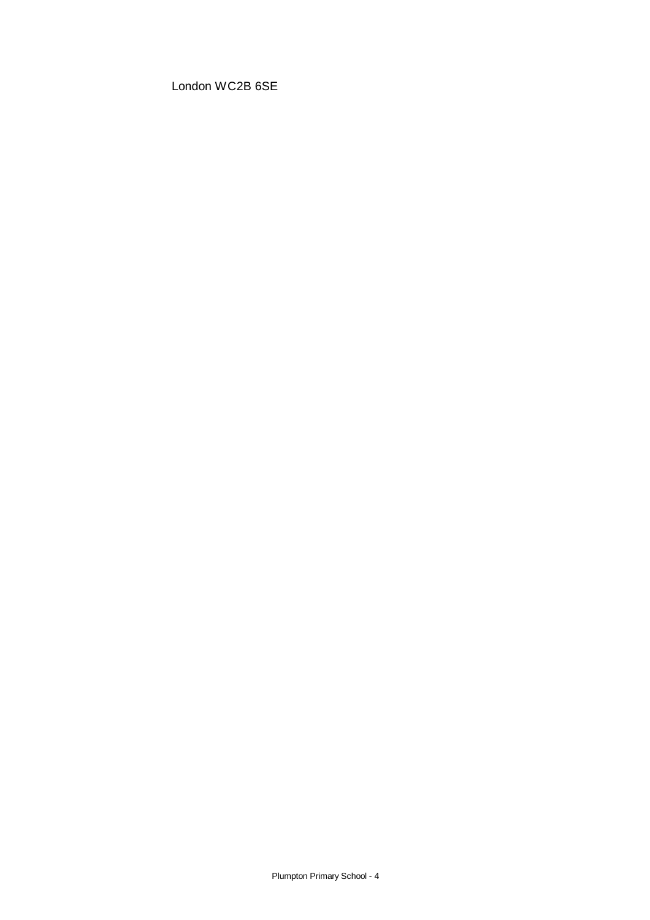London WC2B 6SE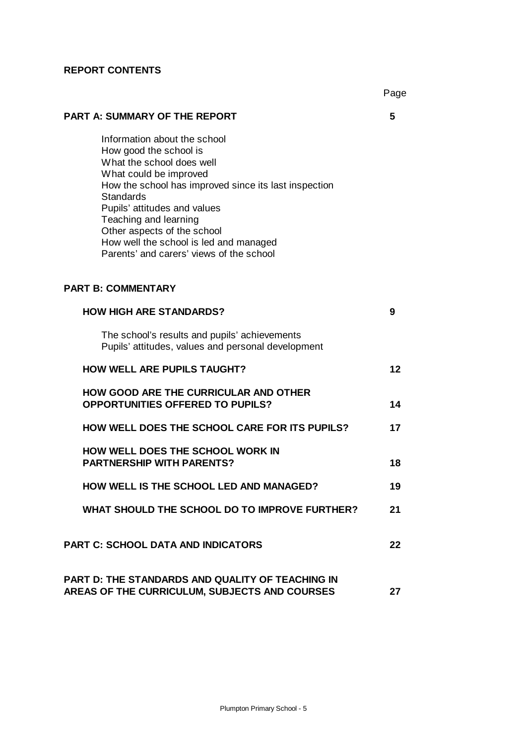**REPORT CONTENTS**

| | Page |
|---|---|
| **PART A: SUMMARY OF THE REPORT** | **5** |
| Information about the school<br>How good the school is<br>What the school does well<br>What could be improved<br>How the school has improved since its last inspection<br>Standards<br>Pupils' attitudes and values<br>Teaching and learning<br>Other aspects of the school<br>How well the school is led and managed<br>Parents' and carers' views of the school | |
| **PART B: COMMENTARY** | |
| **HOW HIGH ARE STANDARDS?** | **9** |
| The school's results and pupils' achievements<br>Pupils' attitudes, values and personal development | |
| **HOW WELL ARE PUPILS TAUGHT?** | **12** |
| **HOW GOOD ARE THE CURRICULAR AND OTHER OPPORTUNITIES OFFERED TO PUPILS?** | **14** |
| **HOW WELL DOES THE SCHOOL CARE FOR ITS PUPILS?** | **17** |
| **HOW WELL DOES THE SCHOOL WORK IN PARTNERSHIP WITH PARENTS?** | **18** |
| **HOW WELL IS THE SCHOOL LED AND MANAGED?** | **19** |
| **WHAT SHOULD THE SCHOOL DO TO IMPROVE FURTHER?** | **21** |
| **PART C: SCHOOL DATA AND INDICATORS** | **22** |
| **PART D: THE STANDARDS AND QUALITY OF TEACHING IN AREAS OF THE CURRICULUM, SUBJECTS AND COURSES** | **27** |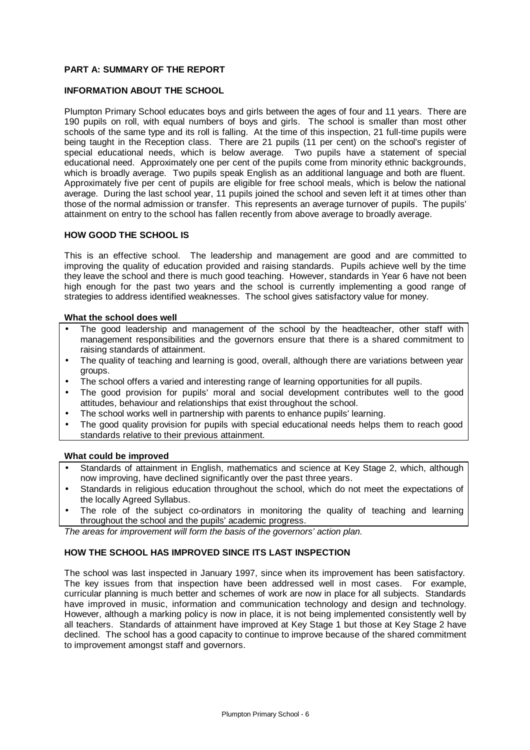## PART A: SUMMARY OF THE REPORT

### INFORMATION ABOUT THE SCHOOL

Plumpton Primary School educates boys and girls between the ages of four and 11 years. There are 190 pupils on roll, with equal numbers of boys and girls. The school is smaller than most other schools of the same type and its roll is falling. At the time of this inspection, 21 full-time pupils were being taught in the Reception class. There are 21 pupils (11 per cent) on the school's register of special educational needs, which is below average. Two pupils have a statement of special educational need. Approximately one per cent of the pupils come from minority ethnic backgrounds, which is broadly average. Two pupils speak English as an additional language and both are fluent. Approximately five per cent of pupils are eligible for free school meals, which is below the national average. During the last school year, 11 pupils joined the school and seven left it at times other than those of the normal admission or transfer. This represents an average turnover of pupils. The pupils' attainment on entry to the school has fallen recently from above average to broadly average.

### HOW GOOD THE SCHOOL IS

This is an effective school. The leadership and management are good and are committed to improving the quality of education provided and raising standards. Pupils achieve well by the time they leave the school and there is much good teaching. However, standards in Year 6 have not been high enough for the past two years and the school is currently implementing a good range of strategies to address identified weaknesses. The school gives satisfactory value for money.

**What the school does well**

- The good leadership and management of the school by the headteacher, other staff with management responsibilities and the governors ensure that there is a shared commitment to raising standards of attainment.
- The quality of teaching and learning is good, overall, although there are variations between year groups.
- The school offers a varied and interesting range of learning opportunities for all pupils.
- The good provision for pupils' moral and social development contributes well to the good attitudes, behaviour and relationships that exist throughout the school.
- The school works well in partnership with parents to enhance pupils' learning.
- The good quality provision for pupils with special educational needs helps them to reach good standards relative to their previous attainment.

**What could be improved**

- Standards of attainment in English, mathematics and science at Key Stage 2, which, although now improving, have declined significantly over the past three years.
- Standards in religious education throughout the school, which do not meet the expectations of the locally Agreed Syllabus.
- The role of the subject co-ordinators in monitoring the quality of teaching and learning throughout the school and the pupils' academic progress.

*The areas for improvement will form the basis of the governors' action plan.*

### HOW THE SCHOOL HAS IMPROVED SINCE ITS LAST INSPECTION

The school was last inspected in January 1997, since when its improvement has been satisfactory. The key issues from that inspection have been addressed well in most cases. For example, curricular planning is much better and schemes of work are now in place for all subjects. Standards have improved in music, information and communication technology and design and technology. However, although a marking policy is now in place, it is not being implemented consistently well by all teachers. Standards of attainment have improved at Key Stage 1 but those at Key Stage 2 have declined. The school has a good capacity to continue to improve because of the shared commitment to improvement amongst staff and governors.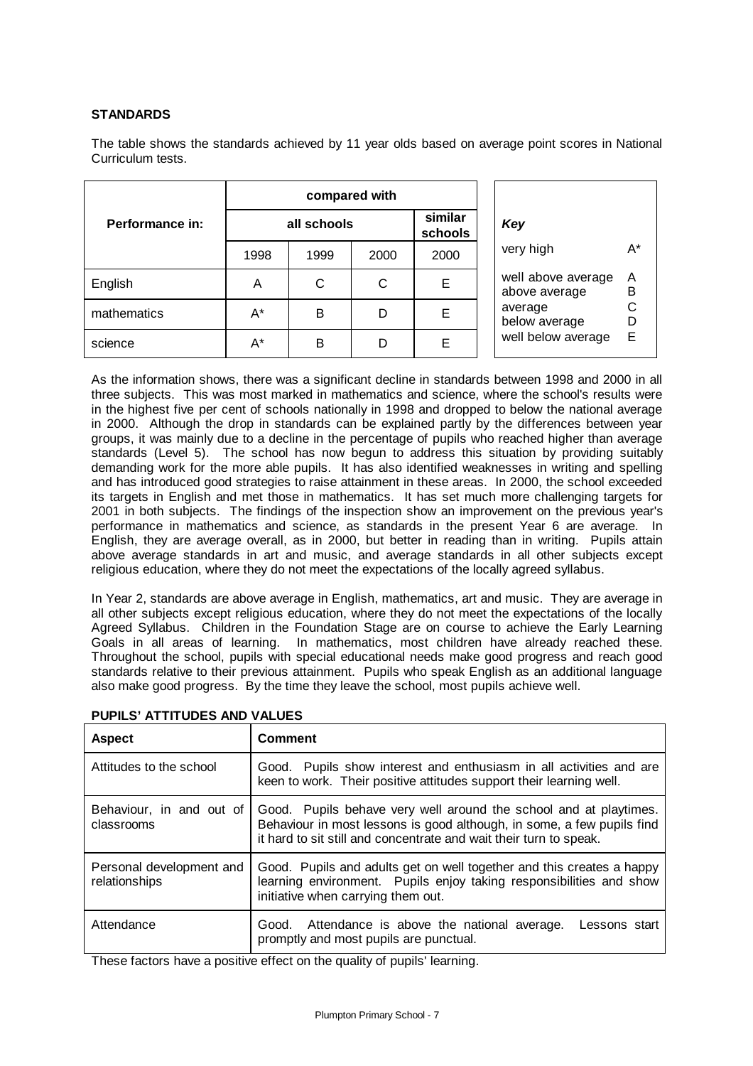**STANDARDS**

The table shows the standards achieved by 11 year olds based on average point scores in National Curriculum tests.

| Performance in: | compared with | | | |
|---|---|---|---|---|
| | all schools | | | similar schools |
| | 1998 | 1999 | 2000 | 2000 |
| English | A | C | C | E |
| mathematics | A* | B | D | E |
| science | A* | B | D | E |

| *Key* | |
|---|---|
| very high | A* |
| well above average | A |
| above average | B |
| average | C |
| below average | D |
| well below average | E |

As the information shows, there was a significant decline in standards between 1998 and 2000 in all three subjects. This was most marked in mathematics and science, where the school's results were in the highest five per cent of schools nationally in 1998 and dropped to below the national average in 2000. Although the drop in standards can be explained partly by the differences between year groups, it was mainly due to a decline in the percentage of pupils who reached higher than average standards (Level 5). The school has now begun to address this situation by providing suitably demanding work for the more able pupils. It has also identified weaknesses in writing and spelling and has introduced good strategies to raise attainment in these areas. In 2000, the school exceeded its targets in English and met those in mathematics. It has set much more challenging targets for 2001 in both subjects. The findings of the inspection show an improvement on the previous year's performance in mathematics and science, as standards in the present Year 6 are average. In English, they are average overall, as in 2000, but better in reading than in writing. Pupils attain above average standards in art and music, and average standards in all other subjects except religious education, where they do not meet the expectations of the locally agreed syllabus.

In Year 2, standards are above average in English, mathematics, art and music. They are average in all other subjects except religious education, where they do not meet the expectations of the locally Agreed Syllabus. Children in the Foundation Stage are on course to achieve the Early Learning Goals in all areas of learning. In mathematics, most children have already reached these. Throughout the school, pupils with special educational needs make good progress and reach good standards relative to their previous attainment. Pupils who speak English as an additional language also make good progress. By the time they leave the school, most pupils achieve well.

**PUPILS' ATTITUDES AND VALUES**

| Aspect | Comment |
|---|---|
| Attitudes to the school | Good. Pupils show interest and enthusiasm in all activities and are keen to work. Their positive attitudes support their learning well. |
| Behaviour, in and out of classrooms | Good. Pupils behave very well around the school and at playtimes. Behaviour in most lessons is good although, in some, a few pupils find it hard to sit still and concentrate and wait their turn to speak. |
| Personal development and relationships | Good. Pupils and adults get on well together and this creates a happy learning environment. Pupils enjoy taking responsibilities and show initiative when carrying them out. |
| Attendance | Good. Attendance is above the national average. Lessons start promptly and most pupils are punctual. |

These factors have a positive effect on the quality of pupils' learning.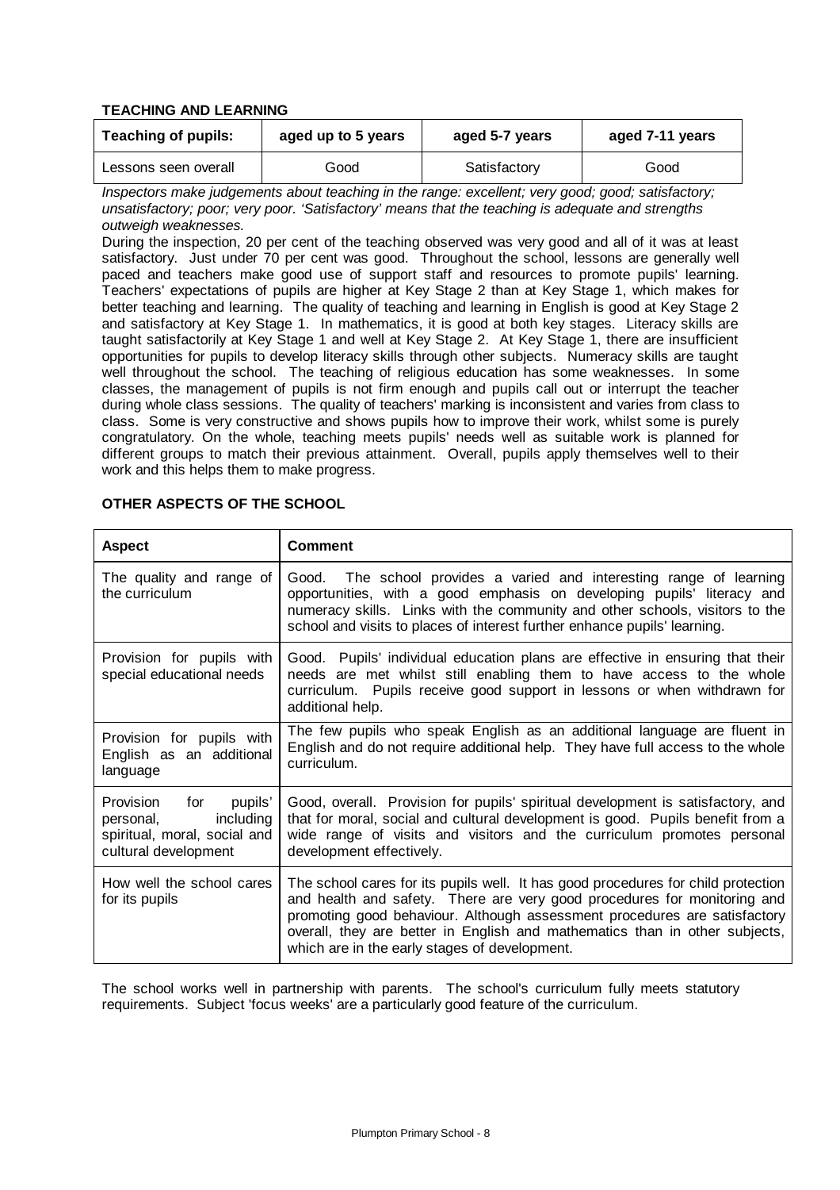**TEACHING AND LEARNING**

| Teaching of pupils: | aged up to 5 years | aged 5-7 years | aged 7-11 years |
|---|---|---|---|
| Lessons seen overall | Good | Satisfactory | Good |

*Inspectors make judgements about teaching in the range: excellent; very good; good; satisfactory; unsatisfactory; poor; very poor. 'Satisfactory' means that the teaching is adequate and strengths outweigh weaknesses.*

During the inspection, 20 per cent of the teaching observed was very good and all of it was at least satisfactory. Just under 70 per cent was good. Throughout the school, lessons are generally well paced and teachers make good use of support staff and resources to promote pupils' learning. Teachers' expectations of pupils are higher at Key Stage 2 than at Key Stage 1, which makes for better teaching and learning. The quality of teaching and learning in English is good at Key Stage 2 and satisfactory at Key Stage 1. In mathematics, it is good at both key stages. Literacy skills are taught satisfactorily at Key Stage 1 and well at Key Stage 2. At Key Stage 1, there are insufficient opportunities for pupils to develop literacy skills through other subjects. Numeracy skills are taught well throughout the school. The teaching of religious education has some weaknesses. In some classes, the management of pupils is not firm enough and pupils call out or interrupt the teacher during whole class sessions. The quality of teachers' marking is inconsistent and varies from class to class. Some is very constructive and shows pupils how to improve their work, whilst some is purely congratulatory. On the whole, teaching meets pupils' needs well as suitable work is planned for different groups to match their previous attainment. Overall, pupils apply themselves well to their work and this helps them to make progress.

**OTHER ASPECTS OF THE SCHOOL**

| Aspect | Comment |
|---|---|
| The quality and range of the curriculum | Good. The school provides a varied and interesting range of learning opportunities, with a good emphasis on developing pupils' literacy and numeracy skills. Links with the community and other schools, visitors to the school and visits to places of interest further enhance pupils' learning. |
| Provision for pupils with special educational needs | Good. Pupils' individual education plans are effective in ensuring that their needs are met whilst still enabling them to have access to the whole curriculum. Pupils receive good support in lessons or when withdrawn for additional help. |
| Provision for pupils with English as an additional language | The few pupils who speak English as an additional language are fluent in English and do not require additional help. They have full access to the whole curriculum. |
| Provision for pupils' personal, including spiritual, moral, social and cultural development | Good, overall. Provision for pupils' spiritual development is satisfactory, and that for moral, social and cultural development is good. Pupils benefit from a wide range of visits and visitors and the curriculum promotes personal development effectively. |
| How well the school cares for its pupils | The school cares for its pupils well. It has good procedures for child protection and health and safety. There are very good procedures for monitoring and promoting good behaviour. Although assessment procedures are satisfactory overall, they are better in English and mathematics than in other subjects, which are in the early stages of development. |

The school works well in partnership with parents. The school's curriculum fully meets statutory requirements. Subject 'focus weeks' are a particularly good feature of the curriculum.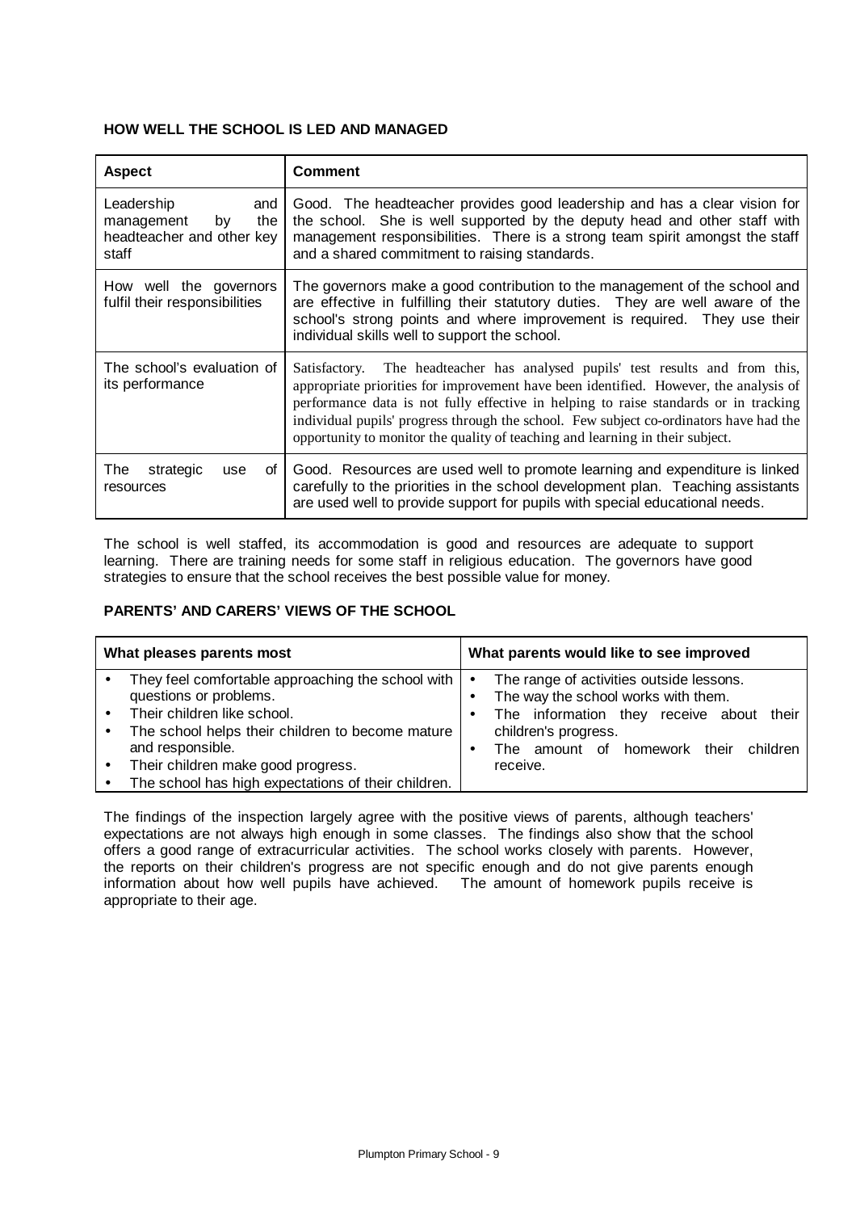### HOW WELL THE SCHOOL IS LED AND MANAGED

| Aspect | Comment |
|---|---|
| Leadership and management by the headteacher and other key staff | Good. The headteacher provides good leadership and has a clear vision for the school. She is well supported by the deputy head and other staff with management responsibilities. There is a strong team spirit amongst the staff and a shared commitment to raising standards. |
| How well the governors fulfil their responsibilities | The governors make a good contribution to the management of the school and are effective in fulfilling their statutory duties. They are well aware of the school's strong points and where improvement is required. They use their individual skills well to support the school. |
| The school's evaluation of its performance | Satisfactory. The headteacher has analysed pupils' test results and from this, appropriate priorities for improvement have been identified. However, the analysis of performance data is not fully effective in helping to raise standards or in tracking individual pupils' progress through the school. Few subject co-ordinators have had the opportunity to monitor the quality of teaching and learning in their subject. |
| The strategic use of resources | Good. Resources are used well to promote learning and expenditure is linked carefully to the priorities in the school development plan. Teaching assistants are used well to provide support for pupils with special educational needs. |

The school is well staffed, its accommodation is good and resources are adequate to support learning. There are training needs for some staff in religious education. The governors have good strategies to ensure that the school receives the best possible value for money.

### PARENTS' AND CARERS' VIEWS OF THE SCHOOL

| What pleases parents most | What parents would like to see improved |
|---|---|
| • They feel comfortable approaching the school with questions or problems.<br>• Their children like school.<br>• The school helps their children to become mature and responsible.<br>• Their children make good progress.<br>• The school has high expectations of their children. | • The range of activities outside lessons.<br>• The way the school works with them.<br>• The information they receive about their children's progress.<br>• The amount of homework their children receive. |

The findings of the inspection largely agree with the positive views of parents, although teachers' expectations are not always high enough in some classes. The findings also show that the school offers a good range of extracurricular activities. The school works closely with parents. However, the reports on their children's progress are not specific enough and do not give parents enough information about how well pupils have achieved. The amount of homework pupils receive is appropriate to their age.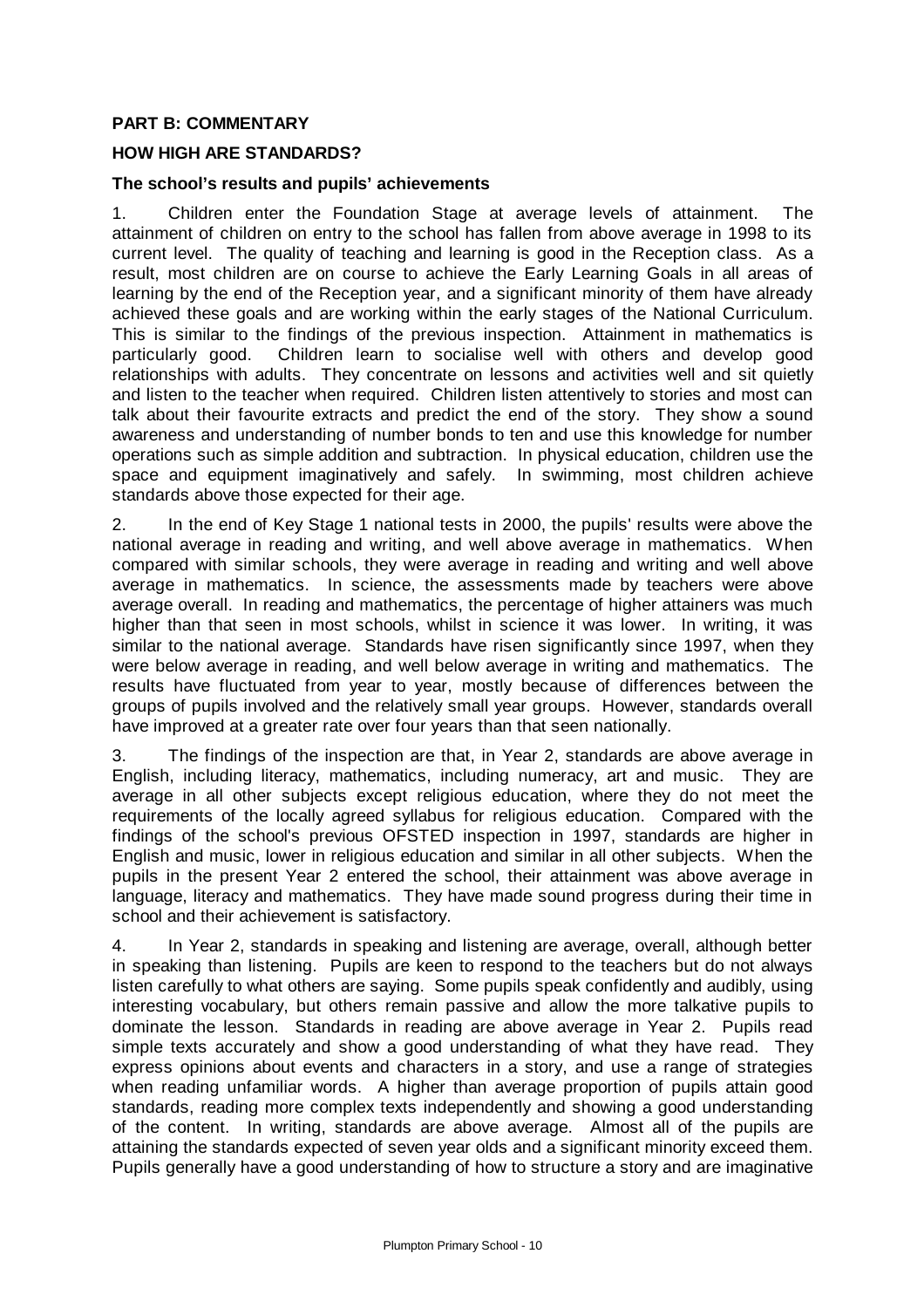## PART B: COMMENTARY

## HOW HIGH ARE STANDARDS?

### The school's results and pupils' achievements

1. Children enter the Foundation Stage at average levels of attainment. The attainment of children on entry to the school has fallen from above average in 1998 to its current level. The quality of teaching and learning is good in the Reception class. As a result, most children are on course to achieve the Early Learning Goals in all areas of learning by the end of the Reception year, and a significant minority of them have already achieved these goals and are working within the early stages of the National Curriculum. This is similar to the findings of the previous inspection. Attainment in mathematics is particularly good. Children learn to socialise well with others and develop good relationships with adults. They concentrate on lessons and activities well and sit quietly and listen to the teacher when required. Children listen attentively to stories and most can talk about their favourite extracts and predict the end of the story. They show a sound awareness and understanding of number bonds to ten and use this knowledge for number operations such as simple addition and subtraction. In physical education, children use the space and equipment imaginatively and safely. In swimming, most children achieve standards above those expected for their age.

2. In the end of Key Stage 1 national tests in 2000, the pupils' results were above the national average in reading and writing, and well above average in mathematics. When compared with similar schools, they were average in reading and writing and well above average in mathematics. In science, the assessments made by teachers were above average overall. In reading and mathematics, the percentage of higher attainers was much higher than that seen in most schools, whilst in science it was lower. In writing, it was similar to the national average. Standards have risen significantly since 1997, when they were below average in reading, and well below average in writing and mathematics. The results have fluctuated from year to year, mostly because of differences between the groups of pupils involved and the relatively small year groups. However, standards overall have improved at a greater rate over four years than that seen nationally.

3. The findings of the inspection are that, in Year 2, standards are above average in English, including literacy, mathematics, including numeracy, art and music. They are average in all other subjects except religious education, where they do not meet the requirements of the locally agreed syllabus for religious education. Compared with the findings of the school's previous OFSTED inspection in 1997, standards are higher in English and music, lower in religious education and similar in all other subjects. When the pupils in the present Year 2 entered the school, their attainment was above average in language, literacy and mathematics. They have made sound progress during their time in school and their achievement is satisfactory.

4. In Year 2, standards in speaking and listening are average, overall, although better in speaking than listening. Pupils are keen to respond to the teachers but do not always listen carefully to what others are saying. Some pupils speak confidently and audibly, using interesting vocabulary, but others remain passive and allow the more talkative pupils to dominate the lesson. Standards in reading are above average in Year 2. Pupils read simple texts accurately and show a good understanding of what they have read. They express opinions about events and characters in a story, and use a range of strategies when reading unfamiliar words. A higher than average proportion of pupils attain good standards, reading more complex texts independently and showing a good understanding of the content. In writing, standards are above average. Almost all of the pupils are attaining the standards expected of seven year olds and a significant minority exceed them. Pupils generally have a good understanding of how to structure a story and are imaginative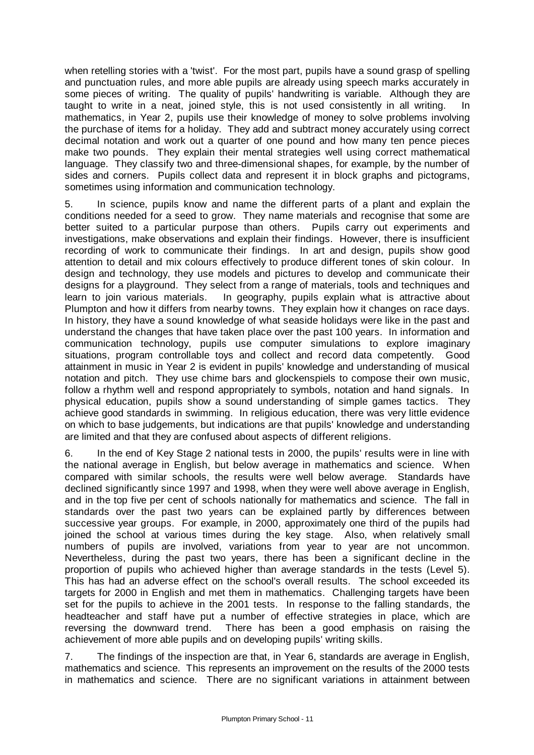when retelling stories with a 'twist'. For the most part, pupils have a sound grasp of spelling and punctuation rules, and more able pupils are already using speech marks accurately in some pieces of writing. The quality of pupils' handwriting is variable. Although they are taught to write in a neat, joined style, this is not used consistently in all writing. In mathematics, in Year 2, pupils use their knowledge of money to solve problems involving the purchase of items for a holiday. They add and subtract money accurately using correct decimal notation and work out a quarter of one pound and how many ten pence pieces make two pounds. They explain their mental strategies well using correct mathematical language. They classify two and three-dimensional shapes, for example, by the number of sides and corners. Pupils collect data and represent it in block graphs and pictograms, sometimes using information and communication technology.

5. In science, pupils know and name the different parts of a plant and explain the conditions needed for a seed to grow. They name materials and recognise that some are better suited to a particular purpose than others. Pupils carry out experiments and investigations, make observations and explain their findings. However, there is insufficient recording of work to communicate their findings. In art and design, pupils show good attention to detail and mix colours effectively to produce different tones of skin colour. In design and technology, they use models and pictures to develop and communicate their designs for a playground. They select from a range of materials, tools and techniques and learn to join various materials. In geography, pupils explain what is attractive about Plumpton and how it differs from nearby towns. They explain how it changes on race days. In history, they have a sound knowledge of what seaside holidays were like in the past and understand the changes that have taken place over the past 100 years. In information and communication technology, pupils use computer simulations to explore imaginary situations, program controllable toys and collect and record data competently. Good attainment in music in Year 2 is evident in pupils' knowledge and understanding of musical notation and pitch. They use chime bars and glockenspiels to compose their own music, follow a rhythm well and respond appropriately to symbols, notation and hand signals. In physical education, pupils show a sound understanding of simple games tactics. They achieve good standards in swimming. In religious education, there was very little evidence on which to base judgements, but indications are that pupils' knowledge and understanding are limited and that they are confused about aspects of different religions.

6. In the end of Key Stage 2 national tests in 2000, the pupils' results were in line with the national average in English, but below average in mathematics and science. When compared with similar schools, the results were well below average. Standards have declined significantly since 1997 and 1998, when they were well above average in English, and in the top five per cent of schools nationally for mathematics and science. The fall in standards over the past two years can be explained partly by differences between successive year groups. For example, in 2000, approximately one third of the pupils had joined the school at various times during the key stage. Also, when relatively small numbers of pupils are involved, variations from year to year are not uncommon. Nevertheless, during the past two years, there has been a significant decline in the proportion of pupils who achieved higher than average standards in the tests (Level 5). This has had an adverse effect on the school's overall results. The school exceeded its targets for 2000 in English and met them in mathematics. Challenging targets have been set for the pupils to achieve in the 2001 tests. In response to the falling standards, the headteacher and staff have put a number of effective strategies in place, which are reversing the downward trend. There has been a good emphasis on raising the achievement of more able pupils and on developing pupils' writing skills.

7. The findings of the inspection are that, in Year 6, standards are average in English, mathematics and science. This represents an improvement on the results of the 2000 tests in mathematics and science. There are no significant variations in attainment between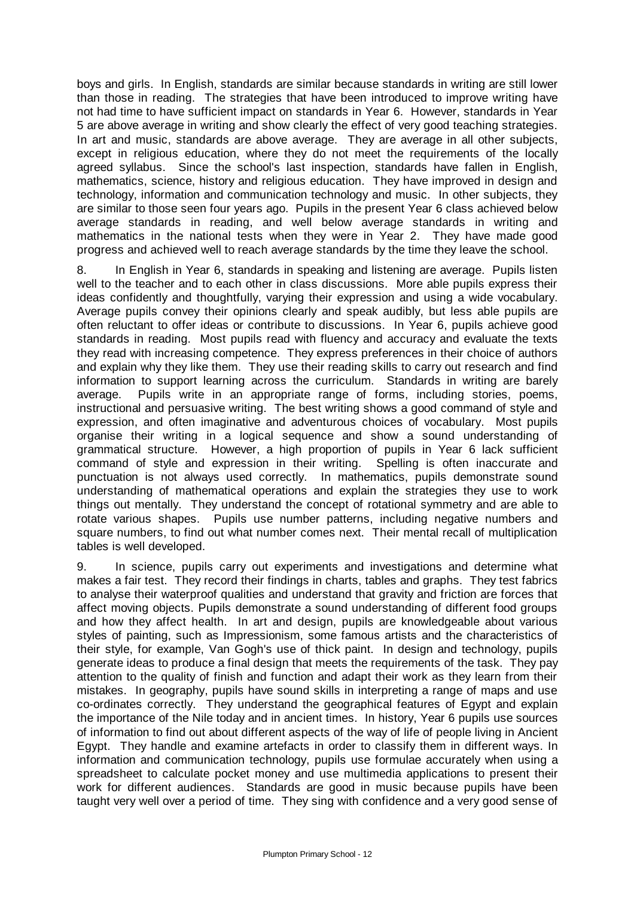boys and girls. In English, standards are similar because standards in writing are still lower than those in reading. The strategies that have been introduced to improve writing have not had time to have sufficient impact on standards in Year 6. However, standards in Year 5 are above average in writing and show clearly the effect of very good teaching strategies. In art and music, standards are above average. They are average in all other subjects, except in religious education, where they do not meet the requirements of the locally agreed syllabus. Since the school's last inspection, standards have fallen in English, mathematics, science, history and religious education. They have improved in design and technology, information and communication technology and music. In other subjects, they are similar to those seen four years ago. Pupils in the present Year 6 class achieved below average standards in reading, and well below average standards in writing and mathematics in the national tests when they were in Year 2. They have made good progress and achieved well to reach average standards by the time they leave the school.

8. In English in Year 6, standards in speaking and listening are average. Pupils listen well to the teacher and to each other in class discussions. More able pupils express their ideas confidently and thoughtfully, varying their expression and using a wide vocabulary. Average pupils convey their opinions clearly and speak audibly, but less able pupils are often reluctant to offer ideas or contribute to discussions. In Year 6, pupils achieve good standards in reading. Most pupils read with fluency and accuracy and evaluate the texts they read with increasing competence. They express preferences in their choice of authors and explain why they like them. They use their reading skills to carry out research and find information to support learning across the curriculum. Standards in writing are barely average. Pupils write in an appropriate range of forms, including stories, poems, instructional and persuasive writing. The best writing shows a good command of style and expression, and often imaginative and adventurous choices of vocabulary. Most pupils organise their writing in a logical sequence and show a sound understanding of grammatical structure. However, a high proportion of pupils in Year 6 lack sufficient command of style and expression in their writing. Spelling is often inaccurate and punctuation is not always used correctly. In mathematics, pupils demonstrate sound understanding of mathematical operations and explain the strategies they use to work things out mentally. They understand the concept of rotational symmetry and are able to rotate various shapes. Pupils use number patterns, including negative numbers and square numbers, to find out what number comes next. Their mental recall of multiplication tables is well developed.

9. In science, pupils carry out experiments and investigations and determine what makes a fair test. They record their findings in charts, tables and graphs. They test fabrics to analyse their waterproof qualities and understand that gravity and friction are forces that affect moving objects. Pupils demonstrate a sound understanding of different food groups and how they affect health. In art and design, pupils are knowledgeable about various styles of painting, such as Impressionism, some famous artists and the characteristics of their style, for example, Van Gogh's use of thick paint. In design and technology, pupils generate ideas to produce a final design that meets the requirements of the task. They pay attention to the quality of finish and function and adapt their work as they learn from their mistakes. In geography, pupils have sound skills in interpreting a range of maps and use co-ordinates correctly. They understand the geographical features of Egypt and explain the importance of the Nile today and in ancient times. In history, Year 6 pupils use sources of information to find out about different aspects of the way of life of people living in Ancient Egypt. They handle and examine artefacts in order to classify them in different ways. In information and communication technology, pupils use formulae accurately when using a spreadsheet to calculate pocket money and use multimedia applications to present their work for different audiences. Standards are good in music because pupils have been taught very well over a period of time. They sing with confidence and a very good sense of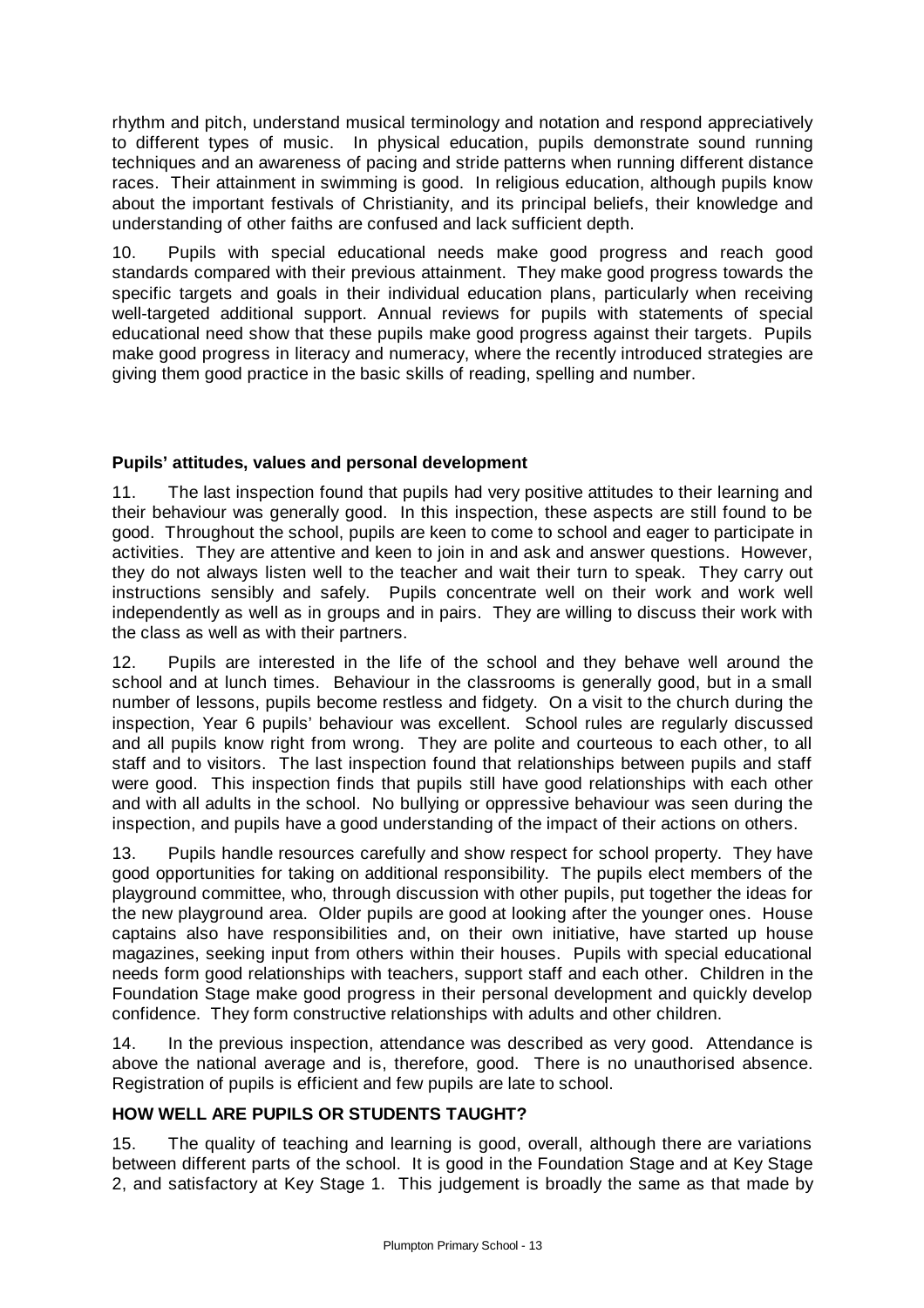rhythm and pitch, understand musical terminology and notation and respond appreciatively to different types of music. In physical education, pupils demonstrate sound running techniques and an awareness of pacing and stride patterns when running different distance races. Their attainment in swimming is good. In religious education, although pupils know about the important festivals of Christianity, and its principal beliefs, their knowledge and understanding of other faiths are confused and lack sufficient depth.

10. Pupils with special educational needs make good progress and reach good standards compared with their previous attainment. They make good progress towards the specific targets and goals in their individual education plans, particularly when receiving well-targeted additional support. Annual reviews for pupils with statements of special educational need show that these pupils make good progress against their targets. Pupils make good progress in literacy and numeracy, where the recently introduced strategies are giving them good practice in the basic skills of reading, spelling and number.

**Pupils' attitudes, values and personal development**

11. The last inspection found that pupils had very positive attitudes to their learning and their behaviour was generally good. In this inspection, these aspects are still found to be good. Throughout the school, pupils are keen to come to school and eager to participate in activities. They are attentive and keen to join in and ask and answer questions. However, they do not always listen well to the teacher and wait their turn to speak. They carry out instructions sensibly and safely. Pupils concentrate well on their work and work well independently as well as in groups and in pairs. They are willing to discuss their work with the class as well as with their partners.

12. Pupils are interested in the life of the school and they behave well around the school and at lunch times. Behaviour in the classrooms is generally good, but in a small number of lessons, pupils become restless and fidgety. On a visit to the church during the inspection, Year 6 pupils' behaviour was excellent. School rules are regularly discussed and all pupils know right from wrong. They are polite and courteous to each other, to all staff and to visitors. The last inspection found that relationships between pupils and staff were good. This inspection finds that pupils still have good relationships with each other and with all adults in the school. No bullying or oppressive behaviour was seen during the inspection, and pupils have a good understanding of the impact of their actions on others.

13. Pupils handle resources carefully and show respect for school property. They have good opportunities for taking on additional responsibility. The pupils elect members of the playground committee, who, through discussion with other pupils, put together the ideas for the new playground area. Older pupils are good at looking after the younger ones. House captains also have responsibilities and, on their own initiative, have started up house magazines, seeking input from others within their houses. Pupils with special educational needs form good relationships with teachers, support staff and each other. Children in the Foundation Stage make good progress in their personal development and quickly develop confidence. They form constructive relationships with adults and other children.

14. In the previous inspection, attendance was described as very good. Attendance is above the national average and is, therefore, good. There is no unauthorised absence. Registration of pupils is efficient and few pupils are late to school.

**HOW WELL ARE PUPILS OR STUDENTS TAUGHT?**

15. The quality of teaching and learning is good, overall, although there are variations between different parts of the school. It is good in the Foundation Stage and at Key Stage 2, and satisfactory at Key Stage 1. This judgement is broadly the same as that made by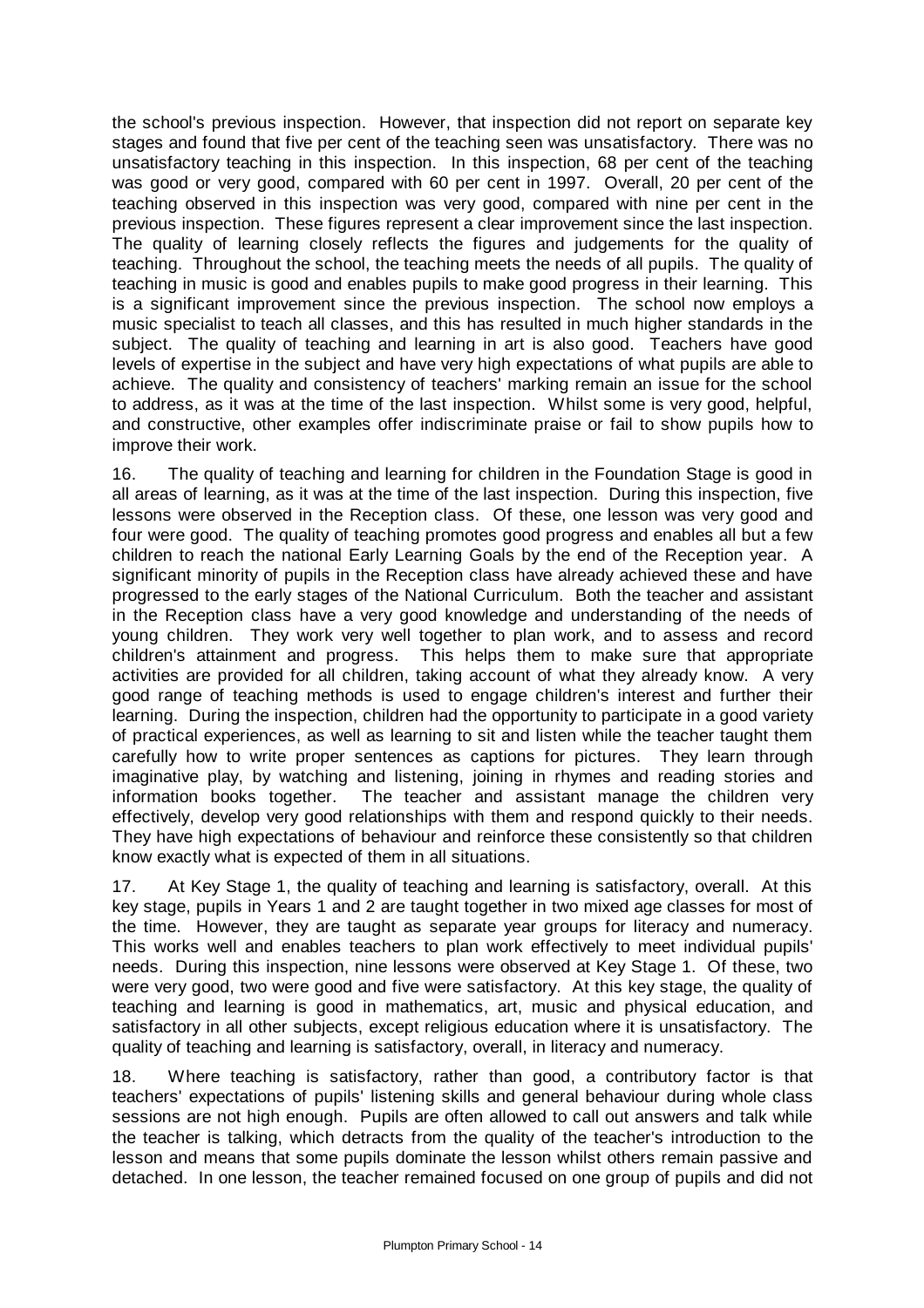the school's previous inspection. However, that inspection did not report on separate key stages and found that five per cent of the teaching seen was unsatisfactory. There was no unsatisfactory teaching in this inspection. In this inspection, 68 per cent of the teaching was good or very good, compared with 60 per cent in 1997. Overall, 20 per cent of the teaching observed in this inspection was very good, compared with nine per cent in the previous inspection. These figures represent a clear improvement since the last inspection. The quality of learning closely reflects the figures and judgements for the quality of teaching. Throughout the school, the teaching meets the needs of all pupils. The quality of teaching in music is good and enables pupils to make good progress in their learning. This is a significant improvement since the previous inspection. The school now employs a music specialist to teach all classes, and this has resulted in much higher standards in the subject. The quality of teaching and learning in art is also good. Teachers have good levels of expertise in the subject and have very high expectations of what pupils are able to achieve. The quality and consistency of teachers' marking remain an issue for the school to address, as it was at the time of the last inspection. Whilst some is very good, helpful, and constructive, other examples offer indiscriminate praise or fail to show pupils how to improve their work.

16. The quality of teaching and learning for children in the Foundation Stage is good in all areas of learning, as it was at the time of the last inspection. During this inspection, five lessons were observed in the Reception class. Of these, one lesson was very good and four were good. The quality of teaching promotes good progress and enables all but a few children to reach the national Early Learning Goals by the end of the Reception year. A significant minority of pupils in the Reception class have already achieved these and have progressed to the early stages of the National Curriculum. Both the teacher and assistant in the Reception class have a very good knowledge and understanding of the needs of young children. They work very well together to plan work, and to assess and record children's attainment and progress. This helps them to make sure that appropriate activities are provided for all children, taking account of what they already know. A very good range of teaching methods is used to engage children's interest and further their learning. During the inspection, children had the opportunity to participate in a good variety of practical experiences, as well as learning to sit and listen while the teacher taught them carefully how to write proper sentences as captions for pictures. They learn through imaginative play, by watching and listening, joining in rhymes and reading stories and information books together. The teacher and assistant manage the children very effectively, develop very good relationships with them and respond quickly to their needs. They have high expectations of behaviour and reinforce these consistently so that children know exactly what is expected of them in all situations.

17. At Key Stage 1, the quality of teaching and learning is satisfactory, overall. At this key stage, pupils in Years 1 and 2 are taught together in two mixed age classes for most of the time. However, they are taught as separate year groups for literacy and numeracy. This works well and enables teachers to plan work effectively to meet individual pupils' needs. During this inspection, nine lessons were observed at Key Stage 1. Of these, two were very good, two were good and five were satisfactory. At this key stage, the quality of teaching and learning is good in mathematics, art, music and physical education, and satisfactory in all other subjects, except religious education where it is unsatisfactory. The quality of teaching and learning is satisfactory, overall, in literacy and numeracy.

18. Where teaching is satisfactory, rather than good, a contributory factor is that teachers' expectations of pupils' listening skills and general behaviour during whole class sessions are not high enough. Pupils are often allowed to call out answers and talk while the teacher is talking, which detracts from the quality of the teacher's introduction to the lesson and means that some pupils dominate the lesson whilst others remain passive and detached. In one lesson, the teacher remained focused on one group of pupils and did not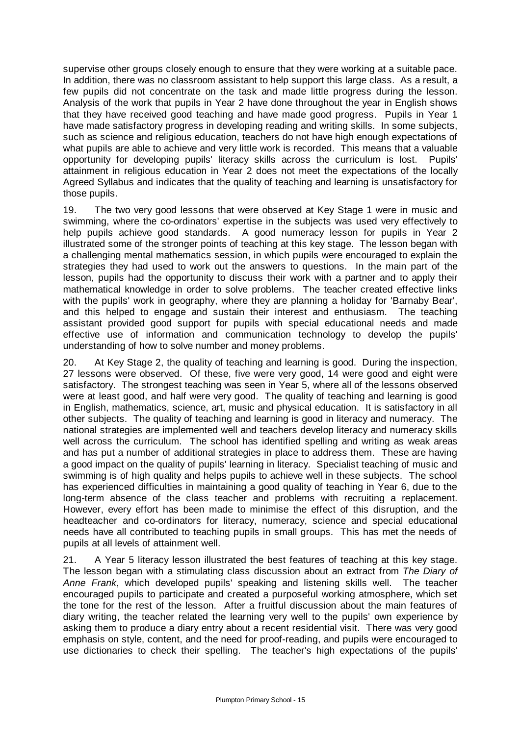supervise other groups closely enough to ensure that they were working at a suitable pace. In addition, there was no classroom assistant to help support this large class. As a result, a few pupils did not concentrate on the task and made little progress during the lesson. Analysis of the work that pupils in Year 2 have done throughout the year in English shows that they have received good teaching and have made good progress. Pupils in Year 1 have made satisfactory progress in developing reading and writing skills. In some subjects, such as science and religious education, teachers do not have high enough expectations of what pupils are able to achieve and very little work is recorded. This means that a valuable opportunity for developing pupils' literacy skills across the curriculum is lost. Pupils' attainment in religious education in Year 2 does not meet the expectations of the locally Agreed Syllabus and indicates that the quality of teaching and learning is unsatisfactory for those pupils.

19. The two very good lessons that were observed at Key Stage 1 were in music and swimming, where the co-ordinators' expertise in the subjects was used very effectively to help pupils achieve good standards. A good numeracy lesson for pupils in Year 2 illustrated some of the stronger points of teaching at this key stage. The lesson began with a challenging mental mathematics session, in which pupils were encouraged to explain the strategies they had used to work out the answers to questions. In the main part of the lesson, pupils had the opportunity to discuss their work with a partner and to apply their mathematical knowledge in order to solve problems. The teacher created effective links with the pupils' work in geography, where they are planning a holiday for 'Barnaby Bear', and this helped to engage and sustain their interest and enthusiasm. The teaching assistant provided good support for pupils with special educational needs and made effective use of information and communication technology to develop the pupils' understanding of how to solve number and money problems.

20. At Key Stage 2, the quality of teaching and learning is good. During the inspection, 27 lessons were observed. Of these, five were very good, 14 were good and eight were satisfactory. The strongest teaching was seen in Year 5, where all of the lessons observed were at least good, and half were very good. The quality of teaching and learning is good in English, mathematics, science, art, music and physical education. It is satisfactory in all other subjects. The quality of teaching and learning is good in literacy and numeracy. The national strategies are implemented well and teachers develop literacy and numeracy skills well across the curriculum. The school has identified spelling and writing as weak areas and has put a number of additional strategies in place to address them. These are having a good impact on the quality of pupils' learning in literacy. Specialist teaching of music and swimming is of high quality and helps pupils to achieve well in these subjects. The school has experienced difficulties in maintaining a good quality of teaching in Year 6, due to the long-term absence of the class teacher and problems with recruiting a replacement. However, every effort has been made to minimise the effect of this disruption, and the headteacher and co-ordinators for literacy, numeracy, science and special educational needs have all contributed to teaching pupils in small groups. This has met the needs of pupils at all levels of attainment well.

21. A Year 5 literacy lesson illustrated the best features of teaching at this key stage. The lesson began with a stimulating class discussion about an extract from *The Diary of Anne Frank*, which developed pupils' speaking and listening skills well. The teacher encouraged pupils to participate and created a purposeful working atmosphere, which set the tone for the rest of the lesson. After a fruitful discussion about the main features of diary writing, the teacher related the learning very well to the pupils' own experience by asking them to produce a diary entry about a recent residential visit. There was very good emphasis on style, content, and the need for proof-reading, and pupils were encouraged to use dictionaries to check their spelling. The teacher's high expectations of the pupils'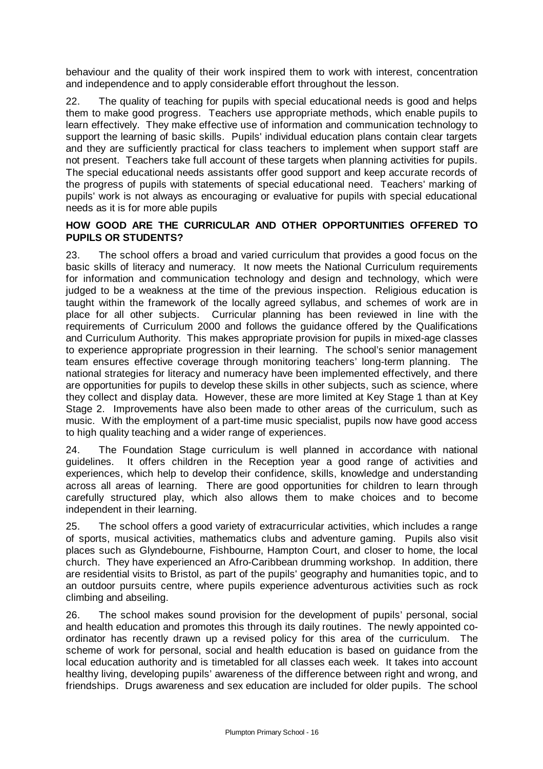behaviour and the quality of their work inspired them to work with interest, concentration and independence and to apply considerable effort throughout the lesson.

22. The quality of teaching for pupils with special educational needs is good and helps them to make good progress. Teachers use appropriate methods, which enable pupils to learn effectively. They make effective use of information and communication technology to support the learning of basic skills. Pupils' individual education plans contain clear targets and they are sufficiently practical for class teachers to implement when support staff are not present. Teachers take full account of these targets when planning activities for pupils. The special educational needs assistants offer good support and keep accurate records of the progress of pupils with statements of special educational need. Teachers' marking of pupils' work is not always as encouraging or evaluative for pupils with special educational needs as it is for more able pupils

## HOW GOOD ARE THE CURRICULAR AND OTHER OPPORTUNITIES OFFERED TO PUPILS OR STUDENTS?

23. The school offers a broad and varied curriculum that provides a good focus on the basic skills of literacy and numeracy. It now meets the National Curriculum requirements for information and communication technology and design and technology, which were judged to be a weakness at the time of the previous inspection. Religious education is taught within the framework of the locally agreed syllabus, and schemes of work are in place for all other subjects. Curricular planning has been reviewed in line with the requirements of Curriculum 2000 and follows the guidance offered by the Qualifications and Curriculum Authority. This makes appropriate provision for pupils in mixed-age classes to experience appropriate progression in their learning. The school's senior management team ensures effective coverage through monitoring teachers' long-term planning. The national strategies for literacy and numeracy have been implemented effectively, and there are opportunities for pupils to develop these skills in other subjects, such as science, where they collect and display data. However, these are more limited at Key Stage 1 than at Key Stage 2. Improvements have also been made to other areas of the curriculum, such as music. With the employment of a part-time music specialist, pupils now have good access to high quality teaching and a wider range of experiences.

24. The Foundation Stage curriculum is well planned in accordance with national guidelines. It offers children in the Reception year a good range of activities and experiences, which help to develop their confidence, skills, knowledge and understanding across all areas of learning. There are good opportunities for children to learn through carefully structured play, which also allows them to make choices and to become independent in their learning.

25. The school offers a good variety of extracurricular activities, which includes a range of sports, musical activities, mathematics clubs and adventure gaming. Pupils also visit places such as Glyndebourne, Fishbourne, Hampton Court, and closer to home, the local church. They have experienced an Afro-Caribbean drumming workshop. In addition, there are residential visits to Bristol, as part of the pupils' geography and humanities topic, and to an outdoor pursuits centre, where pupils experience adventurous activities such as rock climbing and abseiling.

26. The school makes sound provision for the development of pupils' personal, social and health education and promotes this through its daily routines. The newly appointed co-ordinator has recently drawn up a revised policy for this area of the curriculum. The scheme of work for personal, social and health education is based on guidance from the local education authority and is timetabled for all classes each week. It takes into account healthy living, developing pupils' awareness of the difference between right and wrong, and friendships. Drugs awareness and sex education are included for older pupils. The school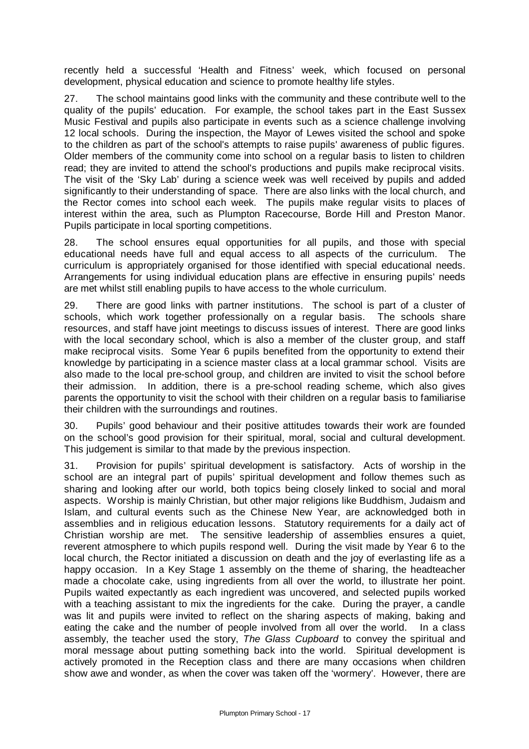recently held a successful 'Health and Fitness' week, which focused on personal development, physical education and science to promote healthy life styles.

27. The school maintains good links with the community and these contribute well to the quality of the pupils' education. For example, the school takes part in the East Sussex Music Festival and pupils also participate in events such as a science challenge involving 12 local schools. During the inspection, the Mayor of Lewes visited the school and spoke to the children as part of the school's attempts to raise pupils' awareness of public figures. Older members of the community come into school on a regular basis to listen to children read; they are invited to attend the school's productions and pupils make reciprocal visits. The visit of the 'Sky Lab' during a science week was well received by pupils and added significantly to their understanding of space. There are also links with the local church, and the Rector comes into school each week. The pupils make regular visits to places of interest within the area, such as Plumpton Racecourse, Borde Hill and Preston Manor. Pupils participate in local sporting competitions.

28. The school ensures equal opportunities for all pupils, and those with special educational needs have full and equal access to all aspects of the curriculum. The curriculum is appropriately organised for those identified with special educational needs. Arrangements for using individual education plans are effective in ensuring pupils' needs are met whilst still enabling pupils to have access to the whole curriculum.

29. There are good links with partner institutions. The school is part of a cluster of schools, which work together professionally on a regular basis. The schools share resources, and staff have joint meetings to discuss issues of interest. There are good links with the local secondary school, which is also a member of the cluster group, and staff make reciprocal visits. Some Year 6 pupils benefited from the opportunity to extend their knowledge by participating in a science master class at a local grammar school. Visits are also made to the local pre-school group, and children are invited to visit the school before their admission. In addition, there is a pre-school reading scheme, which also gives parents the opportunity to visit the school with their children on a regular basis to familiarise their children with the surroundings and routines.

30. Pupils' good behaviour and their positive attitudes towards their work are founded on the school's good provision for their spiritual, moral, social and cultural development. This judgement is similar to that made by the previous inspection.

31. Provision for pupils' spiritual development is satisfactory. Acts of worship in the school are an integral part of pupils' spiritual development and follow themes such as sharing and looking after our world, both topics being closely linked to social and moral aspects. Worship is mainly Christian, but other major religions like Buddhism, Judaism and Islam, and cultural events such as the Chinese New Year, are acknowledged both in assemblies and in religious education lessons. Statutory requirements for a daily act of Christian worship are met. The sensitive leadership of assemblies ensures a quiet, reverent atmosphere to which pupils respond well. During the visit made by Year 6 to the local church, the Rector initiated a discussion on death and the joy of everlasting life as a happy occasion. In a Key Stage 1 assembly on the theme of sharing, the headteacher made a chocolate cake, using ingredients from all over the world, to illustrate her point. Pupils waited expectantly as each ingredient was uncovered, and selected pupils worked with a teaching assistant to mix the ingredients for the cake. During the prayer, a candle was lit and pupils were invited to reflect on the sharing aspects of making, baking and eating the cake and the number of people involved from all over the world. In a class assembly, the teacher used the story, *The Glass Cupboard* to convey the spiritual and moral message about putting something back into the world. Spiritual development is actively promoted in the Reception class and there are many occasions when children show awe and wonder, as when the cover was taken off the 'wormery'. However, there are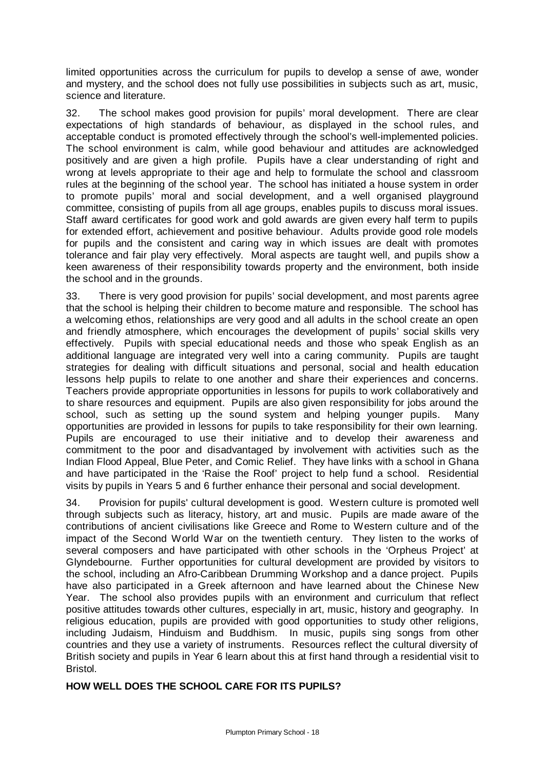limited opportunities across the curriculum for pupils to develop a sense of awe, wonder and mystery, and the school does not fully use possibilities in subjects such as art, music, science and literature.

32. The school makes good provision for pupils' moral development. There are clear expectations of high standards of behaviour, as displayed in the school rules, and acceptable conduct is promoted effectively through the school's well-implemented policies. The school environment is calm, while good behaviour and attitudes are acknowledged positively and are given a high profile. Pupils have a clear understanding of right and wrong at levels appropriate to their age and help to formulate the school and classroom rules at the beginning of the school year. The school has initiated a house system in order to promote pupils' moral and social development, and a well organised playground committee, consisting of pupils from all age groups, enables pupils to discuss moral issues. Staff award certificates for good work and gold awards are given every half term to pupils for extended effort, achievement and positive behaviour. Adults provide good role models for pupils and the consistent and caring way in which issues are dealt with promotes tolerance and fair play very effectively. Moral aspects are taught well, and pupils show a keen awareness of their responsibility towards property and the environment, both inside the school and in the grounds.

33. There is very good provision for pupils' social development, and most parents agree that the school is helping their children to become mature and responsible. The school has a welcoming ethos, relationships are very good and all adults in the school create an open and friendly atmosphere, which encourages the development of pupils' social skills very effectively. Pupils with special educational needs and those who speak English as an additional language are integrated very well into a caring community. Pupils are taught strategies for dealing with difficult situations and personal, social and health education lessons help pupils to relate to one another and share their experiences and concerns. Teachers provide appropriate opportunities in lessons for pupils to work collaboratively and to share resources and equipment. Pupils are also given responsibility for jobs around the school, such as setting up the sound system and helping younger pupils. Many opportunities are provided in lessons for pupils to take responsibility for their own learning. Pupils are encouraged to use their initiative and to develop their awareness and commitment to the poor and disadvantaged by involvement with activities such as the Indian Flood Appeal, Blue Peter, and Comic Relief. They have links with a school in Ghana and have participated in the 'Raise the Roof' project to help fund a school. Residential visits by pupils in Years 5 and 6 further enhance their personal and social development.

34. Provision for pupils' cultural development is good. Western culture is promoted well through subjects such as literacy, history, art and music. Pupils are made aware of the contributions of ancient civilisations like Greece and Rome to Western culture and of the impact of the Second World War on the twentieth century. They listen to the works of several composers and have participated with other schools in the 'Orpheus Project' at Glyndebourne. Further opportunities for cultural development are provided by visitors to the school, including an Afro-Caribbean Drumming Workshop and a dance project. Pupils have also participated in a Greek afternoon and have learned about the Chinese New Year. The school also provides pupils with an environment and curriculum that reflect positive attitudes towards other cultures, especially in art, music, history and geography. In religious education, pupils are provided with good opportunities to study other religions, including Judaism, Hinduism and Buddhism. In music, pupils sing songs from other countries and they use a variety of instruments. Resources reflect the cultural diversity of British society and pupils in Year 6 learn about this at first hand through a residential visit to Bristol.

**HOW WELL DOES THE SCHOOL CARE FOR ITS PUPILS?**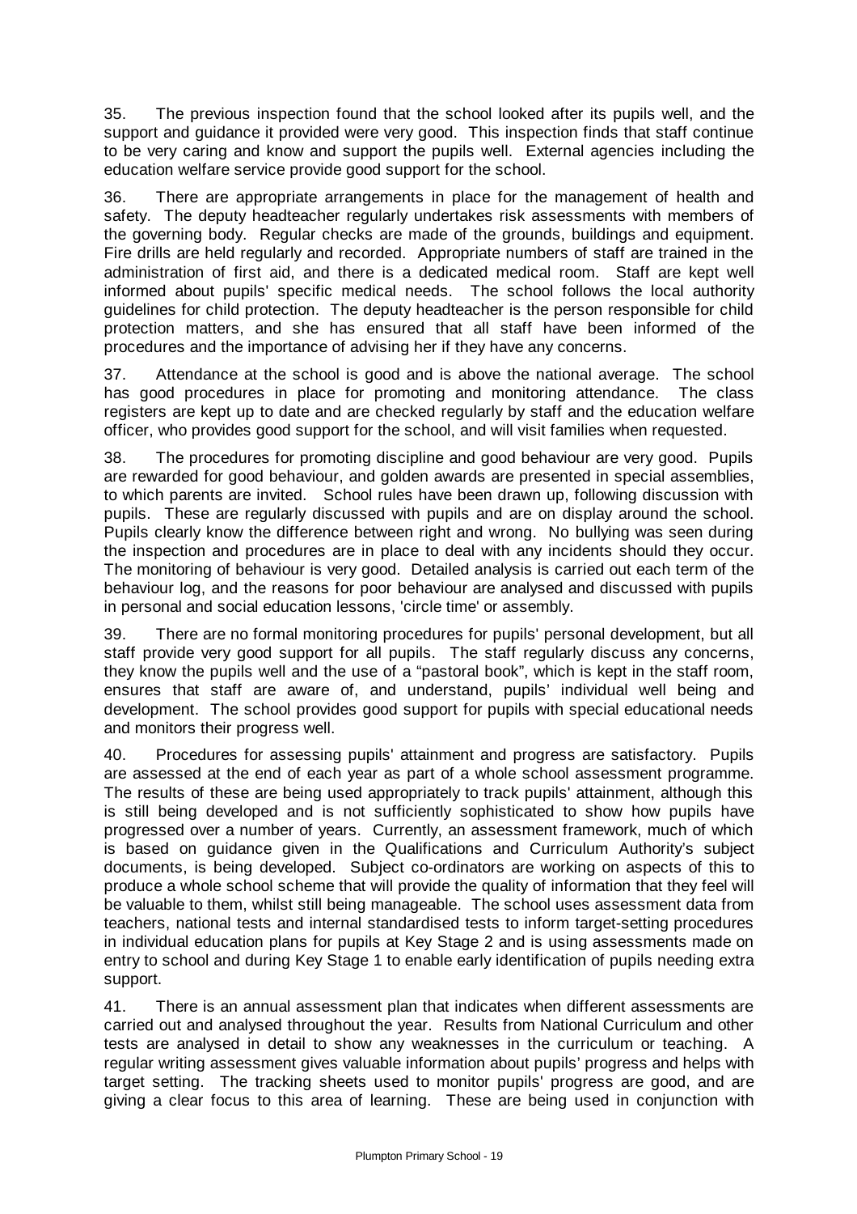35. The previous inspection found that the school looked after its pupils well, and the support and guidance it provided were very good. This inspection finds that staff continue to be very caring and know and support the pupils well. External agencies including the education welfare service provide good support for the school.

36. There are appropriate arrangements in place for the management of health and safety. The deputy headteacher regularly undertakes risk assessments with members of the governing body. Regular checks are made of the grounds, buildings and equipment. Fire drills are held regularly and recorded. Appropriate numbers of staff are trained in the administration of first aid, and there is a dedicated medical room. Staff are kept well informed about pupils' specific medical needs. The school follows the local authority guidelines for child protection. The deputy headteacher is the person responsible for child protection matters, and she has ensured that all staff have been informed of the procedures and the importance of advising her if they have any concerns.

37. Attendance at the school is good and is above the national average. The school has good procedures in place for promoting and monitoring attendance. The class registers are kept up to date and are checked regularly by staff and the education welfare officer, who provides good support for the school, and will visit families when requested.

38. The procedures for promoting discipline and good behaviour are very good. Pupils are rewarded for good behaviour, and golden awards are presented in special assemblies, to which parents are invited. School rules have been drawn up, following discussion with pupils. These are regularly discussed with pupils and are on display around the school. Pupils clearly know the difference between right and wrong. No bullying was seen during the inspection and procedures are in place to deal with any incidents should they occur. The monitoring of behaviour is very good. Detailed analysis is carried out each term of the behaviour log, and the reasons for poor behaviour are analysed and discussed with pupils in personal and social education lessons, 'circle time' or assembly.

39. There are no formal monitoring procedures for pupils' personal development, but all staff provide very good support for all pupils. The staff regularly discuss any concerns, they know the pupils well and the use of a "pastoral book", which is kept in the staff room, ensures that staff are aware of, and understand, pupils' individual well being and development. The school provides good support for pupils with special educational needs and monitors their progress well.

40. Procedures for assessing pupils' attainment and progress are satisfactory. Pupils are assessed at the end of each year as part of a whole school assessment programme. The results of these are being used appropriately to track pupils' attainment, although this is still being developed and is not sufficiently sophisticated to show how pupils have progressed over a number of years. Currently, an assessment framework, much of which is based on guidance given in the Qualifications and Curriculum Authority's subject documents, is being developed. Subject co-ordinators are working on aspects of this to produce a whole school scheme that will provide the quality of information that they feel will be valuable to them, whilst still being manageable. The school uses assessment data from teachers, national tests and internal standardised tests to inform target-setting procedures in individual education plans for pupils at Key Stage 2 and is using assessments made on entry to school and during Key Stage 1 to enable early identification of pupils needing extra support.

41. There is an annual assessment plan that indicates when different assessments are carried out and analysed throughout the year. Results from National Curriculum and other tests are analysed in detail to show any weaknesses in the curriculum or teaching. A regular writing assessment gives valuable information about pupils' progress and helps with target setting. The tracking sheets used to monitor pupils' progress are good, and are giving a clear focus to this area of learning. These are being used in conjunction with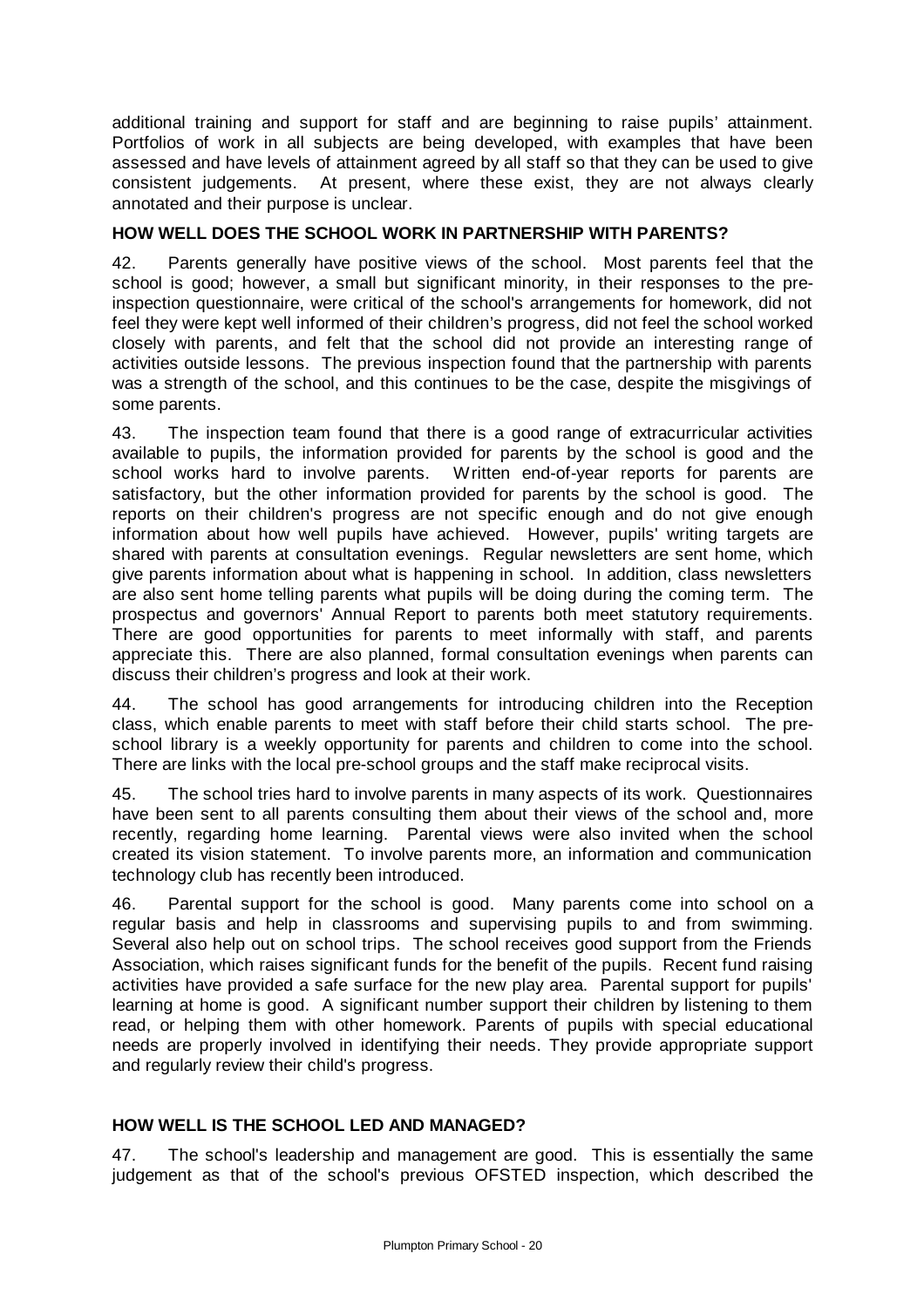additional training and support for staff and are beginning to raise pupils' attainment. Portfolios of work in all subjects are being developed, with examples that have been assessed and have levels of attainment agreed by all staff so that they can be used to give consistent judgements. At present, where these exist, they are not always clearly annotated and their purpose is unclear.

### HOW WELL DOES THE SCHOOL WORK IN PARTNERSHIP WITH PARENTS?

42. Parents generally have positive views of the school. Most parents feel that the school is good; however, a small but significant minority, in their responses to the pre-inspection questionnaire, were critical of the school's arrangements for homework, did not feel they were kept well informed of their children's progress, did not feel the school worked closely with parents, and felt that the school did not provide an interesting range of activities outside lessons. The previous inspection found that the partnership with parents was a strength of the school, and this continues to be the case, despite the misgivings of some parents.

43. The inspection team found that there is a good range of extracurricular activities available to pupils, the information provided for parents by the school is good and the school works hard to involve parents. Written end-of-year reports for parents are satisfactory, but the other information provided for parents by the school is good. The reports on their children's progress are not specific enough and do not give enough information about how well pupils have achieved. However, pupils' writing targets are shared with parents at consultation evenings. Regular newsletters are sent home, which give parents information about what is happening in school. In addition, class newsletters are also sent home telling parents what pupils will be doing during the coming term. The prospectus and governors' Annual Report to parents both meet statutory requirements. There are good opportunities for parents to meet informally with staff, and parents appreciate this. There are also planned, formal consultation evenings when parents can discuss their children's progress and look at their work.

44. The school has good arrangements for introducing children into the Reception class, which enable parents to meet with staff before their child starts school. The pre-school library is a weekly opportunity for parents and children to come into the school. There are links with the local pre-school groups and the staff make reciprocal visits.

45. The school tries hard to involve parents in many aspects of its work. Questionnaires have been sent to all parents consulting them about their views of the school and, more recently, regarding home learning. Parental views were also invited when the school created its vision statement. To involve parents more, an information and communication technology club has recently been introduced.

46. Parental support for the school is good. Many parents come into school on a regular basis and help in classrooms and supervising pupils to and from swimming. Several also help out on school trips. The school receives good support from the Friends Association, which raises significant funds for the benefit of the pupils. Recent fund raising activities have provided a safe surface for the new play area. Parental support for pupils' learning at home is good. A significant number support their children by listening to them read, or helping them with other homework. Parents of pupils with special educational needs are properly involved in identifying their needs. They provide appropriate support and regularly review their child's progress.

### HOW WELL IS THE SCHOOL LED AND MANAGED?

47. The school's leadership and management are good. This is essentially the same judgement as that of the school's previous OFSTED inspection, which described the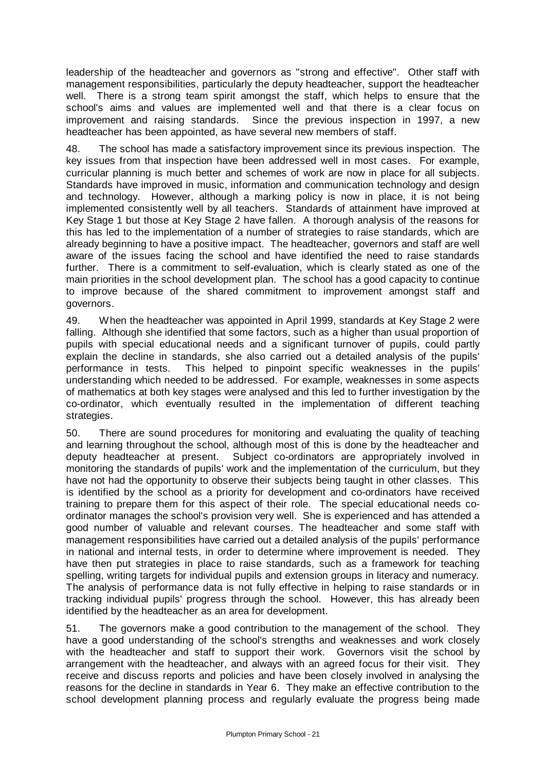leadership of the headteacher and governors as "strong and effective". Other staff with management responsibilities, particularly the deputy headteacher, support the headteacher well. There is a strong team spirit amongst the staff, which helps to ensure that the school's aims and values are implemented well and that there is a clear focus on improvement and raising standards. Since the previous inspection in 1997, a new headteacher has been appointed, as have several new members of staff.

48. The school has made a satisfactory improvement since its previous inspection. The key issues from that inspection have been addressed well in most cases. For example, curricular planning is much better and schemes of work are now in place for all subjects. Standards have improved in music, information and communication technology and design and technology. However, although a marking policy is now in place, it is not being implemented consistently well by all teachers. Standards of attainment have improved at Key Stage 1 but those at Key Stage 2 have fallen. A thorough analysis of the reasons for this has led to the implementation of a number of strategies to raise standards, which are already beginning to have a positive impact. The headteacher, governors and staff are well aware of the issues facing the school and have identified the need to raise standards further. There is a commitment to self-evaluation, which is clearly stated as one of the main priorities in the school development plan. The school has a good capacity to continue to improve because of the shared commitment to improvement amongst staff and governors.

49. When the headteacher was appointed in April 1999, standards at Key Stage 2 were falling. Although she identified that some factors, such as a higher than usual proportion of pupils with special educational needs and a significant turnover of pupils, could partly explain the decline in standards, she also carried out a detailed analysis of the pupils' performance in tests. This helped to pinpoint specific weaknesses in the pupils' understanding which needed to be addressed. For example, weaknesses in some aspects of mathematics at both key stages were analysed and this led to further investigation by the co-ordinator, which eventually resulted in the implementation of different teaching strategies.

50. There are sound procedures for monitoring and evaluating the quality of teaching and learning throughout the school, although most of this is done by the headteacher and deputy headteacher at present. Subject co-ordinators are appropriately involved in monitoring the standards of pupils' work and the implementation of the curriculum, but they have not had the opportunity to observe their subjects being taught in other classes. This is identified by the school as a priority for development and co-ordinators have received training to prepare them for this aspect of their role. The special educational needs co-ordinator manages the school's provision very well. She is experienced and has attended a good number of valuable and relevant courses. The headteacher and some staff with management responsibilities have carried out a detailed analysis of the pupils' performance in national and internal tests, in order to determine where improvement is needed. They have then put strategies in place to raise standards, such as a framework for teaching spelling, writing targets for individual pupils and extension groups in literacy and numeracy. The analysis of performance data is not fully effective in helping to raise standards or in tracking individual pupils' progress through the school. However, this has already been identified by the headteacher as an area for development.

51. The governors make a good contribution to the management of the school. They have a good understanding of the school's strengths and weaknesses and work closely with the headteacher and staff to support their work. Governors visit the school by arrangement with the headteacher, and always with an agreed focus for their visit. They receive and discuss reports and policies and have been closely involved in analysing the reasons for the decline in standards in Year 6. They make an effective contribution to the school development planning process and regularly evaluate the progress being made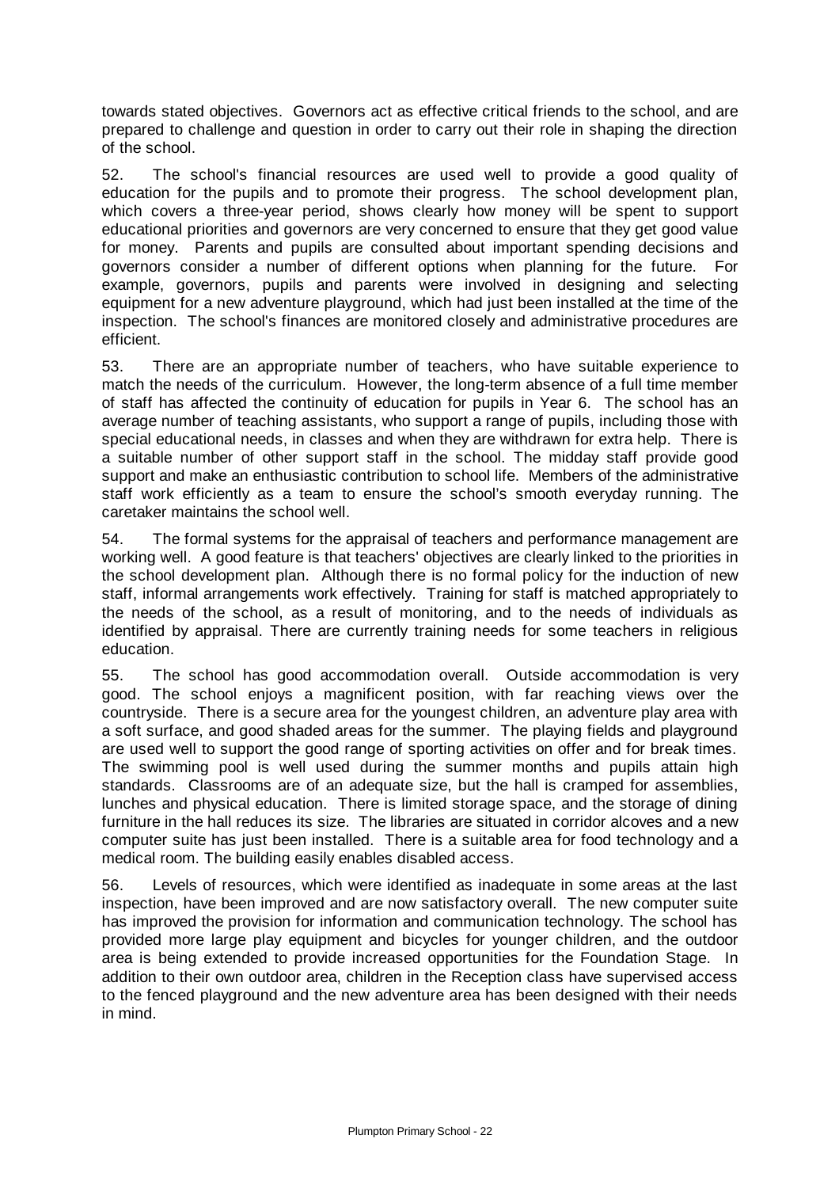towards stated objectives. Governors act as effective critical friends to the school, and are prepared to challenge and question in order to carry out their role in shaping the direction of the school.

52. The school's financial resources are used well to provide a good quality of education for the pupils and to promote their progress. The school development plan, which covers a three-year period, shows clearly how money will be spent to support educational priorities and governors are very concerned to ensure that they get good value for money. Parents and pupils are consulted about important spending decisions and governors consider a number of different options when planning for the future. For example, governors, pupils and parents were involved in designing and selecting equipment for a new adventure playground, which had just been installed at the time of the inspection. The school's finances are monitored closely and administrative procedures are efficient.

53. There are an appropriate number of teachers, who have suitable experience to match the needs of the curriculum. However, the long-term absence of a full time member of staff has affected the continuity of education for pupils in Year 6. The school has an average number of teaching assistants, who support a range of pupils, including those with special educational needs, in classes and when they are withdrawn for extra help. There is a suitable number of other support staff in the school. The midday staff provide good support and make an enthusiastic contribution to school life. Members of the administrative staff work efficiently as a team to ensure the school's smooth everyday running. The caretaker maintains the school well.

54. The formal systems for the appraisal of teachers and performance management are working well. A good feature is that teachers' objectives are clearly linked to the priorities in the school development plan. Although there is no formal policy for the induction of new staff, informal arrangements work effectively. Training for staff is matched appropriately to the needs of the school, as a result of monitoring, and to the needs of individuals as identified by appraisal. There are currently training needs for some teachers in religious education.

55. The school has good accommodation overall. Outside accommodation is very good. The school enjoys a magnificent position, with far reaching views over the countryside. There is a secure area for the youngest children, an adventure play area with a soft surface, and good shaded areas for the summer. The playing fields and playground are used well to support the good range of sporting activities on offer and for break times. The swimming pool is well used during the summer months and pupils attain high standards. Classrooms are of an adequate size, but the hall is cramped for assemblies, lunches and physical education. There is limited storage space, and the storage of dining furniture in the hall reduces its size. The libraries are situated in corridor alcoves and a new computer suite has just been installed. There is a suitable area for food technology and a medical room. The building easily enables disabled access.

56. Levels of resources, which were identified as inadequate in some areas at the last inspection, have been improved and are now satisfactory overall. The new computer suite has improved the provision for information and communication technology. The school has provided more large play equipment and bicycles for younger children, and the outdoor area is being extended to provide increased opportunities for the Foundation Stage. In addition to their own outdoor area, children in the Reception class have supervised access to the fenced playground and the new adventure area has been designed with their needs in mind.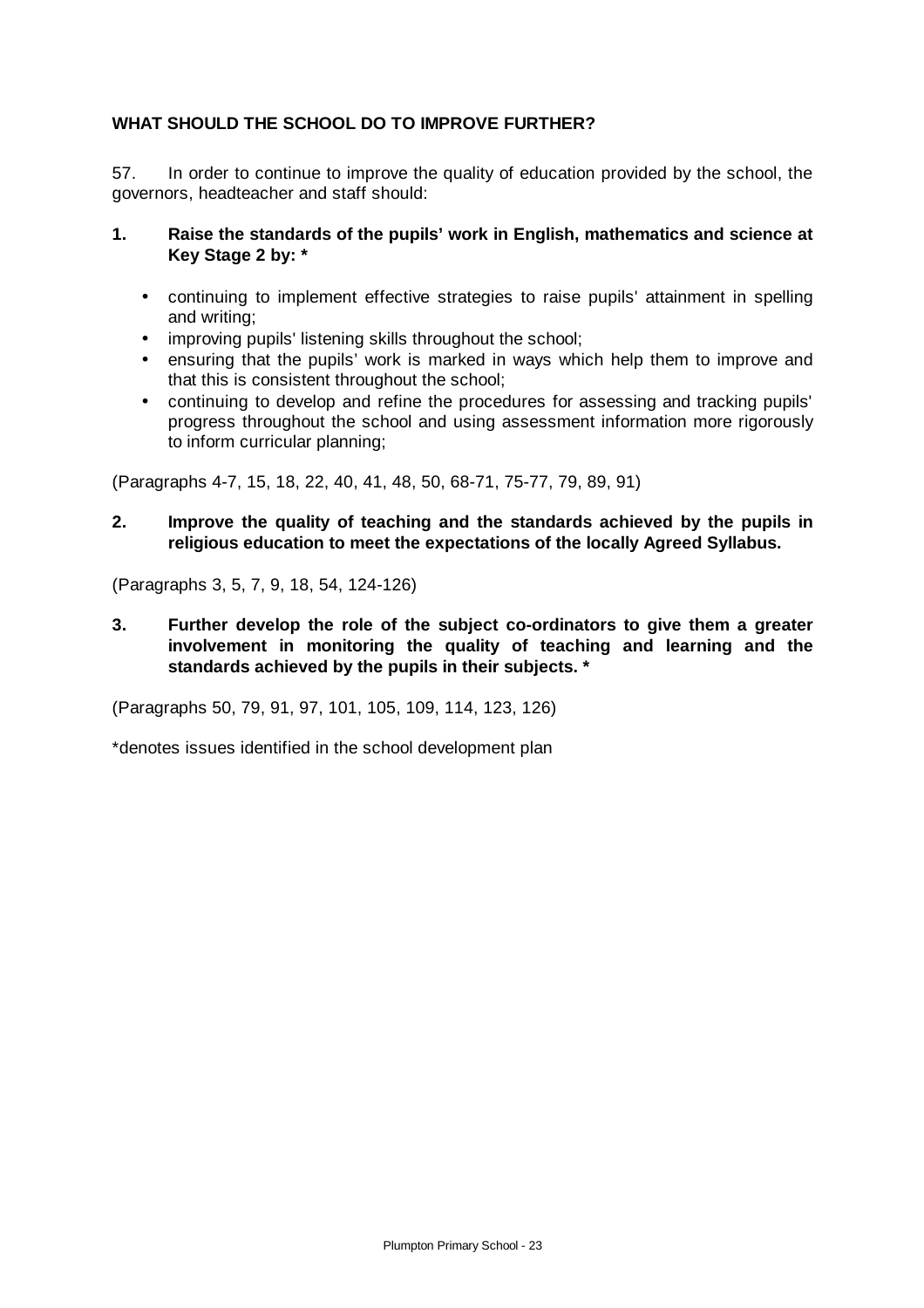## WHAT SHOULD THE SCHOOL DO TO IMPROVE FURTHER?

57. In order to continue to improve the quality of education provided by the school, the governors, headteacher and staff should:

1. **Raise the standards of the pupils' work in English, mathematics and science at Key Stage 2 by: ***

   - continuing to implement effective strategies to raise pupils' attainment in spelling and writing;
   - improving pupils' listening skills throughout the school;
   - ensuring that the pupils' work is marked in ways which help them to improve and that this is consistent throughout the school;
   - continuing to develop and refine the procedures for assessing and tracking pupils' progress throughout the school and using assessment information more rigorously to inform curricular planning;

(Paragraphs 4-7, 15, 18, 22, 40, 41, 48, 50, 68-71, 75-77, 79, 89, 91)

2. **Improve the quality of teaching and the standards achieved by the pupils in religious education to meet the expectations of the locally Agreed Syllabus.**

(Paragraphs 3, 5, 7, 9, 18, 54, 124-126)

3. **Further develop the role of the subject co-ordinators to give them a greater involvement in monitoring the quality of teaching and learning and the standards achieved by the pupils in their subjects. ***

(Paragraphs 50, 79, 91, 97, 101, 105, 109, 114, 123, 126)

*denotes issues identified in the school development plan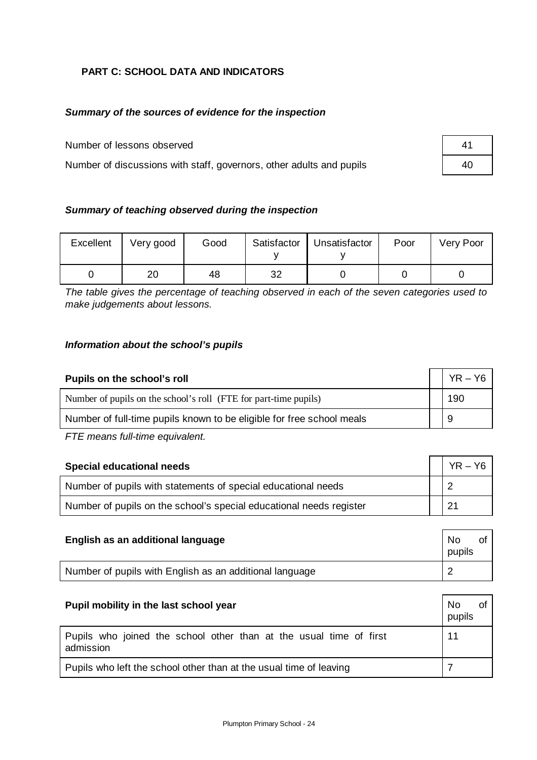## PART C: SCHOOL DATA AND INDICATORS

### *Summary of the sources of evidence for the inspection*

| | |
|---|---|
| Number of lessons observed | 41 |
| Number of discussions with staff, governors, other adults and pupils | 40 |

### *Summary of teaching observed during the inspection*

| Excellent | Very good | Good | Satisfactory | Unsatisfactory | Poor | Very Poor |
|---|---|---|---|---|---|---|
| 0 | 20 | 48 | 32 | 0 | 0 | 0 |

*The table gives the percentage of teaching observed in each of the seven categories used to make judgements about lessons.*

### *Information about the school's pupils*

| Pupils on the school's roll | YR – Y6 |
|---|---|
| Number of pupils on the school's roll (FTE for part-time pupils) | 190 |
| Number of full-time pupils known to be eligible for free school meals | 9 |

*FTE means full-time equivalent.*

| Special educational needs | YR – Y6 |
|---|---|
| Number of pupils with statements of special educational needs | 2 |
| Number of pupils on the school's special educational needs register | 21 |

| English as an additional language | No of pupils |
|---|---|
| Number of pupils with English as an additional language | 2 |

| Pupil mobility in the last school year | No of pupils |
|---|---|
| Pupils who joined the school other than at the usual time of first admission | 11 |
| Pupils who left the school other than at the usual time of leaving | 7 |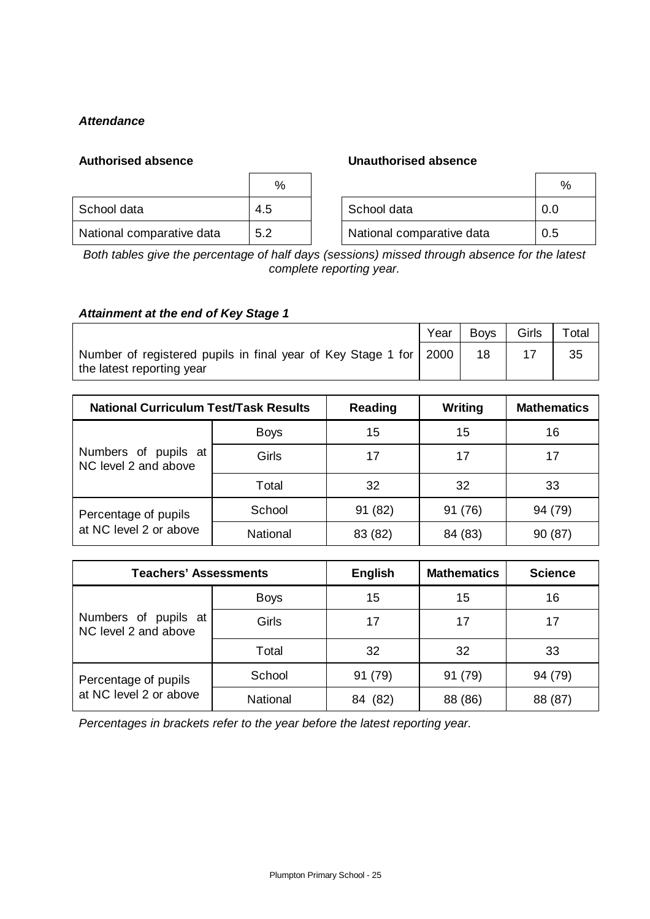***Attendance***

**Authorised absence**

| | % |
|---|---|
| School data | 4.5 |
| National comparative data | 5.2 |

**Unauthorised absence**

| | % |
|---|---|
| School data | 0.0 |
| National comparative data | 0.5 |

*Both tables give the percentage of half days (sessions) missed through absence for the latest complete reporting year.*

***Attainment at the end of Key Stage 1***

| | Year | Boys | Girls | Total |
|---|---|---|---|---|
| Number of registered pupils in final year of Key Stage 1 for the latest reporting year | 2000 | 18 | 17 | 35 |

| National Curriculum Test/Task Results | | Reading | Writing | Mathematics |
|---|---|---|---|---|
| Numbers of pupils at NC level 2 and above | Boys | 15 | 15 | 16 |
| | Girls | 17 | 17 | 17 |
| | Total | 32 | 32 | 33 |
| Percentage of pupils at NC level 2 or above | School | 91 (82) | 91 (76) | 94 (79) |
| | National | 83 (82) | 84 (83) | 90 (87) |

| Teachers' Assessments | | English | Mathematics | Science |
|---|---|---|---|---|
| Numbers of pupils at NC level 2 and above | Boys | 15 | 15 | 16 |
| | Girls | 17 | 17 | 17 |
| | Total | 32 | 32 | 33 |
| Percentage of pupils at NC level 2 or above | School | 91 (79) | 91 (79) | 94 (79) |
| | National | 84 (82) | 88 (86) | 88 (87) |

*Percentages in brackets refer to the year before the latest reporting year.*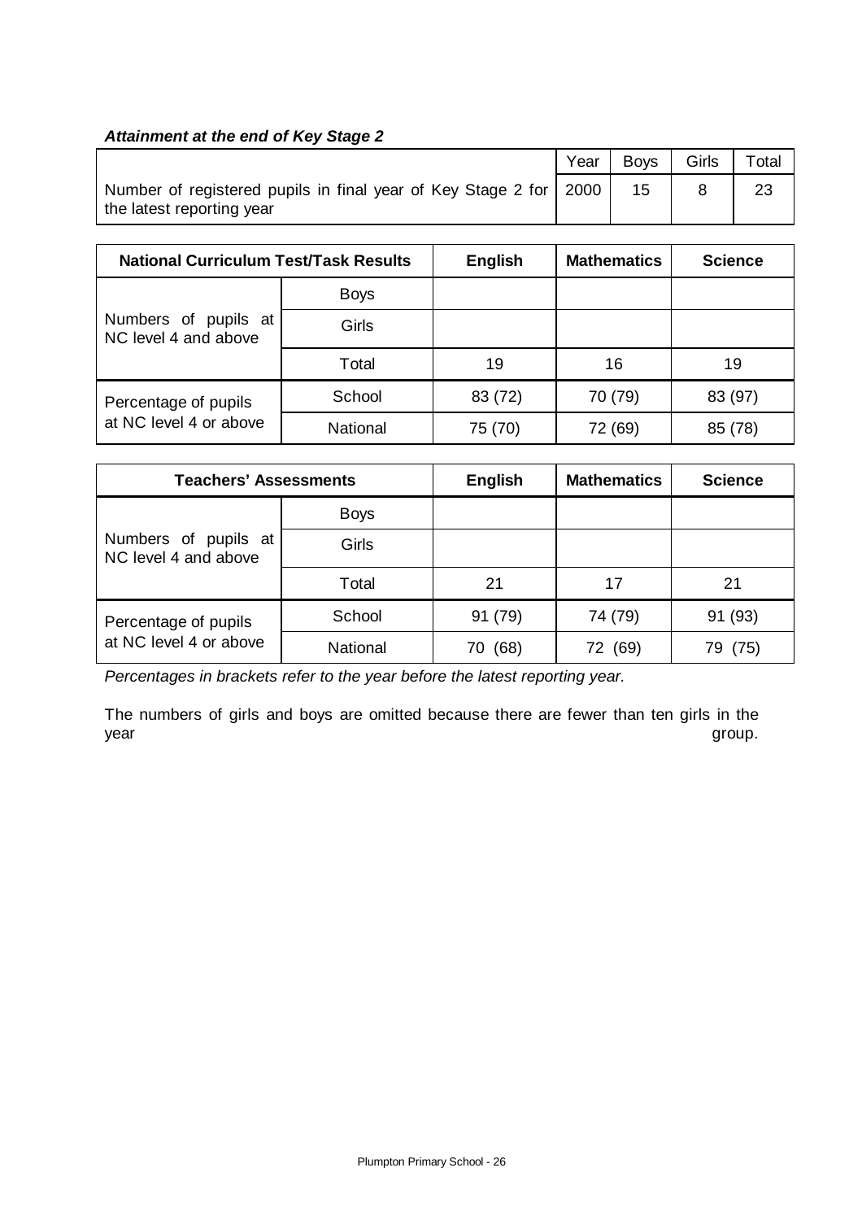### *Attainment at the end of Key Stage 2*

| | Year | Boys | Girls | Total |
|---|---|---|---|---|
| Number of registered pupils in final year of Key Stage 2 for the latest reporting year | 2000 | 15 | 8 | 23 |

| National Curriculum Test/Task Results | | English | Mathematics | Science |
|---|---|---|---|---|
| Numbers of pupils at NC level 4 and above | Boys | | | |
| | Girls | | | |
| | Total | 19 | 16 | 19 |
| Percentage of pupils at NC level 4 or above | School | 83 (72) | 70 (79) | 83 (97) |
| | National | 75 (70) | 72 (69) | 85 (78) |

| Teachers' Assessments | | English | Mathematics | Science |
|---|---|---|---|---|
| Numbers of pupils at NC level 4 and above | Boys | | | |
| | Girls | | | |
| | Total | 21 | 17 | 21 |
| Percentage of pupils at NC level 4 or above | School | 91 (79) | 74 (79) | 91 (93) |
| | National | 70 (68) | 72 (69) | 79 (75) |

*Percentages in brackets refer to the year before the latest reporting year.*

The numbers of girls and boys are omitted because there are fewer than ten girls in the year group.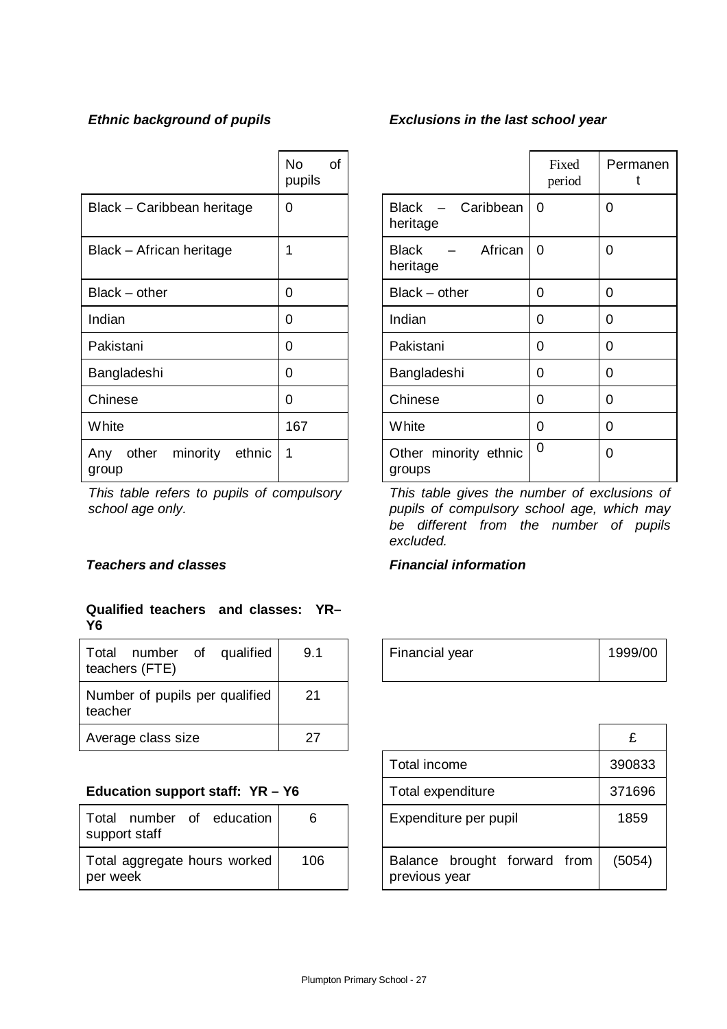### *Ethnic background of pupils*

| | No of pupils |
|---|---|
| Black – Caribbean heritage | 0 |
| Black – African heritage | 1 |
| Black – other | 0 |
| Indian | 0 |
| Pakistani | 0 |
| Bangladeshi | 0 |
| Chinese | 0 |
| White | 167 |
| Any other minority ethnic group | 1 |

*This table refers to pupils of compulsory school age only.*

### *Exclusions in the last school year*

| | Fixed period | Permanent |
|---|---|---|
| Black – Caribbean heritage | 0 | 0 |
| Black – African heritage | 0 | 0 |
| Black – other | 0 | 0 |
| Indian | 0 | 0 |
| Pakistani | 0 | 0 |
| Bangladeshi | 0 | 0 |
| Chinese | 0 | 0 |
| White | 0 | 0 |
| Other minority ethnic groups | 0 | 0 |

*This table gives the number of exclusions of pupils of compulsory school age, which may be different from the number of pupils excluded.*

### *Teachers and classes*

#### Qualified teachers and classes: YR– Y6

| | |
|---|---|
| Total number of qualified teachers (FTE) | 9.1 |
| Number of pupils per qualified teacher | 21 |
| Average class size | 27 |

#### Education support staff: YR – Y6

| | |
|---|---|
| Total number of education support staff | 6 |
| Total aggregate hours worked per week | 106 |

### *Financial information*

| | |
|---|---|
| Financial year | 1999/00 |

| | £ |
|---|---|
| Total income | 390833 |
| Total expenditure | 371696 |
| Expenditure per pupil | 1859 |
| Balance brought forward from previous year | (5054) |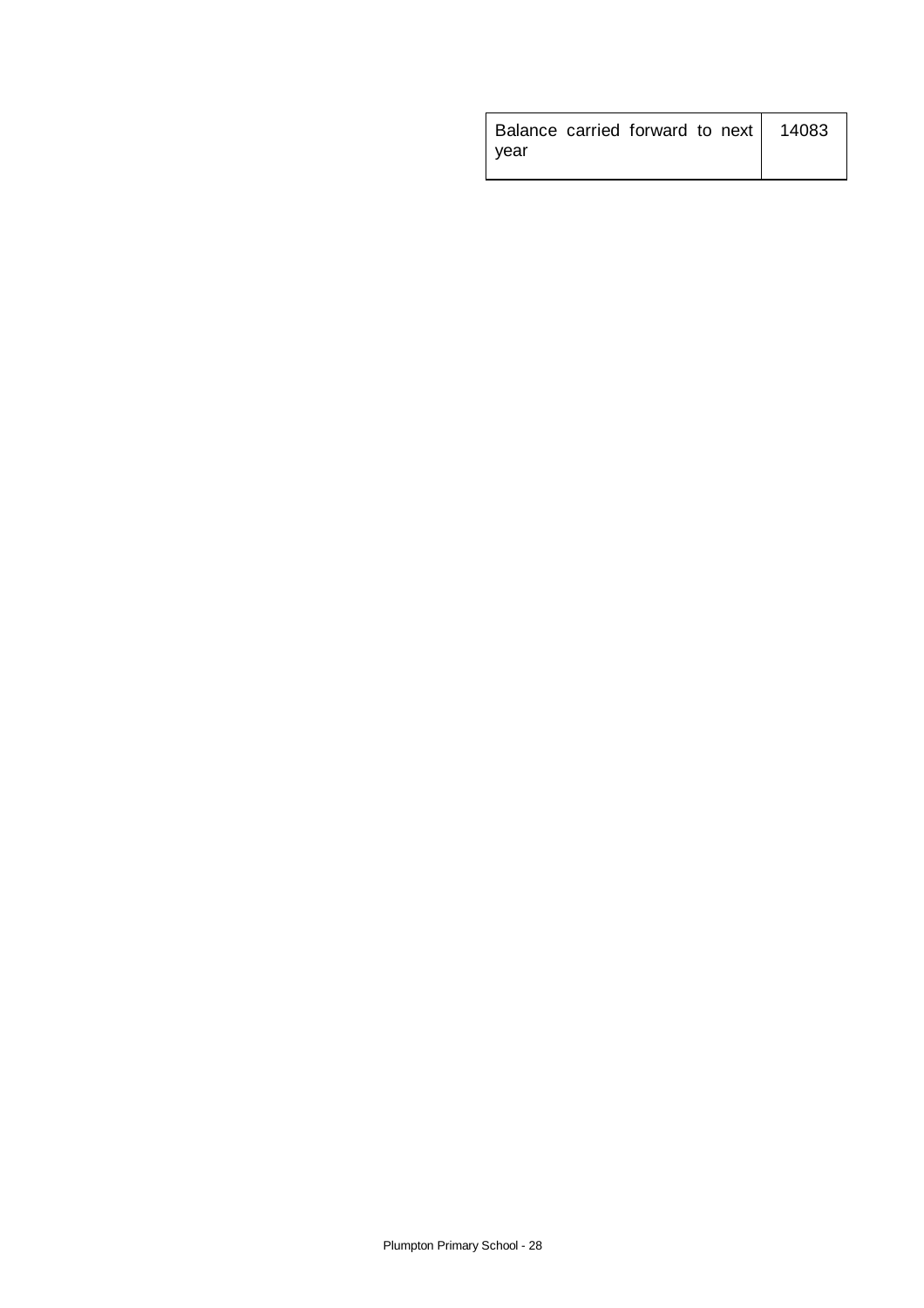| Balance carried forward to next year | 14083 |
|---|---|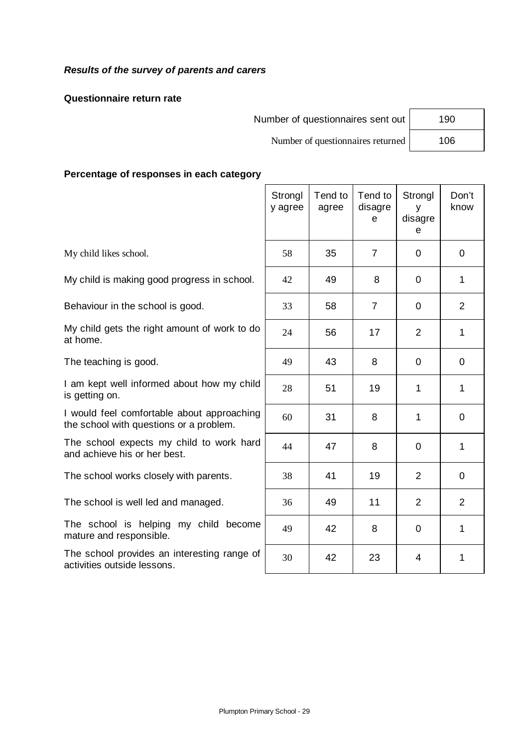***Results of the survey of parents and carers***

**Questionnaire return rate**

| | |
|---|---|
| Number of questionnaires sent out | 190 |
| Number of questionnaires returned | 106 |

**Percentage of responses in each category**

| | Strongly agree | Tend to agree | Tend to disagree | Strongly disagree | Don't know |
|---|---|---|---|---|---|
| My child likes school. | 58 | 35 | 7 | 0 | 0 |
| My child is making good progress in school. | 42 | 49 | 8 | 0 | 1 |
| Behaviour in the school is good. | 33 | 58 | 7 | 0 | 2 |
| My child gets the right amount of work to do at home. | 24 | 56 | 17 | 2 | 1 |
| The teaching is good. | 49 | 43 | 8 | 0 | 0 |
| I am kept well informed about how my child is getting on. | 28 | 51 | 19 | 1 | 1 |
| I would feel comfortable about approaching the school with questions or a problem. | 60 | 31 | 8 | 1 | 0 |
| The school expects my child to work hard and achieve his or her best. | 44 | 47 | 8 | 0 | 1 |
| The school works closely with parents. | 38 | 41 | 19 | 2 | 0 |
| The school is well led and managed. | 36 | 49 | 11 | 2 | 2 |
| The school is helping my child become mature and responsible. | 49 | 42 | 8 | 0 | 1 |
| The school provides an interesting range of activities outside lessons. | 30 | 42 | 23 | 4 | 1 |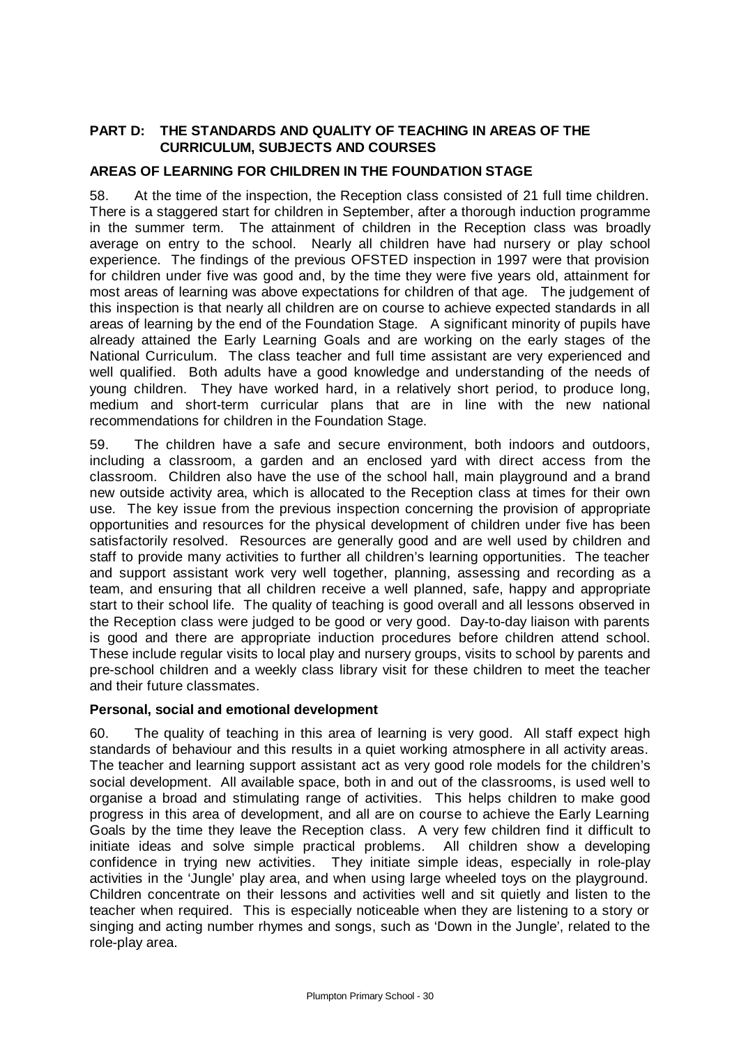## PART D: THE STANDARDS AND QUALITY OF TEACHING IN AREAS OF THE CURRICULUM, SUBJECTS AND COURSES

### AREAS OF LEARNING FOR CHILDREN IN THE FOUNDATION STAGE

58. At the time of the inspection, the Reception class consisted of 21 full time children. There is a staggered start for children in September, after a thorough induction programme in the summer term. The attainment of children in the Reception class was broadly average on entry to the school. Nearly all children have had nursery or play school experience. The findings of the previous OFSTED inspection in 1997 were that provision for children under five was good and, by the time they were five years old, attainment for most areas of learning was above expectations for children of that age. The judgement of this inspection is that nearly all children are on course to achieve expected standards in all areas of learning by the end of the Foundation Stage. A significant minority of pupils have already attained the Early Learning Goals and are working on the early stages of the National Curriculum. The class teacher and full time assistant are very experienced and well qualified. Both adults have a good knowledge and understanding of the needs of young children. They have worked hard, in a relatively short period, to produce long, medium and short-term curricular plans that are in line with the new national recommendations for children in the Foundation Stage.

59. The children have a safe and secure environment, both indoors and outdoors, including a classroom, a garden and an enclosed yard with direct access from the classroom. Children also have the use of the school hall, main playground and a brand new outside activity area, which is allocated to the Reception class at times for their own use. The key issue from the previous inspection concerning the provision of appropriate opportunities and resources for the physical development of children under five has been satisfactorily resolved. Resources are generally good and are well used by children and staff to provide many activities to further all children's learning opportunities. The teacher and support assistant work very well together, planning, assessing and recording as a team, and ensuring that all children receive a well planned, safe, happy and appropriate start to their school life. The quality of teaching is good overall and all lessons observed in the Reception class were judged to be good or very good. Day-to-day liaison with parents is good and there are appropriate induction procedures before children attend school. These include regular visits to local play and nursery groups, visits to school by parents and pre-school children and a weekly class library visit for these children to meet the teacher and their future classmates.

#### Personal, social and emotional development

60. The quality of teaching in this area of learning is very good. All staff expect high standards of behaviour and this results in a quiet working atmosphere in all activity areas. The teacher and learning support assistant act as very good role models for the children's social development. All available space, both in and out of the classrooms, is used well to organise a broad and stimulating range of activities. This helps children to make good progress in this area of development, and all are on course to achieve the Early Learning Goals by the time they leave the Reception class. A very few children find it difficult to initiate ideas and solve simple practical problems. All children show a developing confidence in trying new activities. They initiate simple ideas, especially in role-play activities in the 'Jungle' play area, and when using large wheeled toys on the playground. Children concentrate on their lessons and activities well and sit quietly and listen to the teacher when required. This is especially noticeable when they are listening to a story or singing and acting number rhymes and songs, such as 'Down in the Jungle', related to the role-play area.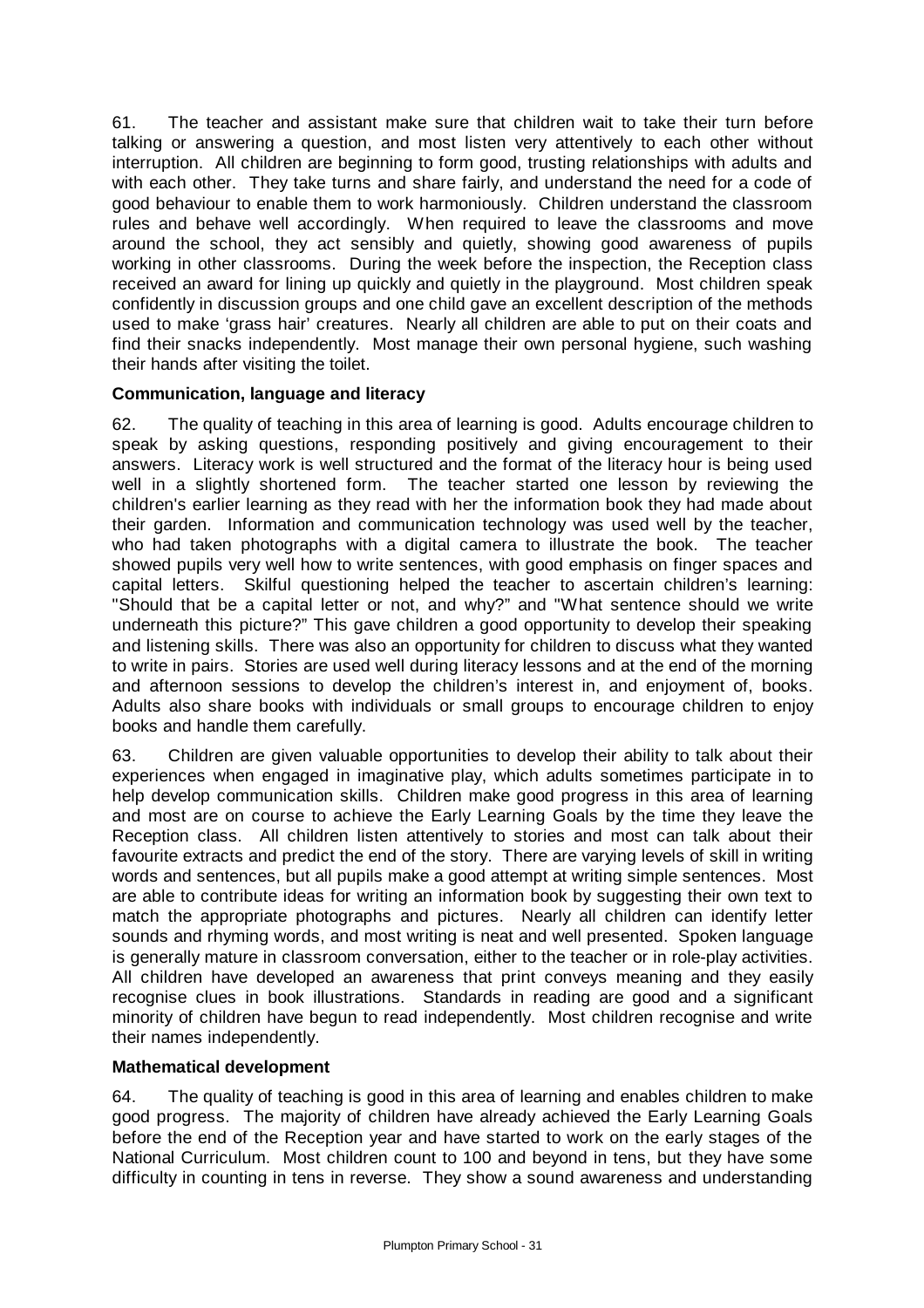61. The teacher and assistant make sure that children wait to take their turn before talking or answering a question, and most listen very attentively to each other without interruption. All children are beginning to form good, trusting relationships with adults and with each other. They take turns and share fairly, and understand the need for a code of good behaviour to enable them to work harmoniously. Children understand the classroom rules and behave well accordingly. When required to leave the classrooms and move around the school, they act sensibly and quietly, showing good awareness of pupils working in other classrooms. During the week before the inspection, the Reception class received an award for lining up quickly and quietly in the playground. Most children speak confidently in discussion groups and one child gave an excellent description of the methods used to make 'grass hair' creatures. Nearly all children are able to put on their coats and find their snacks independently. Most manage their own personal hygiene, such washing their hands after visiting the toilet.

**Communication, language and literacy**

62. The quality of teaching in this area of learning is good. Adults encourage children to speak by asking questions, responding positively and giving encouragement to their answers. Literacy work is well structured and the format of the literacy hour is being used well in a slightly shortened form. The teacher started one lesson by reviewing the children's earlier learning as they read with her the information book they had made about their garden. Information and communication technology was used well by the teacher, who had taken photographs with a digital camera to illustrate the book. The teacher showed pupils very well how to write sentences, with good emphasis on finger spaces and capital letters. Skilful questioning helped the teacher to ascertain children's learning: "Should that be a capital letter or not, and why?" and "What sentence should we write underneath this picture?" This gave children a good opportunity to develop their speaking and listening skills. There was also an opportunity for children to discuss what they wanted to write in pairs. Stories are used well during literacy lessons and at the end of the morning and afternoon sessions to develop the children's interest in, and enjoyment of, books. Adults also share books with individuals or small groups to encourage children to enjoy books and handle them carefully.

63. Children are given valuable opportunities to develop their ability to talk about their experiences when engaged in imaginative play, which adults sometimes participate in to help develop communication skills. Children make good progress in this area of learning and most are on course to achieve the Early Learning Goals by the time they leave the Reception class. All children listen attentively to stories and most can talk about their favourite extracts and predict the end of the story. There are varying levels of skill in writing words and sentences, but all pupils make a good attempt at writing simple sentences. Most are able to contribute ideas for writing an information book by suggesting their own text to match the appropriate photographs and pictures. Nearly all children can identify letter sounds and rhyming words, and most writing is neat and well presented. Spoken language is generally mature in classroom conversation, either to the teacher or in role-play activities. All children have developed an awareness that print conveys meaning and they easily recognise clues in book illustrations. Standards in reading are good and a significant minority of children have begun to read independently. Most children recognise and write their names independently.

**Mathematical development**

64. The quality of teaching is good in this area of learning and enables children to make good progress. The majority of children have already achieved the Early Learning Goals before the end of the Reception year and have started to work on the early stages of the National Curriculum. Most children count to 100 and beyond in tens, but they have some difficulty in counting in tens in reverse. They show a sound awareness and understanding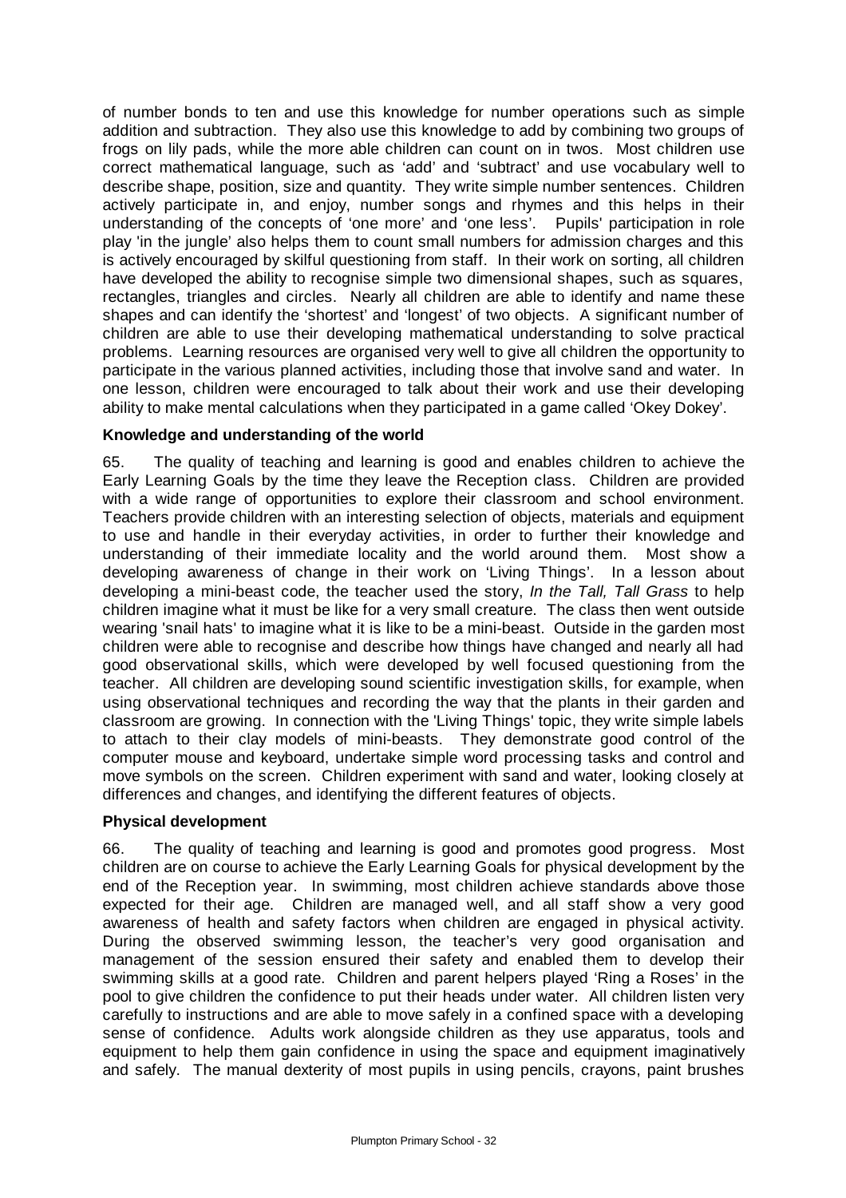of number bonds to ten and use this knowledge for number operations such as simple addition and subtraction. They also use this knowledge to add by combining two groups of frogs on lily pads, while the more able children can count on in twos. Most children use correct mathematical language, such as 'add' and 'subtract' and use vocabulary well to describe shape, position, size and quantity. They write simple number sentences. Children actively participate in, and enjoy, number songs and rhymes and this helps in their understanding of the concepts of 'one more' and 'one less'. Pupils' participation in role play 'in the jungle' also helps them to count small numbers for admission charges and this is actively encouraged by skilful questioning from staff. In their work on sorting, all children have developed the ability to recognise simple two dimensional shapes, such as squares, rectangles, triangles and circles. Nearly all children are able to identify and name these shapes and can identify the 'shortest' and 'longest' of two objects. A significant number of children are able to use their developing mathematical understanding to solve practical problems. Learning resources are organised very well to give all children the opportunity to participate in the various planned activities, including those that involve sand and water. In one lesson, children were encouraged to talk about their work and use their developing ability to make mental calculations when they participated in a game called 'Okey Dokey'.

**Knowledge and understanding of the world**

65. The quality of teaching and learning is good and enables children to achieve the Early Learning Goals by the time they leave the Reception class. Children are provided with a wide range of opportunities to explore their classroom and school environment. Teachers provide children with an interesting selection of objects, materials and equipment to use and handle in their everyday activities, in order to further their knowledge and understanding of their immediate locality and the world around them. Most show a developing awareness of change in their work on 'Living Things'. In a lesson about developing a mini-beast code, the teacher used the story, *In the Tall, Tall Grass* to help children imagine what it must be like for a very small creature. The class then went outside wearing 'snail hats' to imagine what it is like to be a mini-beast. Outside in the garden most children were able to recognise and describe how things have changed and nearly all had good observational skills, which were developed by well focused questioning from the teacher. All children are developing sound scientific investigation skills, for example, when using observational techniques and recording the way that the plants in their garden and classroom are growing. In connection with the 'Living Things' topic, they write simple labels to attach to their clay models of mini-beasts. They demonstrate good control of the computer mouse and keyboard, undertake simple word processing tasks and control and move symbols on the screen. Children experiment with sand and water, looking closely at differences and changes, and identifying the different features of objects.

**Physical development**

66. The quality of teaching and learning is good and promotes good progress. Most children are on course to achieve the Early Learning Goals for physical development by the end of the Reception year. In swimming, most children achieve standards above those expected for their age. Children are managed well, and all staff show a very good awareness of health and safety factors when children are engaged in physical activity. During the observed swimming lesson, the teacher's very good organisation and management of the session ensured their safety and enabled them to develop their swimming skills at a good rate. Children and parent helpers played 'Ring a Roses' in the pool to give children the confidence to put their heads under water. All children listen very carefully to instructions and are able to move safely in a confined space with a developing sense of confidence. Adults work alongside children as they use apparatus, tools and equipment to help them gain confidence in using the space and equipment imaginatively and safely. The manual dexterity of most pupils in using pencils, crayons, paint brushes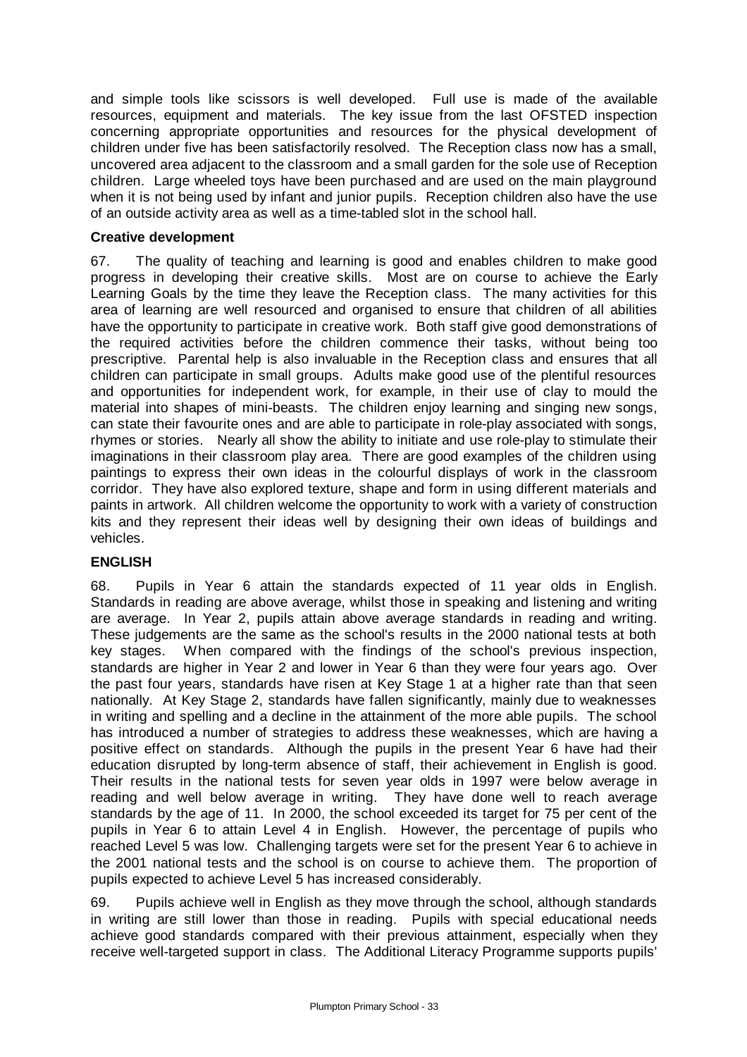and simple tools like scissors is well developed. Full use is made of the available resources, equipment and materials. The key issue from the last OFSTED inspection concerning appropriate opportunities and resources for the physical development of children under five has been satisfactorily resolved. The Reception class now has a small, uncovered area adjacent to the classroom and a small garden for the sole use of Reception children. Large wheeled toys have been purchased and are used on the main playground when it is not being used by infant and junior pupils. Reception children also have the use of an outside activity area as well as a time-tabled slot in the school hall.

**Creative development**

67. The quality of teaching and learning is good and enables children to make good progress in developing their creative skills. Most are on course to achieve the Early Learning Goals by the time they leave the Reception class. The many activities for this area of learning are well resourced and organised to ensure that children of all abilities have the opportunity to participate in creative work. Both staff give good demonstrations of the required activities before the children commence their tasks, without being too prescriptive. Parental help is also invaluable in the Reception class and ensures that all children can participate in small groups. Adults make good use of the plentiful resources and opportunities for independent work, for example, in their use of clay to mould the material into shapes of mini-beasts. The children enjoy learning and singing new songs, can state their favourite ones and are able to participate in role-play associated with songs, rhymes or stories. Nearly all show the ability to initiate and use role-play to stimulate their imaginations in their classroom play area. There are good examples of the children using paintings to express their own ideas in the colourful displays of work in the classroom corridor. They have also explored texture, shape and form in using different materials and paints in artwork. All children welcome the opportunity to work with a variety of construction kits and they represent their ideas well by designing their own ideas of buildings and vehicles.

**ENGLISH**

68. Pupils in Year 6 attain the standards expected of 11 year olds in English. Standards in reading are above average, whilst those in speaking and listening and writing are average. In Year 2, pupils attain above average standards in reading and writing. These judgements are the same as the school's results in the 2000 national tests at both key stages. When compared with the findings of the school's previous inspection, standards are higher in Year 2 and lower in Year 6 than they were four years ago. Over the past four years, standards have risen at Key Stage 1 at a higher rate than that seen nationally. At Key Stage 2, standards have fallen significantly, mainly due to weaknesses in writing and spelling and a decline in the attainment of the more able pupils. The school has introduced a number of strategies to address these weaknesses, which are having a positive effect on standards. Although the pupils in the present Year 6 have had their education disrupted by long-term absence of staff, their achievement in English is good. Their results in the national tests for seven year olds in 1997 were below average in reading and well below average in writing. They have done well to reach average standards by the age of 11. In 2000, the school exceeded its target for 75 per cent of the pupils in Year 6 to attain Level 4 in English. However, the percentage of pupils who reached Level 5 was low. Challenging targets were set for the present Year 6 to achieve in the 2001 national tests and the school is on course to achieve them. The proportion of pupils expected to achieve Level 5 has increased considerably.

69. Pupils achieve well in English as they move through the school, although standards in writing are still lower than those in reading. Pupils with special educational needs achieve good standards compared with their previous attainment, especially when they receive well-targeted support in class. The Additional Literacy Programme supports pupils'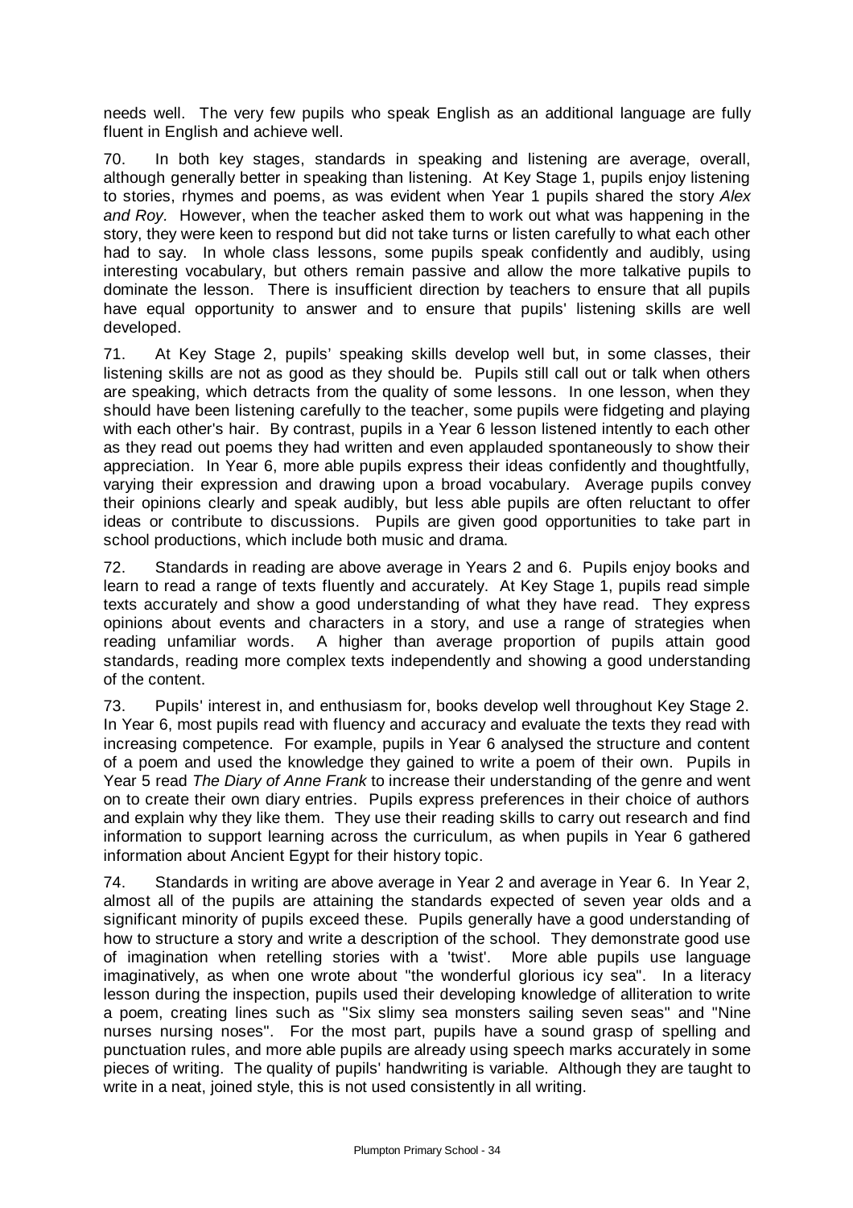needs well. The very few pupils who speak English as an additional language are fully fluent in English and achieve well.

70. In both key stages, standards in speaking and listening are average, overall, although generally better in speaking than listening. At Key Stage 1, pupils enjoy listening to stories, rhymes and poems, as was evident when Year 1 pupils shared the story *Alex and Roy.* However, when the teacher asked them to work out what was happening in the story, they were keen to respond but did not take turns or listen carefully to what each other had to say. In whole class lessons, some pupils speak confidently and audibly, using interesting vocabulary, but others remain passive and allow the more talkative pupils to dominate the lesson. There is insufficient direction by teachers to ensure that all pupils have equal opportunity to answer and to ensure that pupils' listening skills are well developed.

71. At Key Stage 2, pupils' speaking skills develop well but, in some classes, their listening skills are not as good as they should be. Pupils still call out or talk when others are speaking, which detracts from the quality of some lessons. In one lesson, when they should have been listening carefully to the teacher, some pupils were fidgeting and playing with each other's hair. By contrast, pupils in a Year 6 lesson listened intently to each other as they read out poems they had written and even applauded spontaneously to show their appreciation. In Year 6, more able pupils express their ideas confidently and thoughtfully, varying their expression and drawing upon a broad vocabulary. Average pupils convey their opinions clearly and speak audibly, but less able pupils are often reluctant to offer ideas or contribute to discussions. Pupils are given good opportunities to take part in school productions, which include both music and drama.

72. Standards in reading are above average in Years 2 and 6. Pupils enjoy books and learn to read a range of texts fluently and accurately. At Key Stage 1, pupils read simple texts accurately and show a good understanding of what they have read. They express opinions about events and characters in a story, and use a range of strategies when reading unfamiliar words. A higher than average proportion of pupils attain good standards, reading more complex texts independently and showing a good understanding of the content.

73. Pupils' interest in, and enthusiasm for, books develop well throughout Key Stage 2. In Year 6, most pupils read with fluency and accuracy and evaluate the texts they read with increasing competence. For example, pupils in Year 6 analysed the structure and content of a poem and used the knowledge they gained to write a poem of their own. Pupils in Year 5 read *The Diary of Anne Frank* to increase their understanding of the genre and went on to create their own diary entries. Pupils express preferences in their choice of authors and explain why they like them. They use their reading skills to carry out research and find information to support learning across the curriculum, as when pupils in Year 6 gathered information about Ancient Egypt for their history topic.

74. Standards in writing are above average in Year 2 and average in Year 6. In Year 2, almost all of the pupils are attaining the standards expected of seven year olds and a significant minority of pupils exceed these. Pupils generally have a good understanding of how to structure a story and write a description of the school. They demonstrate good use of imagination when retelling stories with a 'twist'. More able pupils use language imaginatively, as when one wrote about "the wonderful glorious icy sea". In a literacy lesson during the inspection, pupils used their developing knowledge of alliteration to write a poem, creating lines such as "Six slimy sea monsters sailing seven seas" and "Nine nurses nursing noses". For the most part, pupils have a sound grasp of spelling and punctuation rules, and more able pupils are already using speech marks accurately in some pieces of writing. The quality of pupils' handwriting is variable. Although they are taught to write in a neat, joined style, this is not used consistently in all writing.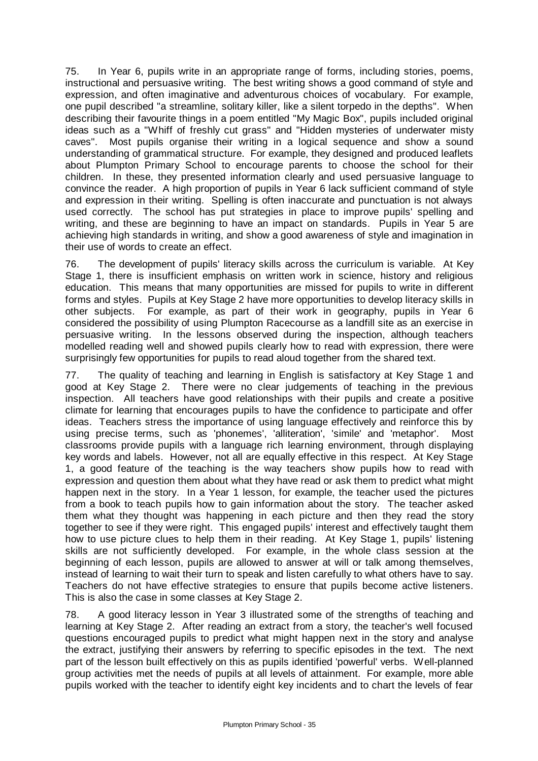75. In Year 6, pupils write in an appropriate range of forms, including stories, poems, instructional and persuasive writing. The best writing shows a good command of style and expression, and often imaginative and adventurous choices of vocabulary. For example, one pupil described "a streamline, solitary killer, like a silent torpedo in the depths". When describing their favourite things in a poem entitled "My Magic Box", pupils included original ideas such as a "Whiff of freshly cut grass" and "Hidden mysteries of underwater misty caves". Most pupils organise their writing in a logical sequence and show a sound understanding of grammatical structure. For example, they designed and produced leaflets about Plumpton Primary School to encourage parents to choose the school for their children. In these, they presented information clearly and used persuasive language to convince the reader. A high proportion of pupils in Year 6 lack sufficient command of style and expression in their writing. Spelling is often inaccurate and punctuation is not always used correctly. The school has put strategies in place to improve pupils' spelling and writing, and these are beginning to have an impact on standards. Pupils in Year 5 are achieving high standards in writing, and show a good awareness of style and imagination in their use of words to create an effect.

76. The development of pupils' literacy skills across the curriculum is variable. At Key Stage 1, there is insufficient emphasis on written work in science, history and religious education. This means that many opportunities are missed for pupils to write in different forms and styles. Pupils at Key Stage 2 have more opportunities to develop literacy skills in other subjects. For example, as part of their work in geography, pupils in Year 6 considered the possibility of using Plumpton Racecourse as a landfill site as an exercise in persuasive writing. In the lessons observed during the inspection, although teachers modelled reading well and showed pupils clearly how to read with expression, there were surprisingly few opportunities for pupils to read aloud together from the shared text.

77. The quality of teaching and learning in English is satisfactory at Key Stage 1 and good at Key Stage 2. There were no clear judgements of teaching in the previous inspection. All teachers have good relationships with their pupils and create a positive climate for learning that encourages pupils to have the confidence to participate and offer ideas. Teachers stress the importance of using language effectively and reinforce this by using precise terms, such as 'phonemes', 'alliteration', 'simile' and 'metaphor'. Most classrooms provide pupils with a language rich learning environment, through displaying key words and labels. However, not all are equally effective in this respect. At Key Stage 1, a good feature of the teaching is the way teachers show pupils how to read with expression and question them about what they have read or ask them to predict what might happen next in the story. In a Year 1 lesson, for example, the teacher used the pictures from a book to teach pupils how to gain information about the story. The teacher asked them what they thought was happening in each picture and then they read the story together to see if they were right. This engaged pupils' interest and effectively taught them how to use picture clues to help them in their reading. At Key Stage 1, pupils' listening skills are not sufficiently developed. For example, in the whole class session at the beginning of each lesson, pupils are allowed to answer at will or talk among themselves, instead of learning to wait their turn to speak and listen carefully to what others have to say. Teachers do not have effective strategies to ensure that pupils become active listeners. This is also the case in some classes at Key Stage 2.

78. A good literacy lesson in Year 3 illustrated some of the strengths of teaching and learning at Key Stage 2. After reading an extract from a story, the teacher's well focused questions encouraged pupils to predict what might happen next in the story and analyse the extract, justifying their answers by referring to specific episodes in the text. The next part of the lesson built effectively on this as pupils identified 'powerful' verbs. Well-planned group activities met the needs of pupils at all levels of attainment. For example, more able pupils worked with the teacher to identify eight key incidents and to chart the levels of fear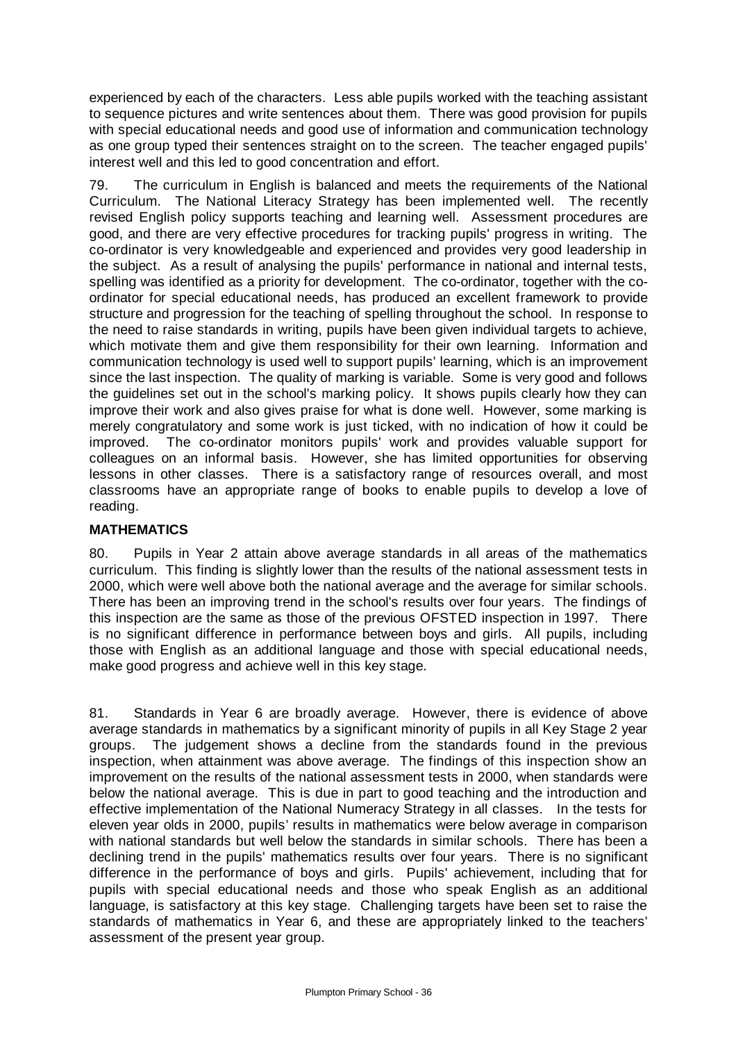experienced by each of the characters. Less able pupils worked with the teaching assistant to sequence pictures and write sentences about them. There was good provision for pupils with special educational needs and good use of information and communication technology as one group typed their sentences straight on to the screen. The teacher engaged pupils' interest well and this led to good concentration and effort.

79. The curriculum in English is balanced and meets the requirements of the National Curriculum. The National Literacy Strategy has been implemented well. The recently revised English policy supports teaching and learning well. Assessment procedures are good, and there are very effective procedures for tracking pupils' progress in writing. The co-ordinator is very knowledgeable and experienced and provides very good leadership in the subject. As a result of analysing the pupils' performance in national and internal tests, spelling was identified as a priority for development. The co-ordinator, together with the co-ordinator for special educational needs, has produced an excellent framework to provide structure and progression for the teaching of spelling throughout the school. In response to the need to raise standards in writing, pupils have been given individual targets to achieve, which motivate them and give them responsibility for their own learning. Information and communication technology is used well to support pupils' learning, which is an improvement since the last inspection. The quality of marking is variable. Some is very good and follows the guidelines set out in the school's marking policy. It shows pupils clearly how they can improve their work and also gives praise for what is done well. However, some marking is merely congratulatory and some work is just ticked, with no indication of how it could be improved. The co-ordinator monitors pupils' work and provides valuable support for colleagues on an informal basis. However, she has limited opportunities for observing lessons in other classes. There is a satisfactory range of resources overall, and most classrooms have an appropriate range of books to enable pupils to develop a love of reading.

## MATHEMATICS

80. Pupils in Year 2 attain above average standards in all areas of the mathematics curriculum. This finding is slightly lower than the results of the national assessment tests in 2000, which were well above both the national average and the average for similar schools. There has been an improving trend in the school's results over four years. The findings of this inspection are the same as those of the previous OFSTED inspection in 1997. There is no significant difference in performance between boys and girls. All pupils, including those with English as an additional language and those with special educational needs, make good progress and achieve well in this key stage.

81. Standards in Year 6 are broadly average. However, there is evidence of above average standards in mathematics by a significant minority of pupils in all Key Stage 2 year groups. The judgement shows a decline from the standards found in the previous inspection, when attainment was above average. The findings of this inspection show an improvement on the results of the national assessment tests in 2000, when standards were below the national average. This is due in part to good teaching and the introduction and effective implementation of the National Numeracy Strategy in all classes. In the tests for eleven year olds in 2000, pupils' results in mathematics were below average in comparison with national standards but well below the standards in similar schools. There has been a declining trend in the pupils' mathematics results over four years. There is no significant difference in the performance of boys and girls. Pupils' achievement, including that for pupils with special educational needs and those who speak English as an additional language, is satisfactory at this key stage. Challenging targets have been set to raise the standards of mathematics in Year 6, and these are appropriately linked to the teachers' assessment of the present year group.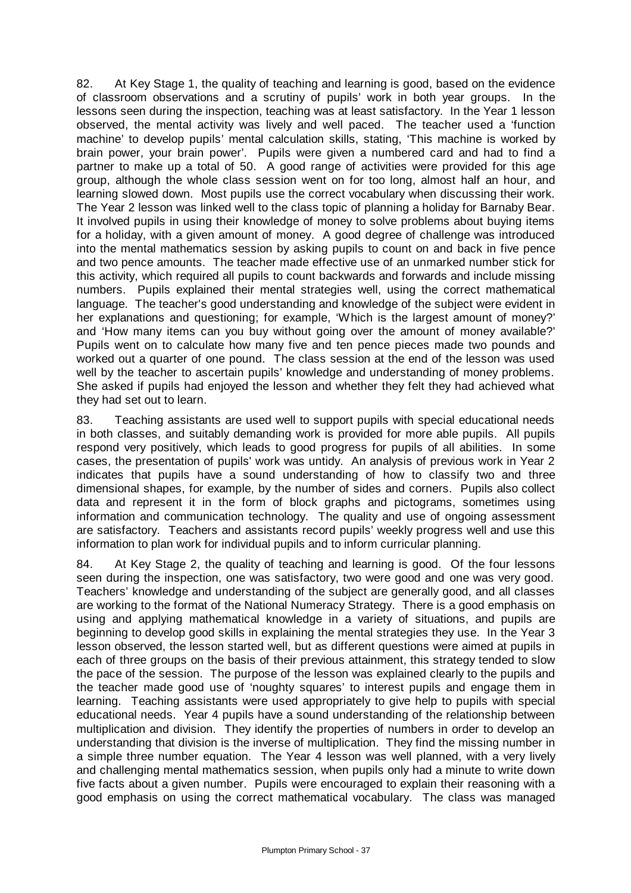82. At Key Stage 1, the quality of teaching and learning is good, based on the evidence of classroom observations and a scrutiny of pupils' work in both year groups. In the lessons seen during the inspection, teaching was at least satisfactory. In the Year 1 lesson observed, the mental activity was lively and well paced. The teacher used a 'function machine' to develop pupils' mental calculation skills, stating, 'This machine is worked by brain power, your brain power'. Pupils were given a numbered card and had to find a partner to make up a total of 50. A good range of activities were provided for this age group, although the whole class session went on for too long, almost half an hour, and learning slowed down. Most pupils use the correct vocabulary when discussing their work. The Year 2 lesson was linked well to the class topic of planning a holiday for Barnaby Bear. It involved pupils in using their knowledge of money to solve problems about buying items for a holiday, with a given amount of money. A good degree of challenge was introduced into the mental mathematics session by asking pupils to count on and back in five pence and two pence amounts. The teacher made effective use of an unmarked number stick for this activity, which required all pupils to count backwards and forwards and include missing numbers. Pupils explained their mental strategies well, using the correct mathematical language. The teacher's good understanding and knowledge of the subject were evident in her explanations and questioning; for example, 'Which is the largest amount of money?' and 'How many items can you buy without going over the amount of money available?' Pupils went on to calculate how many five and ten pence pieces made two pounds and worked out a quarter of one pound. The class session at the end of the lesson was used well by the teacher to ascertain pupils' knowledge and understanding of money problems. She asked if pupils had enjoyed the lesson and whether they felt they had achieved what they had set out to learn.

83. Teaching assistants are used well to support pupils with special educational needs in both classes, and suitably demanding work is provided for more able pupils. All pupils respond very positively, which leads to good progress for pupils of all abilities. In some cases, the presentation of pupils' work was untidy. An analysis of previous work in Year 2 indicates that pupils have a sound understanding of how to classify two and three dimensional shapes, for example, by the number of sides and corners. Pupils also collect data and represent it in the form of block graphs and pictograms, sometimes using information and communication technology. The quality and use of ongoing assessment are satisfactory. Teachers and assistants record pupils' weekly progress well and use this information to plan work for individual pupils and to inform curricular planning.

84. At Key Stage 2, the quality of teaching and learning is good. Of the four lessons seen during the inspection, one was satisfactory, two were good and one was very good. Teachers' knowledge and understanding of the subject are generally good, and all classes are working to the format of the National Numeracy Strategy. There is a good emphasis on using and applying mathematical knowledge in a variety of situations, and pupils are beginning to develop good skills in explaining the mental strategies they use. In the Year 3 lesson observed, the lesson started well, but as different questions were aimed at pupils in each of three groups on the basis of their previous attainment, this strategy tended to slow the pace of the session. The purpose of the lesson was explained clearly to the pupils and the teacher made good use of 'noughty squares' to interest pupils and engage them in learning. Teaching assistants were used appropriately to give help to pupils with special educational needs. Year 4 pupils have a sound understanding of the relationship between multiplication and division. They identify the properties of numbers in order to develop an understanding that division is the inverse of multiplication. They find the missing number in a simple three number equation. The Year 4 lesson was well planned, with a very lively and challenging mental mathematics session, when pupils only had a minute to write down five facts about a given number. Pupils were encouraged to explain their reasoning with a good emphasis on using the correct mathematical vocabulary. The class was managed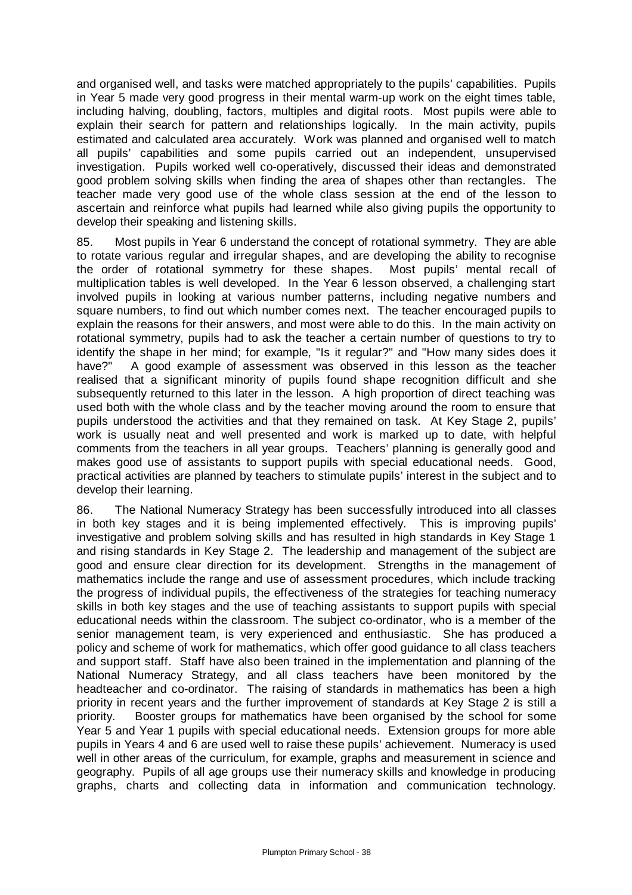and organised well, and tasks were matched appropriately to the pupils' capabilities. Pupils in Year 5 made very good progress in their mental warm-up work on the eight times table, including halving, doubling, factors, multiples and digital roots. Most pupils were able to explain their search for pattern and relationships logically. In the main activity, pupils estimated and calculated area accurately. Work was planned and organised well to match all pupils' capabilities and some pupils carried out an independent, unsupervised investigation. Pupils worked well co-operatively, discussed their ideas and demonstrated good problem solving skills when finding the area of shapes other than rectangles. The teacher made very good use of the whole class session at the end of the lesson to ascertain and reinforce what pupils had learned while also giving pupils the opportunity to develop their speaking and listening skills.

85. Most pupils in Year 6 understand the concept of rotational symmetry. They are able to rotate various regular and irregular shapes, and are developing the ability to recognise the order of rotational symmetry for these shapes. Most pupils' mental recall of multiplication tables is well developed. In the Year 6 lesson observed, a challenging start involved pupils in looking at various number patterns, including negative numbers and square numbers, to find out which number comes next. The teacher encouraged pupils to explain the reasons for their answers, and most were able to do this. In the main activity on rotational symmetry, pupils had to ask the teacher a certain number of questions to try to identify the shape in her mind; for example, "Is it regular?" and "How many sides does it have?" A good example of assessment was observed in this lesson as the teacher realised that a significant minority of pupils found shape recognition difficult and she subsequently returned to this later in the lesson. A high proportion of direct teaching was used both with the whole class and by the teacher moving around the room to ensure that pupils understood the activities and that they remained on task. At Key Stage 2, pupils' work is usually neat and well presented and work is marked up to date, with helpful comments from the teachers in all year groups. Teachers' planning is generally good and makes good use of assistants to support pupils with special educational needs. Good, practical activities are planned by teachers to stimulate pupils' interest in the subject and to develop their learning.

86. The National Numeracy Strategy has been successfully introduced into all classes in both key stages and it is being implemented effectively. This is improving pupils' investigative and problem solving skills and has resulted in high standards in Key Stage 1 and rising standards in Key Stage 2. The leadership and management of the subject are good and ensure clear direction for its development. Strengths in the management of mathematics include the range and use of assessment procedures, which include tracking the progress of individual pupils, the effectiveness of the strategies for teaching numeracy skills in both key stages and the use of teaching assistants to support pupils with special educational needs within the classroom. The subject co-ordinator, who is a member of the senior management team, is very experienced and enthusiastic. She has produced a policy and scheme of work for mathematics, which offer good guidance to all class teachers and support staff. Staff have also been trained in the implementation and planning of the National Numeracy Strategy, and all class teachers have been monitored by the headteacher and co-ordinator. The raising of standards in mathematics has been a high priority in recent years and the further improvement of standards at Key Stage 2 is still a priority. Booster groups for mathematics have been organised by the school for some Year 5 and Year 1 pupils with special educational needs. Extension groups for more able pupils in Years 4 and 6 are used well to raise these pupils' achievement. Numeracy is used well in other areas of the curriculum, for example, graphs and measurement in science and geography. Pupils of all age groups use their numeracy skills and knowledge in producing graphs, charts and collecting data in information and communication technology.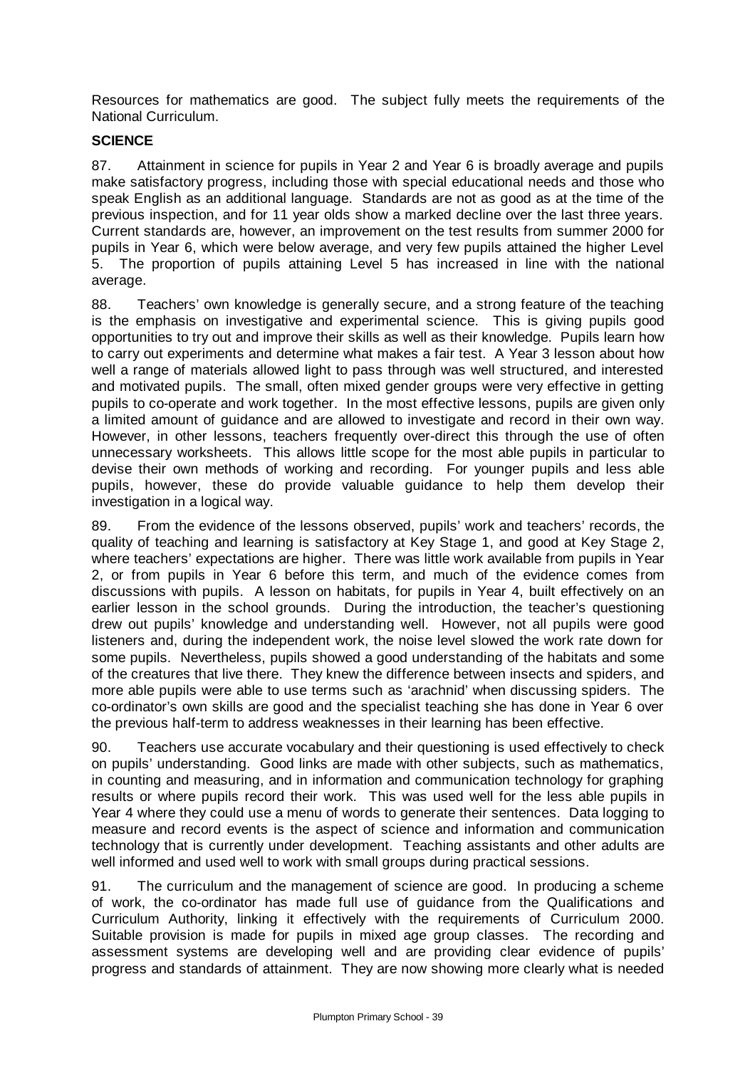Resources for mathematics are good. The subject fully meets the requirements of the National Curriculum.

## SCIENCE

87. Attainment in science for pupils in Year 2 and Year 6 is broadly average and pupils make satisfactory progress, including those with special educational needs and those who speak English as an additional language. Standards are not as good as at the time of the previous inspection, and for 11 year olds show a marked decline over the last three years. Current standards are, however, an improvement on the test results from summer 2000 for pupils in Year 6, which were below average, and very few pupils attained the higher Level 5. The proportion of pupils attaining Level 5 has increased in line with the national average.

88. Teachers' own knowledge is generally secure, and a strong feature of the teaching is the emphasis on investigative and experimental science. This is giving pupils good opportunities to try out and improve their skills as well as their knowledge. Pupils learn how to carry out experiments and determine what makes a fair test. A Year 3 lesson about how well a range of materials allowed light to pass through was well structured, and interested and motivated pupils. The small, often mixed gender groups were very effective in getting pupils to co-operate and work together. In the most effective lessons, pupils are given only a limited amount of guidance and are allowed to investigate and record in their own way. However, in other lessons, teachers frequently over-direct this through the use of often unnecessary worksheets. This allows little scope for the most able pupils in particular to devise their own methods of working and recording. For younger pupils and less able pupils, however, these do provide valuable guidance to help them develop their investigation in a logical way.

89. From the evidence of the lessons observed, pupils' work and teachers' records, the quality of teaching and learning is satisfactory at Key Stage 1, and good at Key Stage 2, where teachers' expectations are higher. There was little work available from pupils in Year 2, or from pupils in Year 6 before this term, and much of the evidence comes from discussions with pupils. A lesson on habitats, for pupils in Year 4, built effectively on an earlier lesson in the school grounds. During the introduction, the teacher's questioning drew out pupils' knowledge and understanding well. However, not all pupils were good listeners and, during the independent work, the noise level slowed the work rate down for some pupils. Nevertheless, pupils showed a good understanding of the habitats and some of the creatures that live there. They knew the difference between insects and spiders, and more able pupils were able to use terms such as 'arachnid' when discussing spiders. The co-ordinator's own skills are good and the specialist teaching she has done in Year 6 over the previous half-term to address weaknesses in their learning has been effective.

90. Teachers use accurate vocabulary and their questioning is used effectively to check on pupils' understanding. Good links are made with other subjects, such as mathematics, in counting and measuring, and in information and communication technology for graphing results or where pupils record their work. This was used well for the less able pupils in Year 4 where they could use a menu of words to generate their sentences. Data logging to measure and record events is the aspect of science and information and communication technology that is currently under development. Teaching assistants and other adults are well informed and used well to work with small groups during practical sessions.

91. The curriculum and the management of science are good. In producing a scheme of work, the co-ordinator has made full use of guidance from the Qualifications and Curriculum Authority, linking it effectively with the requirements of Curriculum 2000. Suitable provision is made for pupils in mixed age group classes. The recording and assessment systems are developing well and are providing clear evidence of pupils' progress and standards of attainment. They are now showing more clearly what is needed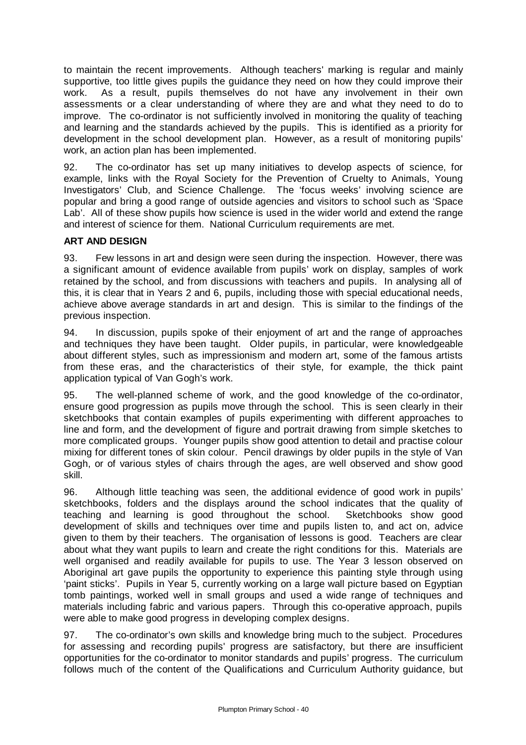to maintain the recent improvements. Although teachers' marking is regular and mainly supportive, too little gives pupils the guidance they need on how they could improve their work. As a result, pupils themselves do not have any involvement in their own assessments or a clear understanding of where they are and what they need to do to improve. The co-ordinator is not sufficiently involved in monitoring the quality of teaching and learning and the standards achieved by the pupils. This is identified as a priority for development in the school development plan. However, as a result of monitoring pupils' work, an action plan has been implemented.

92. The co-ordinator has set up many initiatives to develop aspects of science, for example, links with the Royal Society for the Prevention of Cruelty to Animals, Young Investigators' Club, and Science Challenge. The 'focus weeks' involving science are popular and bring a good range of outside agencies and visitors to school such as 'Space Lab'. All of these show pupils how science is used in the wider world and extend the range and interest of science for them. National Curriculum requirements are met.

**ART AND DESIGN**

93. Few lessons in art and design were seen during the inspection. However, there was a significant amount of evidence available from pupils' work on display, samples of work retained by the school, and from discussions with teachers and pupils. In analysing all of this, it is clear that in Years 2 and 6, pupils, including those with special educational needs, achieve above average standards in art and design. This is similar to the findings of the previous inspection.

94. In discussion, pupils spoke of their enjoyment of art and the range of approaches and techniques they have been taught. Older pupils, in particular, were knowledgeable about different styles, such as impressionism and modern art, some of the famous artists from these eras, and the characteristics of their style, for example, the thick paint application typical of Van Gogh's work.

95. The well-planned scheme of work, and the good knowledge of the co-ordinator, ensure good progression as pupils move through the school. This is seen clearly in their sketchbooks that contain examples of pupils experimenting with different approaches to line and form, and the development of figure and portrait drawing from simple sketches to more complicated groups. Younger pupils show good attention to detail and practise colour mixing for different tones of skin colour. Pencil drawings by older pupils in the style of Van Gogh, or of various styles of chairs through the ages, are well observed and show good skill.

96. Although little teaching was seen, the additional evidence of good work in pupils' sketchbooks, folders and the displays around the school indicates that the quality of teaching and learning is good throughout the school. Sketchbooks show good development of skills and techniques over time and pupils listen to, and act on, advice given to them by their teachers. The organisation of lessons is good. Teachers are clear about what they want pupils to learn and create the right conditions for this. Materials are well organised and readily available for pupils to use. The Year 3 lesson observed on Aboriginal art gave pupils the opportunity to experience this painting style through using 'paint sticks'. Pupils in Year 5, currently working on a large wall picture based on Egyptian tomb paintings, worked well in small groups and used a wide range of techniques and materials including fabric and various papers. Through this co-operative approach, pupils were able to make good progress in developing complex designs.

97. The co-ordinator's own skills and knowledge bring much to the subject. Procedures for assessing and recording pupils' progress are satisfactory, but there are insufficient opportunities for the co-ordinator to monitor standards and pupils' progress. The curriculum follows much of the content of the Qualifications and Curriculum Authority guidance, but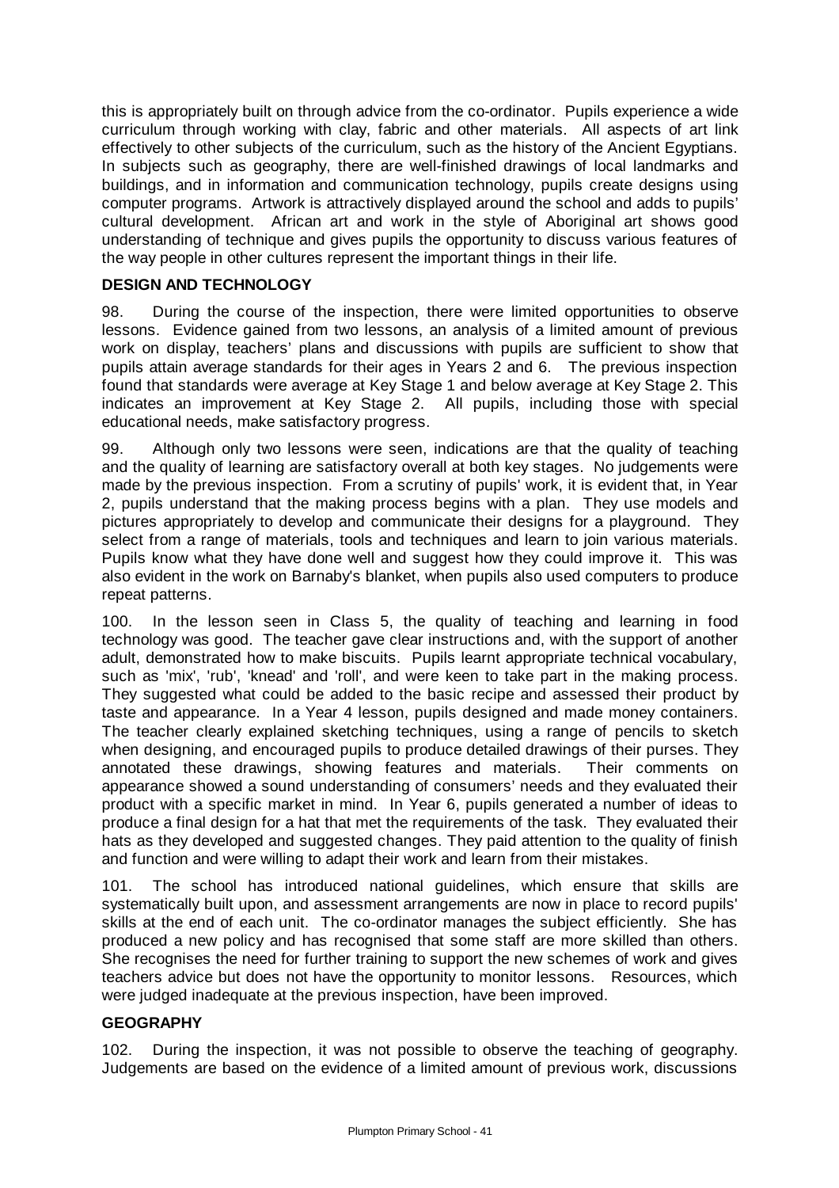this is appropriately built on through advice from the co-ordinator. Pupils experience a wide curriculum through working with clay, fabric and other materials. All aspects of art link effectively to other subjects of the curriculum, such as the history of the Ancient Egyptians. In subjects such as geography, there are well-finished drawings of local landmarks and buildings, and in information and communication technology, pupils create designs using computer programs. Artwork is attractively displayed around the school and adds to pupils' cultural development. African art and work in the style of Aboriginal art shows good understanding of technique and gives pupils the opportunity to discuss various features of the way people in other cultures represent the important things in their life.

## DESIGN AND TECHNOLOGY

98. During the course of the inspection, there were limited opportunities to observe lessons. Evidence gained from two lessons, an analysis of a limited amount of previous work on display, teachers' plans and discussions with pupils are sufficient to show that pupils attain average standards for their ages in Years 2 and 6. The previous inspection found that standards were average at Key Stage 1 and below average at Key Stage 2. This indicates an improvement at Key Stage 2. All pupils, including those with special educational needs, make satisfactory progress.

99. Although only two lessons were seen, indications are that the quality of teaching and the quality of learning are satisfactory overall at both key stages. No judgements were made by the previous inspection. From a scrutiny of pupils' work, it is evident that, in Year 2, pupils understand that the making process begins with a plan. They use models and pictures appropriately to develop and communicate their designs for a playground. They select from a range of materials, tools and techniques and learn to join various materials. Pupils know what they have done well and suggest how they could improve it. This was also evident in the work on Barnaby's blanket, when pupils also used computers to produce repeat patterns.

100. In the lesson seen in Class 5, the quality of teaching and learning in food technology was good. The teacher gave clear instructions and, with the support of another adult, demonstrated how to make biscuits. Pupils learnt appropriate technical vocabulary, such as 'mix', 'rub', 'knead' and 'roll', and were keen to take part in the making process. They suggested what could be added to the basic recipe and assessed their product by taste and appearance. In a Year 4 lesson, pupils designed and made money containers. The teacher clearly explained sketching techniques, using a range of pencils to sketch when designing, and encouraged pupils to produce detailed drawings of their purses. They annotated these drawings, showing features and materials. Their comments on appearance showed a sound understanding of consumers' needs and they evaluated their product with a specific market in mind. In Year 6, pupils generated a number of ideas to produce a final design for a hat that met the requirements of the task. They evaluated their hats as they developed and suggested changes. They paid attention to the quality of finish and function and were willing to adapt their work and learn from their mistakes.

101. The school has introduced national guidelines, which ensure that skills are systematically built upon, and assessment arrangements are now in place to record pupils' skills at the end of each unit. The co-ordinator manages the subject efficiently. She has produced a new policy and has recognised that some staff are more skilled than others. She recognises the need for further training to support the new schemes of work and gives teachers advice but does not have the opportunity to monitor lessons. Resources, which were judged inadequate at the previous inspection, have been improved.

## GEOGRAPHY

102. During the inspection, it was not possible to observe the teaching of geography. Judgements are based on the evidence of a limited amount of previous work, discussions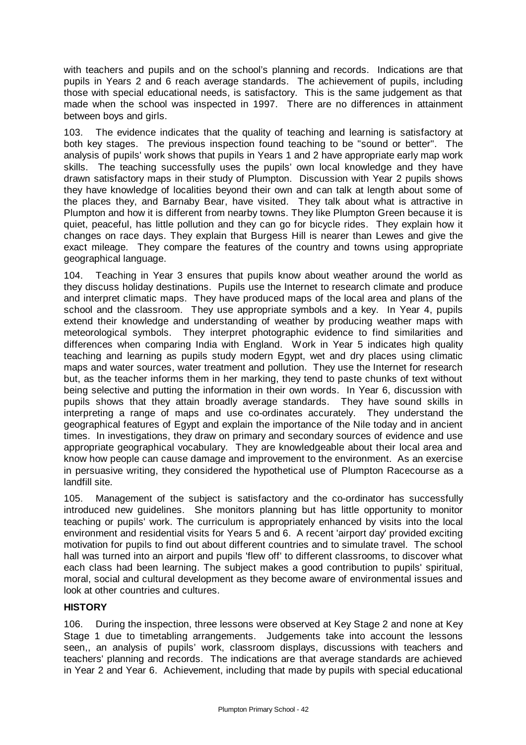with teachers and pupils and on the school's planning and records. Indications are that pupils in Years 2 and 6 reach average standards. The achievement of pupils, including those with special educational needs, is satisfactory. This is the same judgement as that made when the school was inspected in 1997. There are no differences in attainment between boys and girls.

103. The evidence indicates that the quality of teaching and learning is satisfactory at both key stages. The previous inspection found teaching to be "sound or better". The analysis of pupils' work shows that pupils in Years 1 and 2 have appropriate early map work skills. The teaching successfully uses the pupils' own local knowledge and they have drawn satisfactory maps in their study of Plumpton. Discussion with Year 2 pupils shows they have knowledge of localities beyond their own and can talk at length about some of the places they, and Barnaby Bear, have visited. They talk about what is attractive in Plumpton and how it is different from nearby towns. They like Plumpton Green because it is quiet, peaceful, has little pollution and they can go for bicycle rides. They explain how it changes on race days. They explain that Burgess Hill is nearer than Lewes and give the exact mileage. They compare the features of the country and towns using appropriate geographical language.

104. Teaching in Year 3 ensures that pupils know about weather around the world as they discuss holiday destinations. Pupils use the Internet to research climate and produce and interpret climatic maps. They have produced maps of the local area and plans of the school and the classroom. They use appropriate symbols and a key. In Year 4, pupils extend their knowledge and understanding of weather by producing weather maps with meteorological symbols. They interpret photographic evidence to find similarities and differences when comparing India with England. Work in Year 5 indicates high quality teaching and learning as pupils study modern Egypt, wet and dry places using climatic maps and water sources, water treatment and pollution. They use the Internet for research but, as the teacher informs them in her marking, they tend to paste chunks of text without being selective and putting the information in their own words. In Year 6, discussion with pupils shows that they attain broadly average standards. They have sound skills in interpreting a range of maps and use co-ordinates accurately. They understand the geographical features of Egypt and explain the importance of the Nile today and in ancient times. In investigations, they draw on primary and secondary sources of evidence and use appropriate geographical vocabulary. They are knowledgeable about their local area and know how people can cause damage and improvement to the environment. As an exercise in persuasive writing, they considered the hypothetical use of Plumpton Racecourse as a landfill site.

105. Management of the subject is satisfactory and the co-ordinator has successfully introduced new guidelines. She monitors planning but has little opportunity to monitor teaching or pupils' work. The curriculum is appropriately enhanced by visits into the local environment and residential visits for Years 5 and 6. A recent 'airport day' provided exciting motivation for pupils to find out about different countries and to simulate travel. The school hall was turned into an airport and pupils 'flew off' to different classrooms, to discover what each class had been learning. The subject makes a good contribution to pupils' spiritual, moral, social and cultural development as they become aware of environmental issues and look at other countries and cultures.

## HISTORY

106. During the inspection, three lessons were observed at Key Stage 2 and none at Key Stage 1 due to timetabling arrangements. Judgements take into account the lessons seen,, an analysis of pupils' work, classroom displays, discussions with teachers and teachers' planning and records. The indications are that average standards are achieved in Year 2 and Year 6. Achievement, including that made by pupils with special educational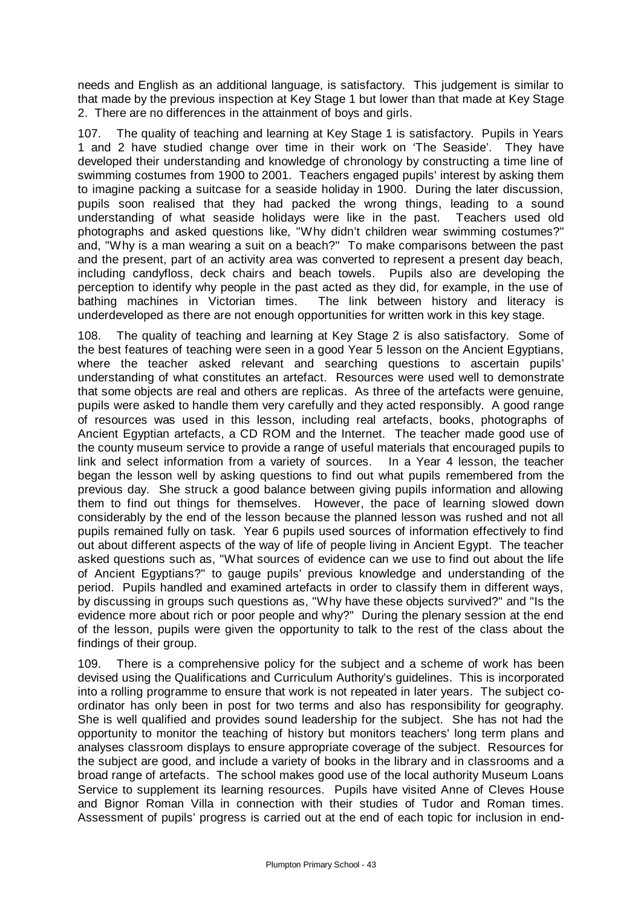needs and English as an additional language, is satisfactory. This judgement is similar to that made by the previous inspection at Key Stage 1 but lower than that made at Key Stage 2. There are no differences in the attainment of boys and girls.

107. The quality of teaching and learning at Key Stage 1 is satisfactory. Pupils in Years 1 and 2 have studied change over time in their work on 'The Seaside'. They have developed their understanding and knowledge of chronology by constructing a time line of swimming costumes from 1900 to 2001. Teachers engaged pupils' interest by asking them to imagine packing a suitcase for a seaside holiday in 1900. During the later discussion, pupils soon realised that they had packed the wrong things, leading to a sound understanding of what seaside holidays were like in the past. Teachers used old photographs and asked questions like, "Why didn't children wear swimming costumes?" and, "Why is a man wearing a suit on a beach?" To make comparisons between the past and the present, part of an activity area was converted to represent a present day beach, including candyfloss, deck chairs and beach towels. Pupils also are developing the perception to identify why people in the past acted as they did, for example, in the use of bathing machines in Victorian times. The link between history and literacy is underdeveloped as there are not enough opportunities for written work in this key stage.

108. The quality of teaching and learning at Key Stage 2 is also satisfactory. Some of the best features of teaching were seen in a good Year 5 lesson on the Ancient Egyptians, where the teacher asked relevant and searching questions to ascertain pupils' understanding of what constitutes an artefact. Resources were used well to demonstrate that some objects are real and others are replicas. As three of the artefacts were genuine, pupils were asked to handle them very carefully and they acted responsibly. A good range of resources was used in this lesson, including real artefacts, books, photographs of Ancient Egyptian artefacts, a CD ROM and the Internet. The teacher made good use of the county museum service to provide a range of useful materials that encouraged pupils to link and select information from a variety of sources. In a Year 4 lesson, the teacher began the lesson well by asking questions to find out what pupils remembered from the previous day. She struck a good balance between giving pupils information and allowing them to find out things for themselves. However, the pace of learning slowed down considerably by the end of the lesson because the planned lesson was rushed and not all pupils remained fully on task. Year 6 pupils used sources of information effectively to find out about different aspects of the way of life of people living in Ancient Egypt. The teacher asked questions such as, "What sources of evidence can we use to find out about the life of Ancient Egyptians?" to gauge pupils' previous knowledge and understanding of the period. Pupils handled and examined artefacts in order to classify them in different ways, by discussing in groups such questions as, "Why have these objects survived?" and "Is the evidence more about rich or poor people and why?" During the plenary session at the end of the lesson, pupils were given the opportunity to talk to the rest of the class about the findings of their group.

109. There is a comprehensive policy for the subject and a scheme of work has been devised using the Qualifications and Curriculum Authority's guidelines. This is incorporated into a rolling programme to ensure that work is not repeated in later years. The subject co-ordinator has only been in post for two terms and also has responsibility for geography. She is well qualified and provides sound leadership for the subject. She has not had the opportunity to monitor the teaching of history but monitors teachers' long term plans and analyses classroom displays to ensure appropriate coverage of the subject. Resources for the subject are good, and include a variety of books in the library and in classrooms and a broad range of artefacts. The school makes good use of the local authority Museum Loans Service to supplement its learning resources. Pupils have visited Anne of Cleves House and Bignor Roman Villa in connection with their studies of Tudor and Roman times. Assessment of pupils' progress is carried out at the end of each topic for inclusion in end-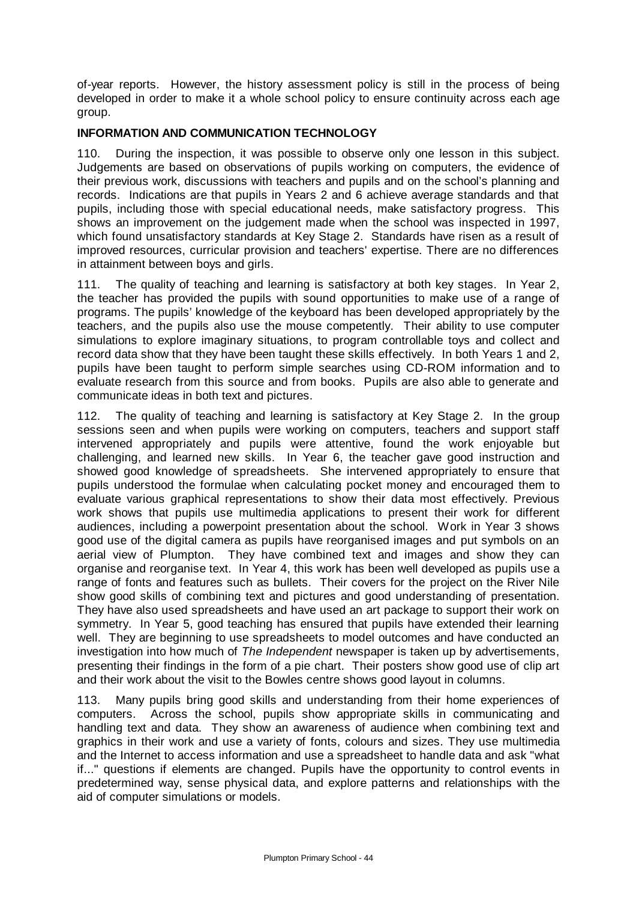of-year reports. However, the history assessment policy is still in the process of being developed in order to make it a whole school policy to ensure continuity across each age group.

**INFORMATION AND COMMUNICATION TECHNOLOGY**

110. During the inspection, it was possible to observe only one lesson in this subject. Judgements are based on observations of pupils working on computers, the evidence of their previous work, discussions with teachers and pupils and on the school's planning and records. Indications are that pupils in Years 2 and 6 achieve average standards and that pupils, including those with special educational needs, make satisfactory progress. This shows an improvement on the judgement made when the school was inspected in 1997, which found unsatisfactory standards at Key Stage 2. Standards have risen as a result of improved resources, curricular provision and teachers' expertise. There are no differences in attainment between boys and girls.

111. The quality of teaching and learning is satisfactory at both key stages. In Year 2, the teacher has provided the pupils with sound opportunities to make use of a range of programs. The pupils' knowledge of the keyboard has been developed appropriately by the teachers, and the pupils also use the mouse competently. Their ability to use computer simulations to explore imaginary situations, to program controllable toys and collect and record data show that they have been taught these skills effectively. In both Years 1 and 2, pupils have been taught to perform simple searches using CD-ROM information and to evaluate research from this source and from books. Pupils are also able to generate and communicate ideas in both text and pictures.

112. The quality of teaching and learning is satisfactory at Key Stage 2. In the group sessions seen and when pupils were working on computers, teachers and support staff intervened appropriately and pupils were attentive, found the work enjoyable but challenging, and learned new skills. In Year 6, the teacher gave good instruction and showed good knowledge of spreadsheets. She intervened appropriately to ensure that pupils understood the formulae when calculating pocket money and encouraged them to evaluate various graphical representations to show their data most effectively. Previous work shows that pupils use multimedia applications to present their work for different audiences, including a powerpoint presentation about the school. Work in Year 3 shows good use of the digital camera as pupils have reorganised images and put symbols on an aerial view of Plumpton. They have combined text and images and show they can organise and reorganise text. In Year 4, this work has been well developed as pupils use a range of fonts and features such as bullets. Their covers for the project on the River Nile show good skills of combining text and pictures and good understanding of presentation. They have also used spreadsheets and have used an art package to support their work on symmetry. In Year 5, good teaching has ensured that pupils have extended their learning well. They are beginning to use spreadsheets to model outcomes and have conducted an investigation into how much of *The Independent* newspaper is taken up by advertisements, presenting their findings in the form of a pie chart. Their posters show good use of clip art and their work about the visit to the Bowles centre shows good layout in columns.

113. Many pupils bring good skills and understanding from their home experiences of computers. Across the school, pupils show appropriate skills in communicating and handling text and data. They show an awareness of audience when combining text and graphics in their work and use a variety of fonts, colours and sizes. They use multimedia and the Internet to access information and use a spreadsheet to handle data and ask "what if..." questions if elements are changed. Pupils have the opportunity to control events in predetermined way, sense physical data, and explore patterns and relationships with the aid of computer simulations or models.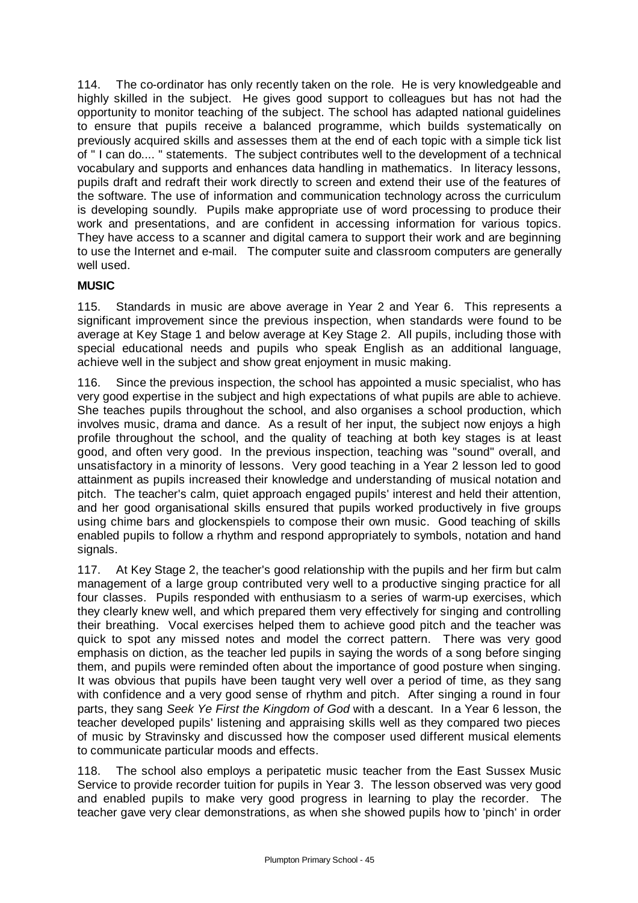114. The co-ordinator has only recently taken on the role. He is very knowledgeable and highly skilled in the subject. He gives good support to colleagues but has not had the opportunity to monitor teaching of the subject. The school has adapted national guidelines to ensure that pupils receive a balanced programme, which builds systematically on previously acquired skills and assesses them at the end of each topic with a simple tick list of " I can do.... " statements. The subject contributes well to the development of a technical vocabulary and supports and enhances data handling in mathematics. In literacy lessons, pupils draft and redraft their work directly to screen and extend their use of the features of the software. The use of information and communication technology across the curriculum is developing soundly. Pupils make appropriate use of word processing to produce their work and presentations, and are confident in accessing information for various topics. They have access to a scanner and digital camera to support their work and are beginning to use the Internet and e-mail. The computer suite and classroom computers are generally well used.

**MUSIC**

115. Standards in music are above average in Year 2 and Year 6. This represents a significant improvement since the previous inspection, when standards were found to be average at Key Stage 1 and below average at Key Stage 2. All pupils, including those with special educational needs and pupils who speak English as an additional language, achieve well in the subject and show great enjoyment in music making.

116. Since the previous inspection, the school has appointed a music specialist, who has very good expertise in the subject and high expectations of what pupils are able to achieve. She teaches pupils throughout the school, and also organises a school production, which involves music, drama and dance. As a result of her input, the subject now enjoys a high profile throughout the school, and the quality of teaching at both key stages is at least good, and often very good. In the previous inspection, teaching was "sound" overall, and unsatisfactory in a minority of lessons. Very good teaching in a Year 2 lesson led to good attainment as pupils increased their knowledge and understanding of musical notation and pitch. The teacher's calm, quiet approach engaged pupils' interest and held their attention, and her good organisational skills ensured that pupils worked productively in five groups using chime bars and glockenspiels to compose their own music. Good teaching of skills enabled pupils to follow a rhythm and respond appropriately to symbols, notation and hand signals.

117. At Key Stage 2, the teacher's good relationship with the pupils and her firm but calm management of a large group contributed very well to a productive singing practice for all four classes. Pupils responded with enthusiasm to a series of warm-up exercises, which they clearly knew well, and which prepared them very effectively for singing and controlling their breathing. Vocal exercises helped them to achieve good pitch and the teacher was quick to spot any missed notes and model the correct pattern. There was very good emphasis on diction, as the teacher led pupils in saying the words of a song before singing them, and pupils were reminded often about the importance of good posture when singing. It was obvious that pupils have been taught very well over a period of time, as they sang with confidence and a very good sense of rhythm and pitch. After singing a round in four parts, they sang *Seek Ye First the Kingdom of God* with a descant. In a Year 6 lesson, the teacher developed pupils' listening and appraising skills well as they compared two pieces of music by Stravinsky and discussed how the composer used different musical elements to communicate particular moods and effects.

118. The school also employs a peripatetic music teacher from the East Sussex Music Service to provide recorder tuition for pupils in Year 3. The lesson observed was very good and enabled pupils to make very good progress in learning to play the recorder. The teacher gave very clear demonstrations, as when she showed pupils how to 'pinch' in order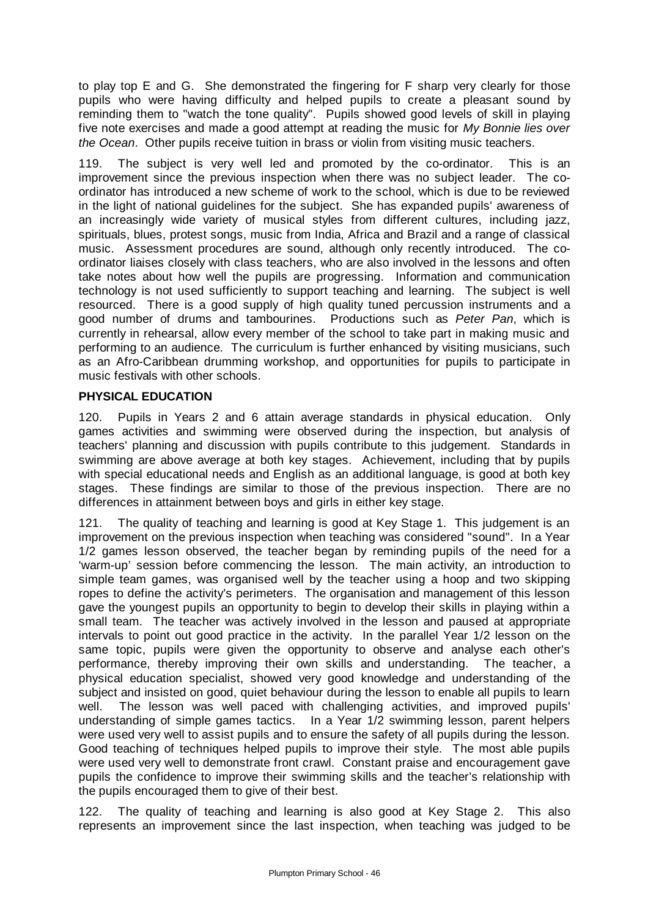to play top E and G. She demonstrated the fingering for F sharp very clearly for those pupils who were having difficulty and helped pupils to create a pleasant sound by reminding them to "watch the tone quality". Pupils showed good levels of skill in playing five note exercises and made a good attempt at reading the music for *My Bonnie lies over the Ocean*. Other pupils receive tuition in brass or violin from visiting music teachers.

119. The subject is very well led and promoted by the co-ordinator. This is an improvement since the previous inspection when there was no subject leader. The co-ordinator has introduced a new scheme of work to the school, which is due to be reviewed in the light of national guidelines for the subject. She has expanded pupils' awareness of an increasingly wide variety of musical styles from different cultures, including jazz, spirituals, blues, protest songs, music from India, Africa and Brazil and a range of classical music. Assessment procedures are sound, although only recently introduced. The co-ordinator liaises closely with class teachers, who are also involved in the lessons and often take notes about how well the pupils are progressing. Information and communication technology is not used sufficiently to support teaching and learning. The subject is well resourced. There is a good supply of high quality tuned percussion instruments and a good number of drums and tambourines. Productions such as *Peter Pan*, which is currently in rehearsal, allow every member of the school to take part in making music and performing to an audience. The curriculum is further enhanced by visiting musicians, such as an Afro-Caribbean drumming workshop, and opportunities for pupils to participate in music festivals with other schools.

## PHYSICAL EDUCATION

120. Pupils in Years 2 and 6 attain average standards in physical education. Only games activities and swimming were observed during the inspection, but analysis of teachers' planning and discussion with pupils contribute to this judgement. Standards in swimming are above average at both key stages. Achievement, including that by pupils with special educational needs and English as an additional language, is good at both key stages. These findings are similar to those of the previous inspection. There are no differences in attainment between boys and girls in either key stage.

121. The quality of teaching and learning is good at Key Stage 1. This judgement is an improvement on the previous inspection when teaching was considered "sound". In a Year 1/2 games lesson observed, the teacher began by reminding pupils of the need for a 'warm-up' session before commencing the lesson. The main activity, an introduction to simple team games, was organised well by the teacher using a hoop and two skipping ropes to define the activity's perimeters. The organisation and management of this lesson gave the youngest pupils an opportunity to begin to develop their skills in playing within a small team. The teacher was actively involved in the lesson and paused at appropriate intervals to point out good practice in the activity. In the parallel Year 1/2 lesson on the same topic, pupils were given the opportunity to observe and analyse each other's performance, thereby improving their own skills and understanding. The teacher, a physical education specialist, showed very good knowledge and understanding of the subject and insisted on good, quiet behaviour during the lesson to enable all pupils to learn well. The lesson was well paced with challenging activities, and improved pupils' understanding of simple games tactics. In a Year 1/2 swimming lesson, parent helpers were used very well to assist pupils and to ensure the safety of all pupils during the lesson. Good teaching of techniques helped pupils to improve their style. The most able pupils were used very well to demonstrate front crawl. Constant praise and encouragement gave pupils the confidence to improve their swimming skills and the teacher's relationship with the pupils encouraged them to give of their best.

122. The quality of teaching and learning is also good at Key Stage 2. This also represents an improvement since the last inspection, when teaching was judged to be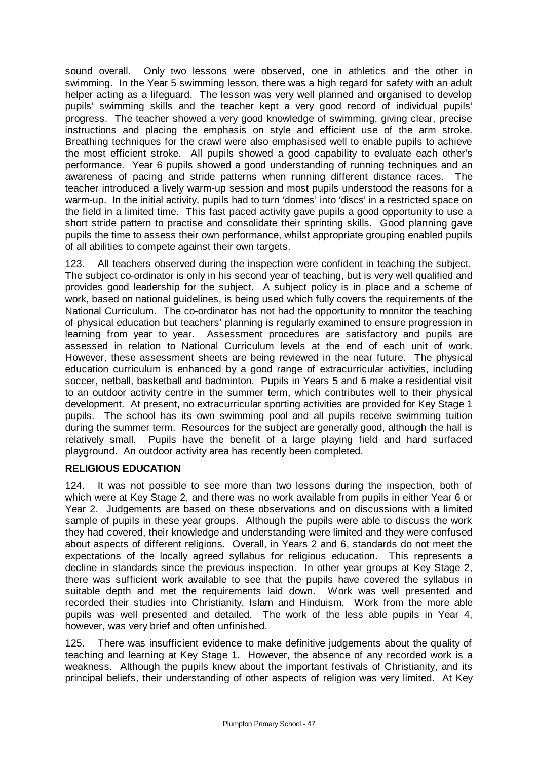sound overall. Only two lessons were observed, one in athletics and the other in swimming. In the Year 5 swimming lesson, there was a high regard for safety with an adult helper acting as a lifeguard. The lesson was very well planned and organised to develop pupils' swimming skills and the teacher kept a very good record of individual pupils' progress. The teacher showed a very good knowledge of swimming, giving clear, precise instructions and placing the emphasis on style and efficient use of the arm stroke. Breathing techniques for the crawl were also emphasised well to enable pupils to achieve the most efficient stroke. All pupils showed a good capability to evaluate each other's performance. Year 6 pupils showed a good understanding of running techniques and an awareness of pacing and stride patterns when running different distance races. The teacher introduced a lively warm-up session and most pupils understood the reasons for a warm-up. In the initial activity, pupils had to turn 'domes' into 'discs' in a restricted space on the field in a limited time. This fast paced activity gave pupils a good opportunity to use a short stride pattern to practise and consolidate their sprinting skills. Good planning gave pupils the time to assess their own performance, whilst appropriate grouping enabled pupils of all abilities to compete against their own targets.

123. All teachers observed during the inspection were confident in teaching the subject. The subject co-ordinator is only in his second year of teaching, but is very well qualified and provides good leadership for the subject. A subject policy is in place and a scheme of work, based on national guidelines, is being used which fully covers the requirements of the National Curriculum. The co-ordinator has not had the opportunity to monitor the teaching of physical education but teachers' planning is regularly examined to ensure progression in learning from year to year. Assessment procedures are satisfactory and pupils are assessed in relation to National Curriculum levels at the end of each unit of work. However, these assessment sheets are being reviewed in the near future. The physical education curriculum is enhanced by a good range of extracurricular activities, including soccer, netball, basketball and badminton. Pupils in Years 5 and 6 make a residential visit to an outdoor activity centre in the summer term, which contributes well to their physical development. At present, no extracurricular sporting activities are provided for Key Stage 1 pupils. The school has its own swimming pool and all pupils receive swimming tuition during the summer term. Resources for the subject are generally good, although the hall is relatively small. Pupils have the benefit of a large playing field and hard surfaced playground. An outdoor activity area has recently been completed.

## RELIGIOUS EDUCATION

124. It was not possible to see more than two lessons during the inspection, both of which were at Key Stage 2, and there was no work available from pupils in either Year 6 or Year 2. Judgements are based on these observations and on discussions with a limited sample of pupils in these year groups. Although the pupils were able to discuss the work they had covered, their knowledge and understanding were limited and they were confused about aspects of different religions. Overall, in Years 2 and 6, standards do not meet the expectations of the locally agreed syllabus for religious education. This represents a decline in standards since the previous inspection. In other year groups at Key Stage 2, there was sufficient work available to see that the pupils have covered the syllabus in suitable depth and met the requirements laid down. Work was well presented and recorded their studies into Christianity, Islam and Hinduism. Work from the more able pupils was well presented and detailed. The work of the less able pupils in Year 4, however, was very brief and often unfinished.

125. There was insufficient evidence to make definitive judgements about the quality of teaching and learning at Key Stage 1. However, the absence of any recorded work is a weakness. Although the pupils knew about the important festivals of Christianity, and its principal beliefs, their understanding of other aspects of religion was very limited. At Key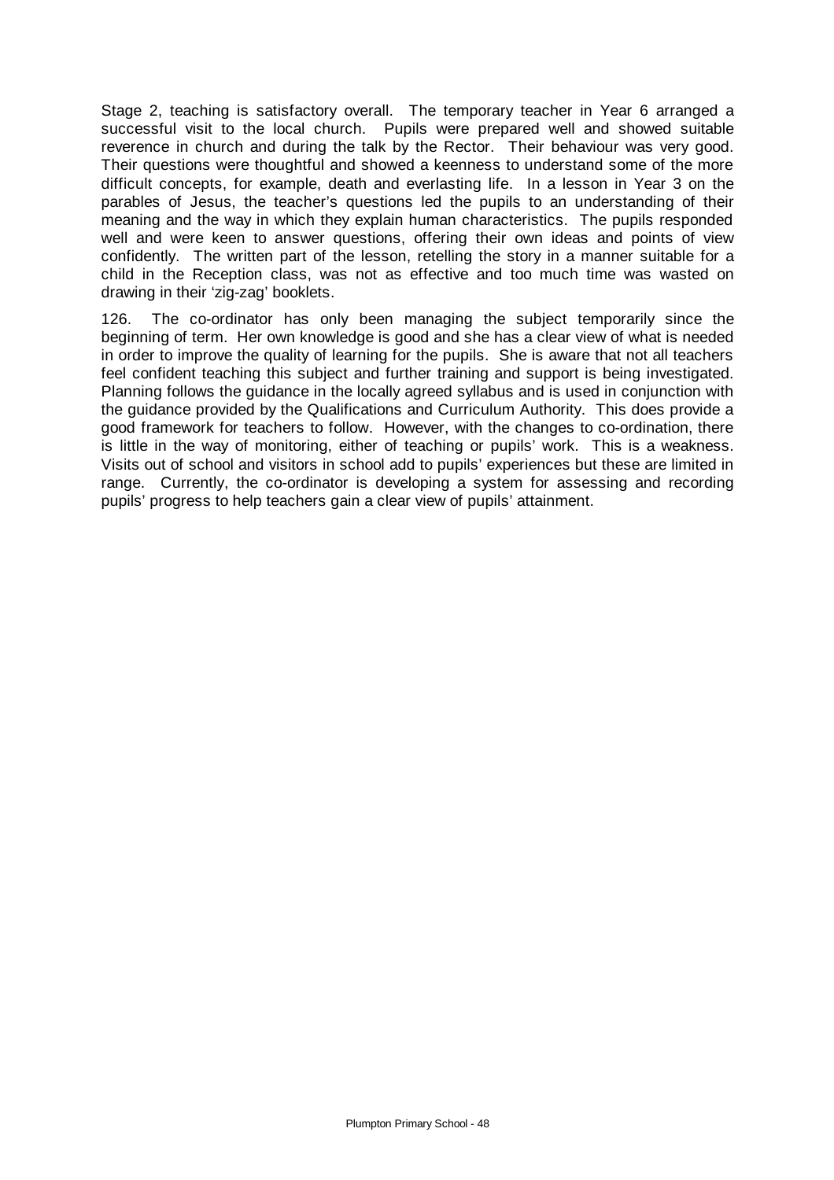Stage 2, teaching is satisfactory overall. The temporary teacher in Year 6 arranged a successful visit to the local church. Pupils were prepared well and showed suitable reverence in church and during the talk by the Rector. Their behaviour was very good. Their questions were thoughtful and showed a keenness to understand some of the more difficult concepts, for example, death and everlasting life. In a lesson in Year 3 on the parables of Jesus, the teacher's questions led the pupils to an understanding of their meaning and the way in which they explain human characteristics. The pupils responded well and were keen to answer questions, offering their own ideas and points of view confidently. The written part of the lesson, retelling the story in a manner suitable for a child in the Reception class, was not as effective and too much time was wasted on drawing in their 'zig-zag' booklets.

126. The co-ordinator has only been managing the subject temporarily since the beginning of term. Her own knowledge is good and she has a clear view of what is needed in order to improve the quality of learning for the pupils. She is aware that not all teachers feel confident teaching this subject and further training and support is being investigated. Planning follows the guidance in the locally agreed syllabus and is used in conjunction with the guidance provided by the Qualifications and Curriculum Authority. This does provide a good framework for teachers to follow. However, with the changes to co-ordination, there is little in the way of monitoring, either of teaching or pupils' work. This is a weakness. Visits out of school and visitors in school add to pupils' experiences but these are limited in range. Currently, the co-ordinator is developing a system for assessing and recording pupils' progress to help teachers gain a clear view of pupils' attainment.